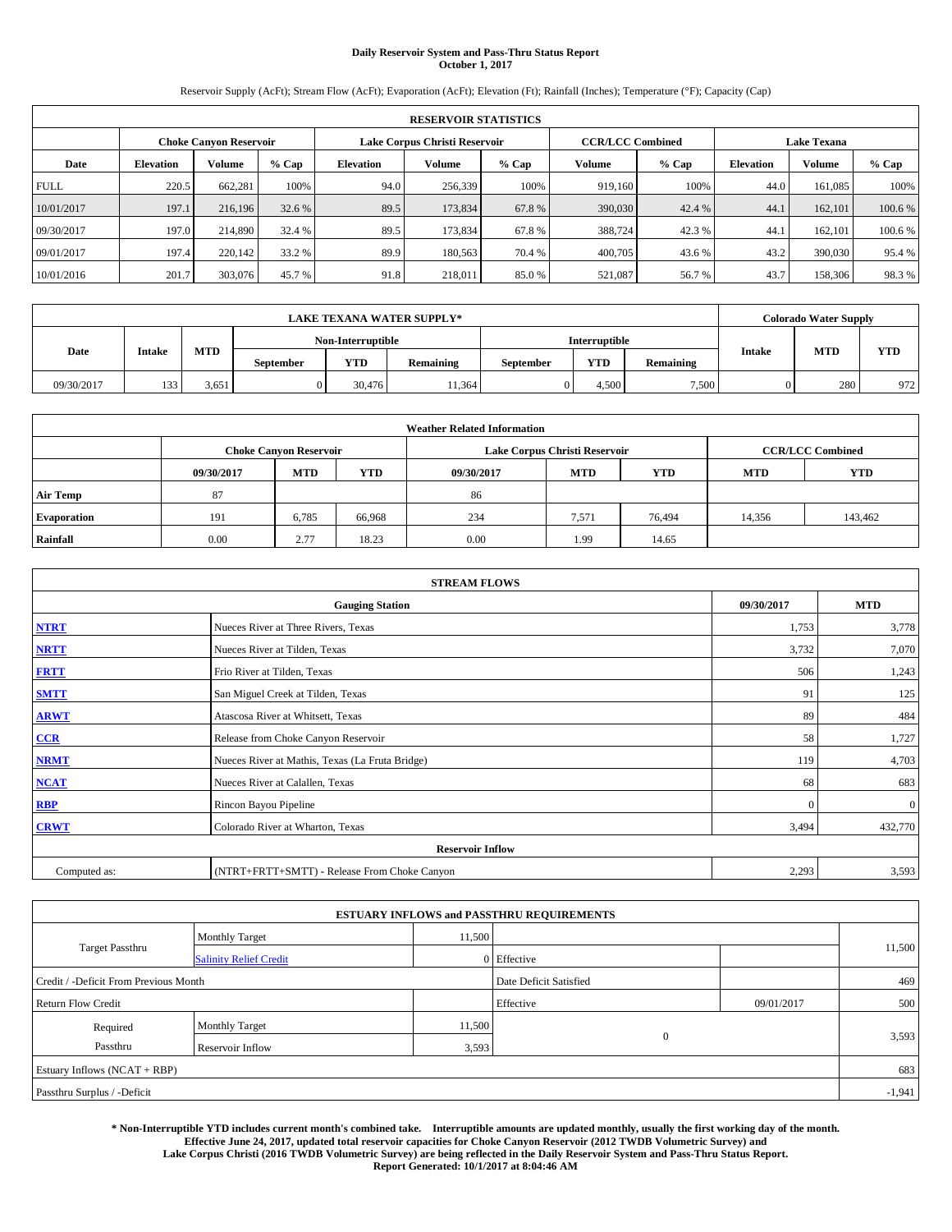# Daily Reservoir System and Pass-Thru Status Report
## October 1, 2017

Reservoir Supply (AcFt); Stream Flow (AcFt); Evaporation (AcFt); Elevation (Ft); Rainfall (Inches); Temperature (°F); Capacity (Cap)

| RESERVOIR STATISTICS | | | | | | | | | | | |
|---|---|---|---|---|---|---|---|---|---|---|---|
| | Choke Canyon Reservoir | | | Lake Corpus Christi Reservoir | | | CCR/LCC Combined | | Lake Texana | | |
| Date | Elevation | Volume | % Cap | Elevation | Volume | % Cap | Volume | % Cap | Elevation | Volume | % Cap |
| FULL | 220.5 | 662,281 | 100% | 94.0 | 256,339 | 100% | 919,160 | 100% | 44.0 | 161,085 | 100% |
| 10/01/2017 | 197.1 | 216,196 | 32.6 % | 89.5 | 173,834 | 67.8 % | 390,030 | 42.4 % | 44.1 | 162,101 | 100.6 % |
| 09/30/2017 | 197.0 | 214,890 | 32.4 % | 89.5 | 173,834 | 67.8 % | 388,724 | 42.3 % | 44.1 | 162,101 | 100.6 % |
| 09/01/2017 | 197.4 | 220,142 | 33.2 % | 89.9 | 180,563 | 70.4 % | 400,705 | 43.6 % | 43.2 | 390,030 | 95.4 % |
| 10/01/2016 | 201.7 | 303,076 | 45.7 % | 91.8 | 218,011 | 85.0 % | 521,087 | 56.7 % | 43.7 | 158,306 | 98.3 % |

| LAKE TEXANA WATER SUPPLY* | | | | | | | | | Colorado Water Supply | | |
|---|---|---|---|---|---|---|---|---|---|---|---|
| Date | Intake | MTD | Non-Interruptible | | | Interruptible | | | Intake | MTD | YTD |
| | | | September | YTD | Remaining | September | YTD | Remaining | | | |
| 09/30/2017 | 133 | 3,651 | 0 | 30,476 | 11,364 | 0 | 4,500 | 7,500 | 0 | 280 | 972 |

| Weather Related Information | | | | | | | | |
|---|---|---|---|---|---|---|---|---|
| | Choke Canyon Reservoir | | | Lake Corpus Christi Reservoir | | | CCR/LCC Combined | |
| | 09/30/2017 | MTD | YTD | 09/30/2017 | MTD | YTD | MTD | YTD |
| Air Temp | 87 | | | 86 | | | | |
| Evaporation | 191 | 6,785 | 66,968 | 234 | 7,571 | 76,494 | 14,356 | 143,462 |
| Rainfall | 0.00 | 2.77 | 18.23 | 0.00 | 1.99 | 14.65 | | |

| STREAM FLOWS | | | |
|---|---|---|---|
| | Gauging Station | 09/30/2017 | MTD |
| NTRT | Nueces River at Three Rivers, Texas | 1,753 | 3,778 |
| NRTT | Nueces River at Tilden, Texas | 3,732 | 7,070 |
| FRTT | Frio River at Tilden, Texas | 506 | 1,243 |
| SMTT | San Miguel Creek at Tilden, Texas | 91 | 125 |
| ARWT | Atascosa River at Whitsett, Texas | 89 | 484 |
| CCR | Release from Choke Canyon Reservoir | 58 | 1,727 |
| NRMT | Nueces River at Mathis, Texas (La Fruta Bridge) | 119 | 4,703 |
| NCAT | Nueces River at Calallen, Texas | 68 | 683 |
| RBP | Rincon Bayou Pipeline | 0 | 0 |
| CRWT | Colorado River at Wharton, Texas | 3,494 | 432,770 |
| Reservoir Inflow | | | |
| Computed as: | (NTRT+FRTT+SMTT) - Release From Choke Canyon | 2,293 | 3,593 |

| ESTUARY INFLOWS and PASSTHRU REQUIREMENTS | | | | | |
|---|---|---|---|---|---|
| Target Passthru | Monthly Target | 11,500 | | | 11,500 |
| | Salinity Relief Credit | 0 | Effective | | |
| Credit / -Deficit From Previous Month | | | Date Deficit Satisfied | | 469 |
| Return Flow Credit | | | Effective | 09/01/2017 | 500 |
| Required Passthru | Monthly Target | 11,500 | 0 | | 3,593 |
| | Reservoir Inflow | 3,593 | | | |
| Estuary Inflows (NCAT + RBP) | | | | | 683 |
| Passthru Surplus / -Deficit | | | | | -1,941 |

**\* Non-Interruptible YTD includes current month's combined take. Interruptible amounts are updated monthly, usually the first working day of the month. Effective June 24, 2017, updated total reservoir capacities for Choke Canyon Reservoir (2012 TWDB Volumetric Survey) and Lake Corpus Christi (2016 TWDB Volumetric Survey) are being reflected in the Daily Reservoir System and Pass-Thru Status Report. Report Generated: 10/1/2017 at 8:04:46 AM**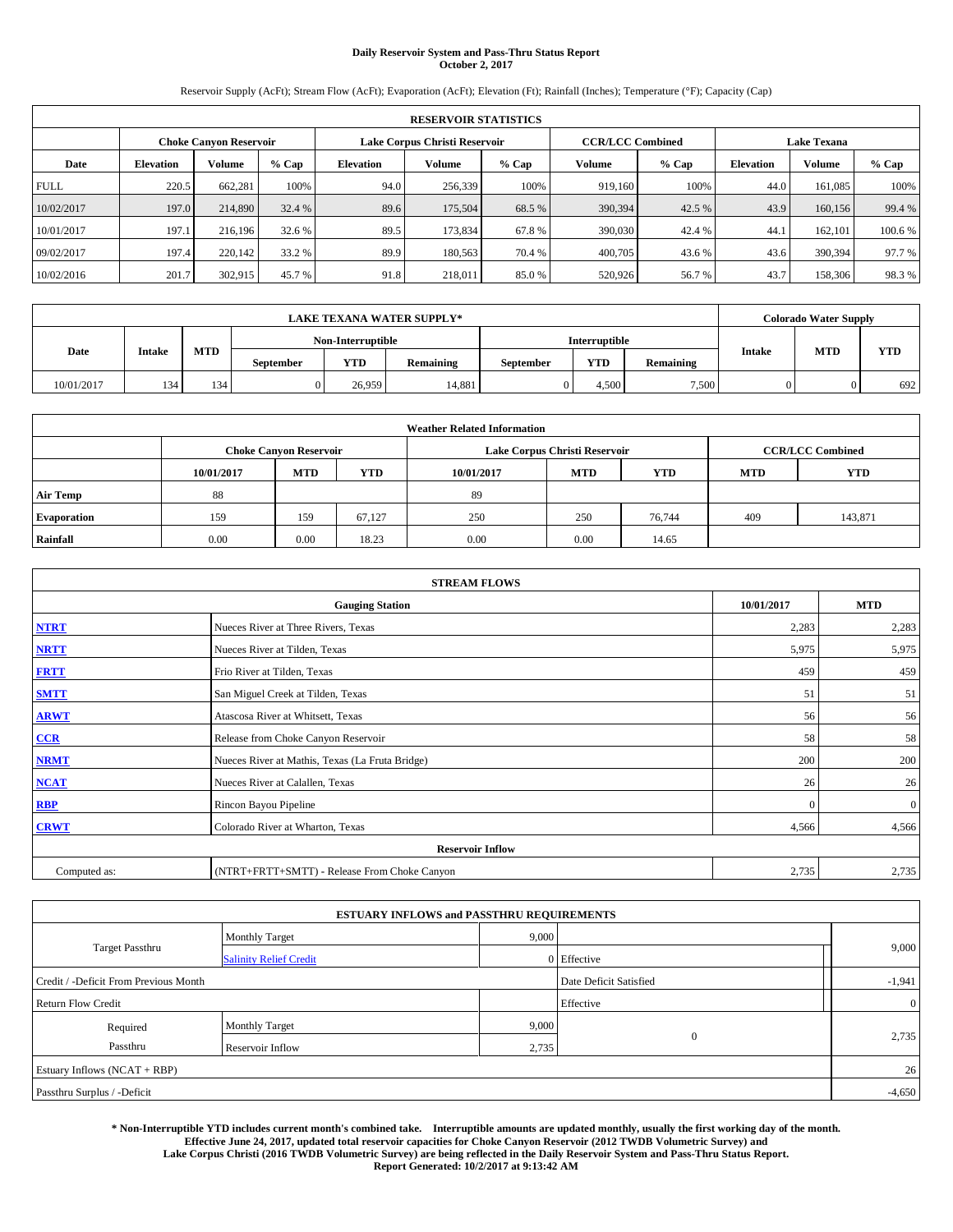**Daily Reservoir System and Pass-Thru Status Report**
**October 2, 2017**

Reservoir Supply (AcFt); Stream Flow (AcFt); Evaporation (AcFt); Elevation (Ft); Rainfall (Inches); Temperature (°F); Capacity (Cap)

| RESERVOIR STATISTICS | | | | | | | | | | | |
|---|---|---|---|---|---|---|---|---|---|---|---|
| | Choke Canyon Reservoir | | | Lake Corpus Christi Reservoir | | | CCR/LCC Combined | | Lake Texana | | |
| Date | Elevation | Volume | % Cap | Elevation | Volume | % Cap | Volume | % Cap | Elevation | Volume | % Cap |
| FULL | 220.5 | 662,281 | 100% | 94.0 | 256,339 | 100% | 919,160 | 100% | 44.0 | 161,085 | 100% |
| 10/02/2017 | 197.0 | 214,890 | 32.4 % | 89.6 | 175,504 | 68.5 % | 390,394 | 42.5 % | 43.9 | 160,156 | 99.4 % |
| 10/01/2017 | 197.1 | 216,196 | 32.6 % | 89.5 | 173,834 | 67.8 % | 390,030 | 42.4 % | 44.1 | 162,101 | 100.6 % |
| 09/02/2017 | 197.4 | 220,142 | 33.2 % | 89.9 | 180,563 | 70.4 % | 400,705 | 43.6 % | 43.6 | 390,394 | 97.7 % |
| 10/02/2016 | 201.7 | 302,915 | 45.7 % | 91.8 | 218,011 | 85.0 % | 520,926 | 56.7 % | 43.7 | 158,306 | 98.3 % |

| LAKE TEXANA WATER SUPPLY* | | | | | | | | | Colorado Water Supply | | |
|---|---|---|---|---|---|---|---|---|---|---|---|
| Date | Intake | MTD | Non-Interruptible | | | Interruptible | | | Intake | MTD | YTD |
| | | | September | YTD | Remaining | September | YTD | Remaining | | | |
| 10/01/2017 | 134 | 134 | 0 | 26,959 | 14,881 | 0 | 4,500 | 7,500 | 0 | 0 | 692 |

| Weather Related Information | | | | | | | | |
|---|---|---|---|---|---|---|---|---|
| | Choke Canyon Reservoir | | | Lake Corpus Christi Reservoir | | | CCR/LCC Combined | |
| | 10/01/2017 | MTD | YTD | 10/01/2017 | MTD | YTD | MTD | YTD |
| Air Temp | 88 | | | 89 | | | | |
| Evaporation | 159 | 159 | 67,127 | 250 | 250 | 76,744 | 409 | 143,871 |
| Rainfall | 0.00 | 0.00 | 18.23 | 0.00 | 0.00 | 14.65 | | |

| STREAM FLOWS | | | |
|---|---|---|---|
| | Gauging Station | 10/01/2017 | MTD |
| NTRT | Nueces River at Three Rivers, Texas | 2,283 | 2,283 |
| NRTT | Nueces River at Tilden, Texas | 5,975 | 5,975 |
| FRTT | Frio River at Tilden, Texas | 459 | 459 |
| SMTT | San Miguel Creek at Tilden, Texas | 51 | 51 |
| ARWT | Atascosa River at Whitsett, Texas | 56 | 56 |
| CCR | Release from Choke Canyon Reservoir | 58 | 58 |
| NRMT | Nueces River at Mathis, Texas (La Fruta Bridge) | 200 | 200 |
| NCAT | Nueces River at Calallen, Texas | 26 | 26 |
| RBP | Rincon Bayou Pipeline | 0 | 0 |
| CRWT | Colorado River at Wharton, Texas | 4,566 | 4,566 |
| | Reservoir Inflow | | |
| Computed as: | (NTRT+FRTT+SMTT) - Release From Choke Canyon | 2,735 | 2,735 |

| ESTUARY INFLOWS and PASSTHRU REQUIREMENTS | | | | |
|---|---|---|---|---|
| Target Passthru | Monthly Target | 9,000 | | 9,000 |
| | Salinity Relief Credit | 0 | Effective | |
| Credit / -Deficit From Previous Month | | | Date Deficit Satisfied | -1,941 |
| Return Flow Credit | | | Effective | 0 |
| Required Passthru | Monthly Target | 9,000 | 0 | 2,735 |
| | Reservoir Inflow | 2,735 | | |
| Estuary Inflows (NCAT + RBP) | | | | 26 |
| Passthru Surplus / -Deficit | | | | -4,650 |

**\* Non-Interruptible YTD includes current month's combined take. Interruptible amounts are updated monthly, usually the first working day of the month. Effective June 24, 2017, updated total reservoir capacities for Choke Canyon Reservoir (2012 TWDB Volumetric Survey) and Lake Corpus Christi (2016 TWDB Volumetric Survey) are being reflected in the Daily Reservoir System and Pass-Thru Status Report. Report Generated: 10/2/2017 at 9:13:42 AM**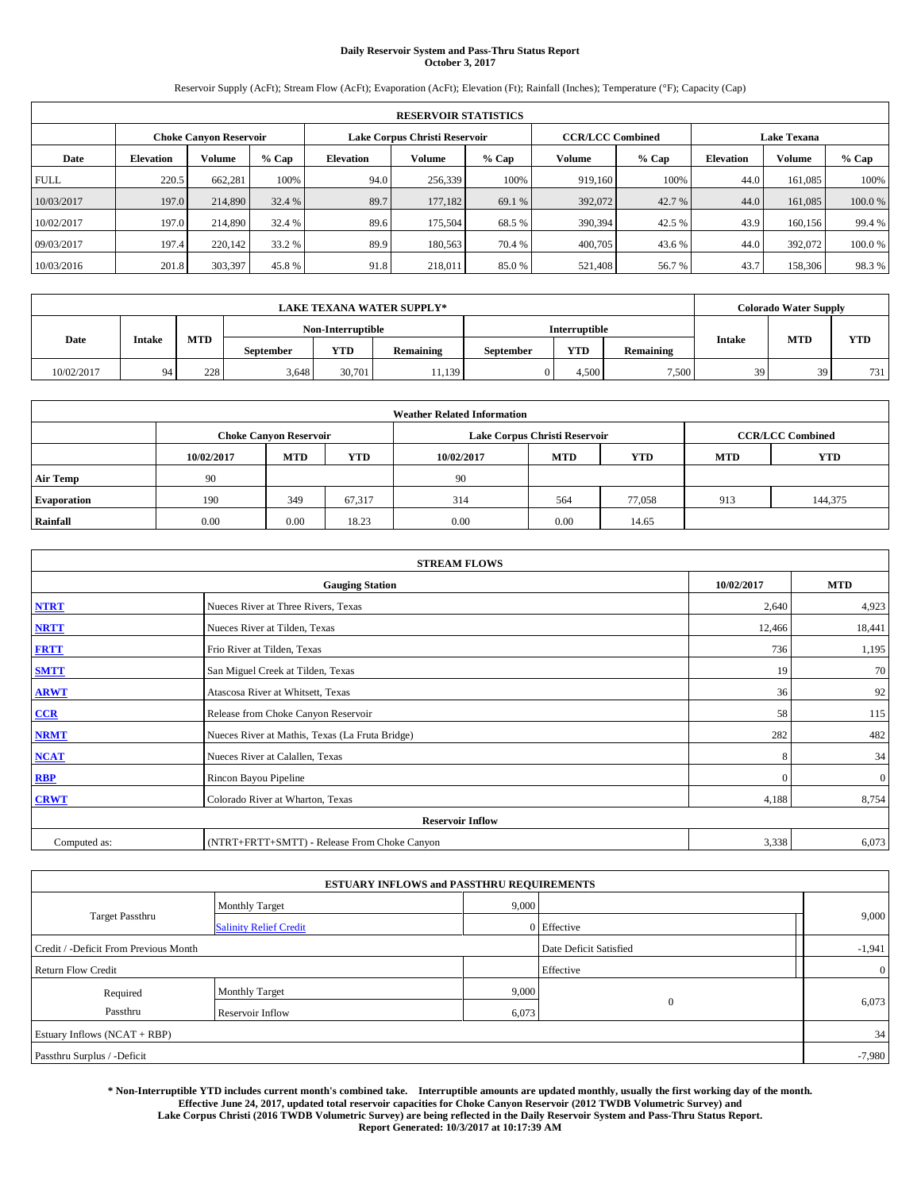# Daily Reservoir System and Pass-Thru Status Report
## October 3, 2017

Reservoir Supply (AcFt); Stream Flow (AcFt); Evaporation (AcFt); Elevation (Ft); Rainfall (Inches); Temperature (°F); Capacity (Cap)

| RESERVOIR STATISTICS | | | | | | | | | | | |
|---|---|---|---|---|---|---|---|---|---|---|---|
| | Choke Canyon Reservoir | | | Lake Corpus Christi Reservoir | | | CCR/LCC Combined | | Lake Texana | | |
| Date | Elevation | Volume | % Cap | Elevation | Volume | % Cap | Volume | % Cap | Elevation | Volume | % Cap |
| FULL | 220.5 | 662,281 | 100% | 94.0 | 256,339 | 100% | 919,160 | 100% | 44.0 | 161,085 | 100% |
| 10/03/2017 | 197.0 | 214,890 | 32.4 % | 89.7 | 177,182 | 69.1 % | 392,072 | 42.7 % | 44.0 | 161,085 | 100.0 % |
| 10/02/2017 | 197.0 | 214,890 | 32.4 % | 89.6 | 175,504 | 68.5 % | 390,394 | 42.5 % | 43.9 | 160,156 | 99.4 % |
| 09/03/2017 | 197.4 | 220,142 | 33.2 % | 89.9 | 180,563 | 70.4 % | 400,705 | 43.6 % | 44.0 | 392,072 | 100.0 % |
| 10/03/2016 | 201.8 | 303,397 | 45.8 % | 91.8 | 218,011 | 85.0 % | 521,408 | 56.7 % | 43.7 | 158,306 | 98.3 % |

| LAKE TEXANA WATER SUPPLY* | | | | | | | | | Colorado Water Supply | | |
|---|---|---|---|---|---|---|---|---|---|---|---|
| Date | Intake | MTD | Non-Interruptible | | | Interruptible | | | Intake | MTD | YTD |
| | | | September | YTD | Remaining | September | YTD | Remaining | | | |
| 10/02/2017 | 94 | 228 | 3,648 | 30,701 | 11,139 | 0 | 4,500 | 7,500 | 39 | 39 | 731 |

| Weather Related Information | | | | | | | | |
|---|---|---|---|---|---|---|---|---|
| | Choke Canyon Reservoir | | | Lake Corpus Christi Reservoir | | | CCR/LCC Combined | |
| | 10/02/2017 | MTD | YTD | 10/02/2017 | MTD | YTD | MTD | YTD |
| Air Temp | 90 | | | 90 | | | | |
| Evaporation | 190 | 349 | 67,317 | 314 | 564 | 77,058 | 913 | 144,375 |
| Rainfall | 0.00 | 0.00 | 18.23 | 0.00 | 0.00 | 14.65 | | |

| STREAM FLOWS | | | |
|---|---|---|---|
| Gauging Station | | 10/02/2017 | MTD |
| NTRT | Nueces River at Three Rivers, Texas | 2,640 | 4,923 |
| NRTT | Nueces River at Tilden, Texas | 12,466 | 18,441 |
| FRTT | Frio River at Tilden, Texas | 736 | 1,195 |
| SMTT | San Miguel Creek at Tilden, Texas | 19 | 70 |
| ARWT | Atascosa River at Whitsett, Texas | 36 | 92 |
| CCR | Release from Choke Canyon Reservoir | 58 | 115 |
| NRMT | Nueces River at Mathis, Texas (La Fruta Bridge) | 282 | 482 |
| NCAT | Nueces River at Calallen, Texas | 8 | 34 |
| RBP | Rincon Bayou Pipeline | 0 | 0 |
| CRWT | Colorado River at Wharton, Texas | 4,188 | 8,754 |
| Reservoir Inflow | | | |
| Computed as: | (NTRT+FRTT+SMTT) - Release From Choke Canyon | 3,338 | 6,073 |

| ESTUARY INFLOWS and PASSTHRU REQUIREMENTS | | | | |
|---|---|---|---|---|
| Target Passthru | Monthly Target | 9,000 | | 9,000 |
| | Salinity Relief Credit | 0 | Effective | |
| Credit / -Deficit From Previous Month | | | Date Deficit Satisfied | -1,941 |
| Return Flow Credit | | | Effective | 0 |
| Required Passthru | Monthly Target | 9,000 | 0 | 6,073 |
| | Reservoir Inflow | 6,073 | | |
| Estuary Inflows (NCAT + RBP) | | | | 34 |
| Passthru Surplus / -Deficit | | | | -7,980 |

**\* Non-Interruptible YTD includes current month's combined take. Interruptible amounts are updated monthly, usually the first working day of the month. Effective June 24, 2017, updated total reservoir capacities for Choke Canyon Reservoir (2012 TWDB Volumetric Survey) and Lake Corpus Christi (2016 TWDB Volumetric Survey) are being reflected in the Daily Reservoir System and Pass-Thru Status Report. Report Generated: 10/3/2017 at 10:17:39 AM**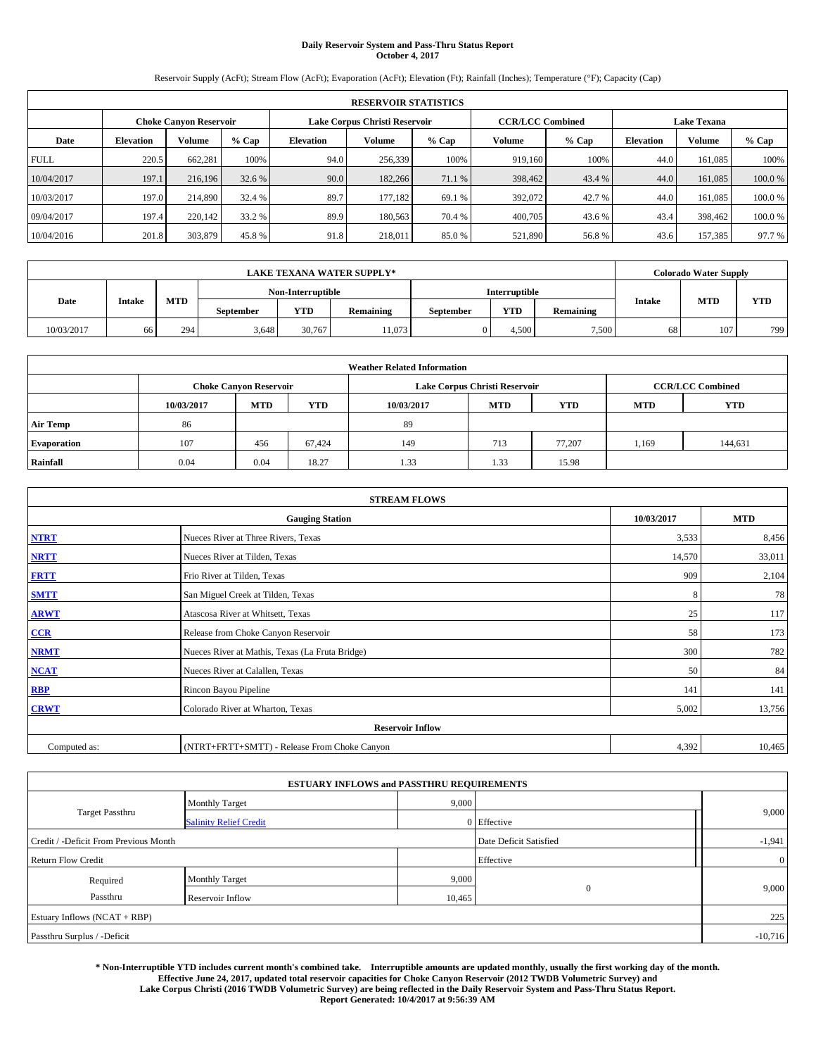# Daily Reservoir System and Pass-Thru Status Report
## October 4, 2017

Reservoir Supply (AcFt); Stream Flow (AcFt); Evaporation (AcFt); Elevation (Ft); Rainfall (Inches); Temperature (°F); Capacity (Cap)

| RESERVOIR STATISTICS | | | | | | | | | | | |
|---|---|---|---|---|---|---|---|---|---|---|---|
| | Choke Canyon Reservoir | | | Lake Corpus Christi Reservoir | | | CCR/LCC Combined | | Lake Texana | | |
| Date | Elevation | Volume | % Cap | Elevation | Volume | % Cap | Volume | % Cap | Elevation | Volume | % Cap |
| FULL | 220.5 | 662,281 | 100% | 94.0 | 256,339 | 100% | 919,160 | 100% | 44.0 | 161,085 | 100% |
| 10/04/2017 | 197.1 | 216,196 | 32.6 % | 90.0 | 182,266 | 71.1 % | 398,462 | 43.4 % | 44.0 | 161,085 | 100.0 % |
| 10/03/2017 | 197.0 | 214,890 | 32.4 % | 89.7 | 177,182 | 69.1 % | 392,072 | 42.7 % | 44.0 | 161,085 | 100.0 % |
| 09/04/2017 | 197.4 | 220,142 | 33.2 % | 89.9 | 180,563 | 70.4 % | 400,705 | 43.6 % | 43.4 | 398,462 | 100.0 % |
| 10/04/2016 | 201.8 | 303,879 | 45.8 % | 91.8 | 218,011 | 85.0 % | 521,890 | 56.8 % | 43.6 | 157,385 | 97.7 % |

| LAKE TEXANA WATER SUPPLY* | | | | | | | | | Colorado Water Supply | | |
|---|---|---|---|---|---|---|---|---|---|---|---|
| Date | Intake | MTD | Non-Interruptible | | | Interruptible | | | Intake | MTD | YTD |
| | | | September | YTD | Remaining | September | YTD | Remaining | | | |
| 10/03/2017 | 66 | 294 | 3,648 | 30,767 | 11,073 | 0 | 4,500 | 7,500 | 68 | 107 | 799 |

| Weather Related Information | | | | | | | | |
|---|---|---|---|---|---|---|---|---|
| | Choke Canyon Reservoir | | | Lake Corpus Christi Reservoir | | | CCR/LCC Combined | |
| | 10/03/2017 | MTD | YTD | 10/03/2017 | MTD | YTD | MTD | YTD |
| Air Temp | 86 | | | 89 | | | | |
| Evaporation | 107 | 456 | 67,424 | 149 | 713 | 77,207 | 1,169 | 144,631 |
| Rainfall | 0.04 | 0.04 | 18.27 | 1.33 | 1.33 | 15.98 | | |

| STREAM FLOWS | | | |
|---|---|---|---|
| Gauging Station | | 10/03/2017 | MTD |
| NTRT | Nueces River at Three Rivers, Texas | 3,533 | 8,456 |
| NRTT | Nueces River at Tilden, Texas | 14,570 | 33,011 |
| FRTT | Frio River at Tilden, Texas | 909 | 2,104 |
| SMTT | San Miguel Creek at Tilden, Texas | 8 | 78 |
| ARWT | Atascosa River at Whitsett, Texas | 25 | 117 |
| CCR | Release from Choke Canyon Reservoir | 58 | 173 |
| NRMT | Nueces River at Mathis, Texas (La Fruta Bridge) | 300 | 782 |
| NCAT | Nueces River at Calallen, Texas | 50 | 84 |
| RBP | Rincon Bayou Pipeline | 141 | 141 |
| CRWT | Colorado River at Wharton, Texas | 5,002 | 13,756 |
| Reservoir Inflow | | | |
| Computed as: | (NTRT+FRTT+SMTT) - Release From Choke Canyon | 4,392 | 10,465 |

| ESTUARY INFLOWS and PASSTHRU REQUIREMENTS | | | | |
|---|---|---|---|---|
| Target Passthru | Monthly Target | 9,000 | | 9,000 |
| | Salinity Relief Credit | 0 | Effective | |
| Credit / -Deficit From Previous Month | | | Date Deficit Satisfied | -1,941 |
| Return Flow Credit | | | Effective | 0 |
| Required Passthru | Monthly Target | 9,000 | 0 | 9,000 |
| | Reservoir Inflow | 10,465 | | |
| Estuary Inflows (NCAT + RBP) | | | | 225 |
| Passthru Surplus / -Deficit | | | | -10,716 |

**\* Non-Interruptible YTD includes current month's combined take. Interruptible amounts are updated monthly, usually the first working day of the month. Effective June 24, 2017, updated total reservoir capacities for Choke Canyon Reservoir (2012 TWDB Volumetric Survey) and Lake Corpus Christi (2016 TWDB Volumetric Survey) are being reflected in the Daily Reservoir System and Pass-Thru Status Report. Report Generated: 10/4/2017 at 9:56:39 AM**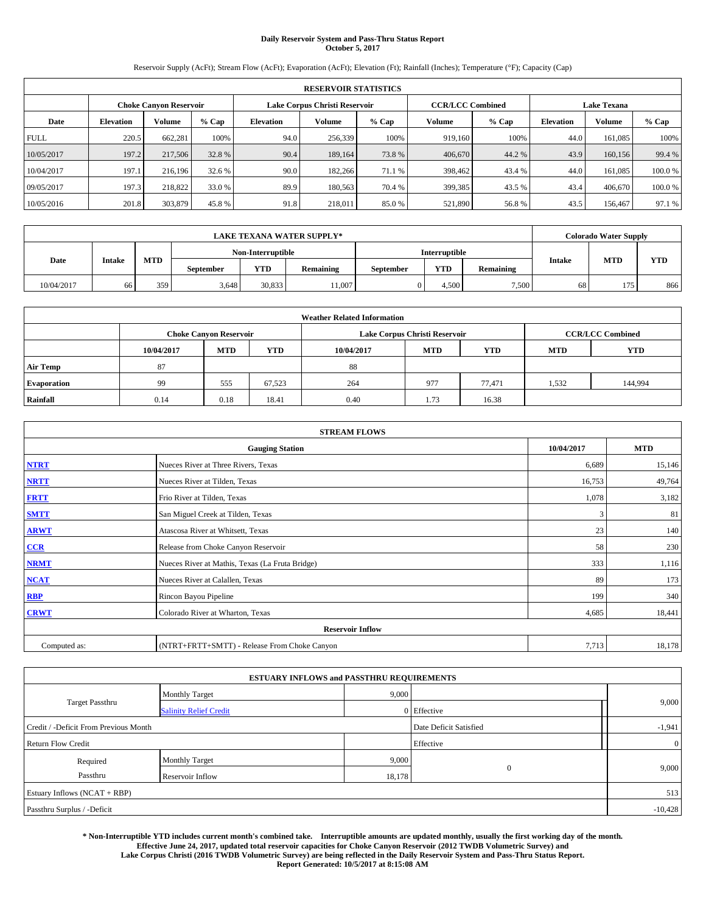# Daily Reservoir System and Pass-Thru Status Report
## October 5, 2017

Reservoir Supply (AcFt); Stream Flow (AcFt); Evaporation (AcFt); Elevation (Ft); Rainfall (Inches); Temperature (°F); Capacity (Cap)

| RESERVOIR STATISTICS | | | | | | | | | | | |
|---|---|---|---|---|---|---|---|---|---|---|---|
| | Choke Canyon Reservoir | | | Lake Corpus Christi Reservoir | | | CCR/LCC Combined | | Lake Texana | | |
| Date | Elevation | Volume | % Cap | Elevation | Volume | % Cap | Volume | % Cap | Elevation | Volume | % Cap |
| FULL | 220.5 | 662,281 | 100% | 94.0 | 256,339 | 100% | 919,160 | 100% | 44.0 | 161,085 | 100% |
| 10/05/2017 | 197.2 | 217,506 | 32.8 % | 90.4 | 189,164 | 73.8 % | 406,670 | 44.2 % | 43.9 | 160,156 | 99.4 % |
| 10/04/2017 | 197.1 | 216,196 | 32.6 % | 90.0 | 182,266 | 71.1 % | 398,462 | 43.4 % | 44.0 | 161,085 | 100.0 % |
| 09/05/2017 | 197.3 | 218,822 | 33.0 % | 89.9 | 180,563 | 70.4 % | 399,385 | 43.5 % | 43.4 | 406,670 | 100.0 % |
| 10/05/2016 | 201.8 | 303,879 | 45.8 % | 91.8 | 218,011 | 85.0 % | 521,890 | 56.8 % | 43.5 | 156,467 | 97.1 % |

| LAKE TEXANA WATER SUPPLY* | | | | | | | | | Colorado Water Supply | | |
|---|---|---|---|---|---|---|---|---|---|---|---|
| Date | Intake | MTD | Non-Interruptible | | | Interruptible | | | Intake | MTD | YTD |
| | | | September | YTD | Remaining | September | YTD | Remaining | | | |
| 10/04/2017 | 66 | 359 | 3,648 | 30,833 | 11,007 | 0 | 4,500 | 7,500 | 68 | 175 | 866 |

| Weather Related Information | | | | | | | | |
|---|---|---|---|---|---|---|---|---|
| | Choke Canyon Reservoir | | | Lake Corpus Christi Reservoir | | | CCR/LCC Combined | |
| | 10/04/2017 | MTD | YTD | 10/04/2017 | MTD | YTD | MTD | YTD |
| Air Temp | 87 | | | 88 | | | | |
| Evaporation | 99 | 555 | 67,523 | 264 | 977 | 77,471 | 1,532 | 144,994 |
| Rainfall | 0.14 | 0.18 | 18.41 | 0.40 | 1.73 | 16.38 | | |

| STREAM FLOWS | | | |
|---|---|---|---|
| Gauging Station | | 10/04/2017 | MTD |
| NTRT | Nueces River at Three Rivers, Texas | 6,689 | 15,146 |
| NRTT | Nueces River at Tilden, Texas | 16,753 | 49,764 |
| FRTT | Frio River at Tilden, Texas | 1,078 | 3,182 |
| SMTT | San Miguel Creek at Tilden, Texas | 3 | 81 |
| ARWT | Atascosa River at Whitsett, Texas | 23 | 140 |
| CCR | Release from Choke Canyon Reservoir | 58 | 230 |
| NRMT | Nueces River at Mathis, Texas (La Fruta Bridge) | 333 | 1,116 |
| NCAT | Nueces River at Calallen, Texas | 89 | 173 |
| RBP | Rincon Bayou Pipeline | 199 | 340 |
| CRWT | Colorado River at Wharton, Texas | 4,685 | 18,441 |
| Reservoir Inflow | | | |
| Computed as: | (NTRT+FRTT+SMTT) - Release From Choke Canyon | 7,713 | 18,178 |

| ESTUARY INFLOWS and PASSTHRU REQUIREMENTS | | | | |
|---|---|---|---|---|
| Target Passthru | Monthly Target | 9,000 | | 9,000 |
| | Salinity Relief Credit | 0 | Effective | |
| Credit / -Deficit From Previous Month | | | Date Deficit Satisfied | -1,941 |
| Return Flow Credit | | | Effective | 0 |
| Required Passthru | Monthly Target | 9,000 | 0 | 9,000 |
| | Reservoir Inflow | 18,178 | | |
| Estuary Inflows (NCAT + RBP) | | | | 513 |
| Passthru Surplus / -Deficit | | | | -10,428 |

**\* Non-Interruptible YTD includes current month's combined take. Interruptible amounts are updated monthly, usually the first working day of the month. Effective June 24, 2017, updated total reservoir capacities for Choke Canyon Reservoir (2012 TWDB Volumetric Survey) and Lake Corpus Christi (2016 TWDB Volumetric Survey) are being reflected in the Daily Reservoir System and Pass-Thru Status Report. Report Generated: 10/5/2017 at 8:15:08 AM**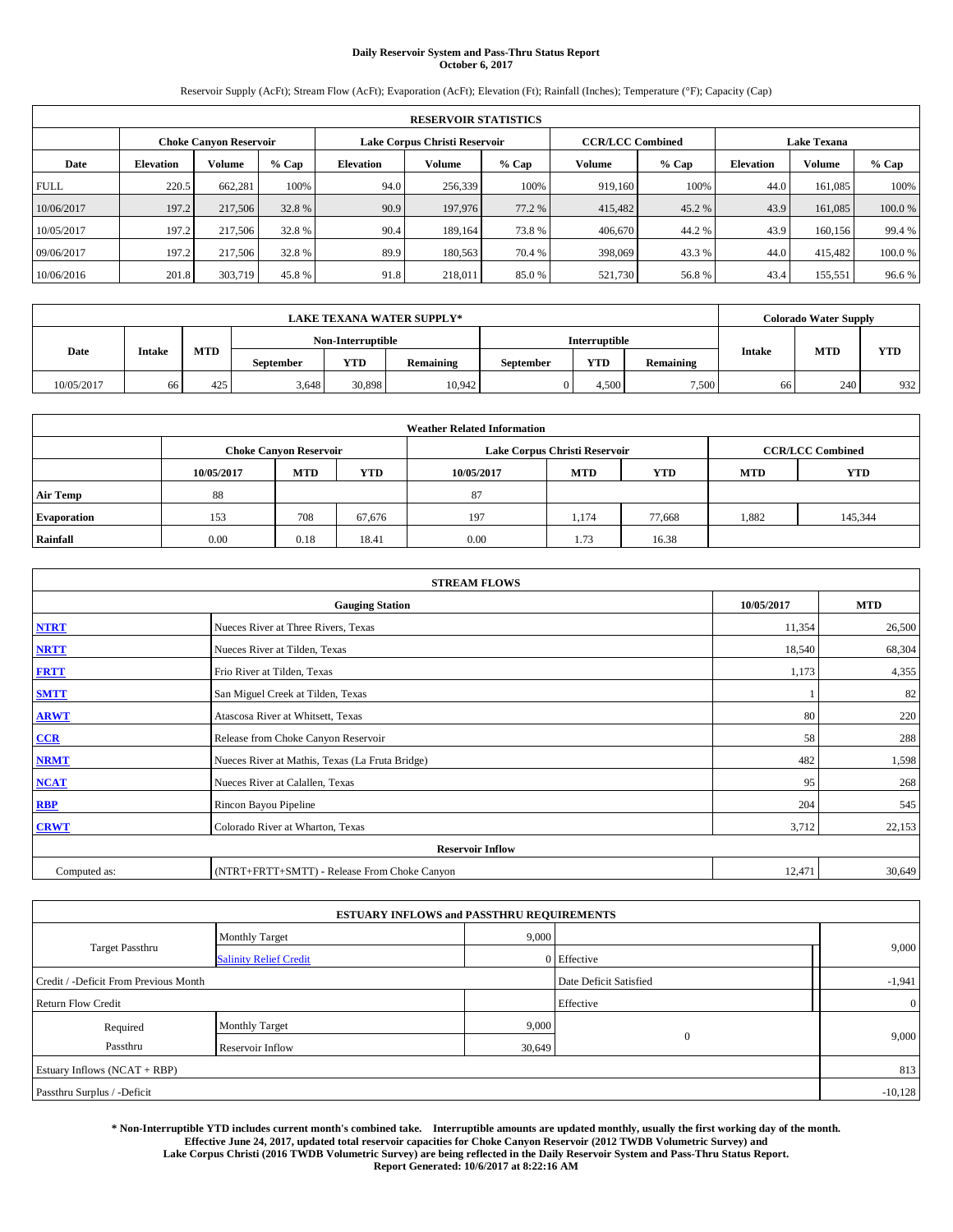# Daily Reservoir System and Pass-Thru Status Report
## October 6, 2017

Reservoir Supply (AcFt); Stream Flow (AcFt); Evaporation (AcFt); Elevation (Ft); Rainfall (Inches); Temperature (°F); Capacity (Cap)

| RESERVOIR STATISTICS | | | | | | | | | | | |
|---|---|---|---|---|---|---|---|---|---|---|---|
| | Choke Canyon Reservoir | | | Lake Corpus Christi Reservoir | | | CCR/LCC Combined | | Lake Texana | | |
| Date | Elevation | Volume | % Cap | Elevation | Volume | % Cap | Volume | % Cap | Elevation | Volume | % Cap |
| FULL | 220.5 | 662,281 | 100% | 94.0 | 256,339 | 100% | 919,160 | 100% | 44.0 | 161,085 | 100% |
| 10/06/2017 | 197.2 | 217,506 | 32.8 % | 90.9 | 197,976 | 77.2 % | 415,482 | 45.2 % | 43.9 | 161,085 | 100.0 % |
| 10/05/2017 | 197.2 | 217,506 | 32.8 % | 90.4 | 189,164 | 73.8 % | 406,670 | 44.2 % | 43.9 | 160,156 | 99.4 % |
| 09/06/2017 | 197.2 | 217,506 | 32.8 % | 89.9 | 180,563 | 70.4 % | 398,069 | 43.3 % | 44.0 | 415,482 | 100.0 % |
| 10/06/2016 | 201.8 | 303,719 | 45.8 % | 91.8 | 218,011 | 85.0 % | 521,730 | 56.8 % | 43.4 | 155,551 | 96.6 % |

| LAKE TEXANA WATER SUPPLY* | | | | | | | | | Colorado Water Supply | | |
|---|---|---|---|---|---|---|---|---|---|---|---|
| Date | Intake | MTD | Non-Interruptible | | | Interruptible | | | Intake | MTD | YTD |
| | | | September | YTD | Remaining | September | YTD | Remaining | | | |
| 10/05/2017 | 66 | 425 | 3,648 | 30,898 | 10,942 | 0 | 4,500 | 7,500 | 66 | 240 | 932 |

| Weather Related Information | | | | | | | | |
|---|---|---|---|---|---|---|---|---|
| | Choke Canyon Reservoir | | | Lake Corpus Christi Reservoir | | | CCR/LCC Combined | |
| | 10/05/2017 | MTD | YTD | 10/05/2017 | MTD | YTD | MTD | YTD |
| Air Temp | 88 | | | 87 | | | | |
| Evaporation | 153 | 708 | 67,676 | 197 | 1,174 | 77,668 | 1,882 | 145,344 |
| Rainfall | 0.00 | 0.18 | 18.41 | 0.00 | 1.73 | 16.38 | | |

| STREAM FLOWS | | | |
|---|---|---|---|
| Gauging Station | | 10/05/2017 | MTD |
| NTRT | Nueces River at Three Rivers, Texas | 11,354 | 26,500 |
| NRTT | Nueces River at Tilden, Texas | 18,540 | 68,304 |
| FRTT | Frio River at Tilden, Texas | 1,173 | 4,355 |
| SMTT | San Miguel Creek at Tilden, Texas | 1 | 82 |
| ARWT | Atascosa River at Whitsett, Texas | 80 | 220 |
| CCR | Release from Choke Canyon Reservoir | 58 | 288 |
| NRMT | Nueces River at Mathis, Texas (La Fruta Bridge) | 482 | 1,598 |
| NCAT | Nueces River at Calallen, Texas | 95 | 268 |
| RBP | Rincon Bayou Pipeline | 204 | 545 |
| CRWT | Colorado River at Wharton, Texas | 3,712 | 22,153 |
| Reservoir Inflow | | | |
| Computed as: | (NTRT+FRTT+SMTT) - Release From Choke Canyon | 12,471 | 30,649 |

| ESTUARY INFLOWS and PASSTHRU REQUIREMENTS | | | | |
|---|---|---|---|---|
| Target Passthru | Monthly Target | 9,000 | | 9,000 |
| | Salinity Relief Credit | 0 | Effective | |
| Credit / -Deficit From Previous Month | | | Date Deficit Satisfied | -1,941 |
| Return Flow Credit | | | Effective | 0 |
| Required Passthru | Monthly Target | 9,000 | 0 | 9,000 |
| | Reservoir Inflow | 30,649 | | |
| Estuary Inflows (NCAT + RBP) | | | | 813 |
| Passthru Surplus / -Deficit | | | | -10,128 |

**\* Non-Interruptible YTD includes current month's combined take. Interruptible amounts are updated monthly, usually the first working day of the month. Effective June 24, 2017, updated total reservoir capacities for Choke Canyon Reservoir (2012 TWDB Volumetric Survey) and Lake Corpus Christi (2016 TWDB Volumetric Survey) are being reflected in the Daily Reservoir System and Pass-Thru Status Report. Report Generated: 10/6/2017 at 8:22:16 AM**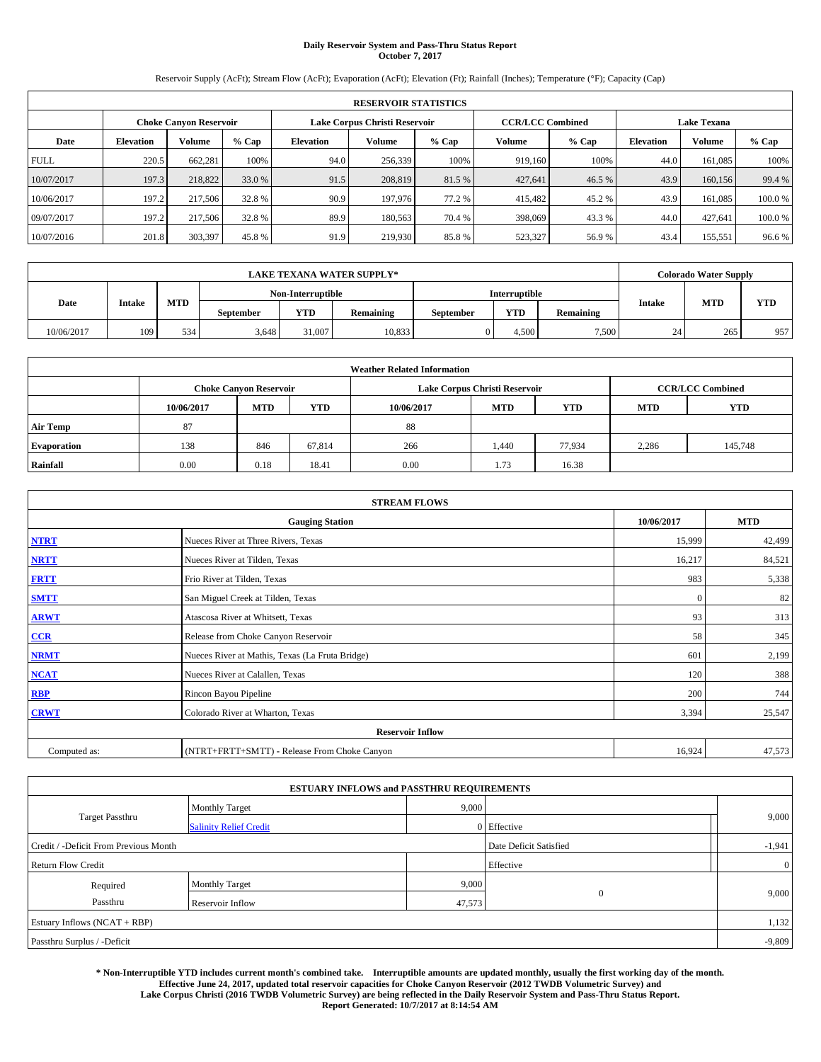# Daily Reservoir System and Pass-Thru Status Report
## October 7, 2017

Reservoir Supply (AcFt); Stream Flow (AcFt); Evaporation (AcFt); Elevation (Ft); Rainfall (Inches); Temperature (°F); Capacity (Cap)

| RESERVOIR STATISTICS | | | | | | | | | | | |
|---|---|---|---|---|---|---|---|---|---|---|---|
| | Choke Canyon Reservoir | | | Lake Corpus Christi Reservoir | | | CCR/LCC Combined | | Lake Texana | | |
| Date | Elevation | Volume | % Cap | Elevation | Volume | % Cap | Volume | % Cap | Elevation | Volume | % Cap |
| FULL | 220.5 | 662,281 | 100% | 94.0 | 256,339 | 100% | 919,160 | 100% | 44.0 | 161,085 | 100% |
| 10/07/2017 | 197.3 | 218,822 | 33.0 % | 91.5 | 208,819 | 81.5 % | 427,641 | 46.5 % | 43.9 | 160,156 | 99.4 % |
| 10/06/2017 | 197.2 | 217,506 | 32.8 % | 90.9 | 197,976 | 77.2 % | 415,482 | 45.2 % | 43.9 | 161,085 | 100.0 % |
| 09/07/2017 | 197.2 | 217,506 | 32.8 % | 89.9 | 180,563 | 70.4 % | 398,069 | 43.3 % | 44.0 | 427,641 | 100.0 % |
| 10/07/2016 | 201.8 | 303,397 | 45.8 % | 91.9 | 219,930 | 85.8 % | 523,327 | 56.9 % | 43.4 | 155,551 | 96.6 % |

| LAKE TEXANA WATER SUPPLY* | | | | | | | | | Colorado Water Supply | | |
|---|---|---|---|---|---|---|---|---|---|---|---|
| Date | Intake | MTD | Non-Interruptible | | | Interruptible | | | Intake | MTD | YTD |
| | | | September | YTD | Remaining | September | YTD | Remaining | | | |
| 10/06/2017 | 109 | 534 | 3,648 | 31,007 | 10,833 | 0 | 4,500 | 7,500 | 24 | 265 | 957 |

| Weather Related Information | | | | | | | | |
|---|---|---|---|---|---|---|---|---|
| | Choke Canyon Reservoir | | | Lake Corpus Christi Reservoir | | | CCR/LCC Combined | |
| | 10/06/2017 | MTD | YTD | 10/06/2017 | MTD | YTD | MTD | YTD |
| Air Temp | 87 | | | 88 | | | | |
| Evaporation | 138 | 846 | 67,814 | 266 | 1,440 | 77,934 | 2,286 | 145,748 |
| Rainfall | 0.00 | 0.18 | 18.41 | 0.00 | 1.73 | 16.38 | | |

| STREAM FLOWS | | | |
|---|---|---|---|
| | Gauging Station | 10/06/2017 | MTD |
| NTRT | Nueces River at Three Rivers, Texas | 15,999 | 42,499 |
| NRTT | Nueces River at Tilden, Texas | 16,217 | 84,521 |
| FRTT | Frio River at Tilden, Texas | 983 | 5,338 |
| SMTT | San Miguel Creek at Tilden, Texas | 0 | 82 |
| ARWT | Atascosa River at Whitsett, Texas | 93 | 313 |
| CCR | Release from Choke Canyon Reservoir | 58 | 345 |
| NRMT | Nueces River at Mathis, Texas (La Fruta Bridge) | 601 | 2,199 |
| NCAT | Nueces River at Calallen, Texas | 120 | 388 |
| RBP | Rincon Bayou Pipeline | 200 | 744 |
| CRWT | Colorado River at Wharton, Texas | 3,394 | 25,547 |
| Reservoir Inflow | | | |
| Computed as: | (NTRT+FRTT+SMTT) - Release From Choke Canyon | 16,924 | 47,573 |

| ESTUARY INFLOWS and PASSTHRU REQUIREMENTS | | | | |
|---|---|---|---|---|
| Target Passthru | Monthly Target | 9,000 | | 9,000 |
| | Salinity Relief Credit | 0 | Effective | |
| Credit / -Deficit From Previous Month | | | Date Deficit Satisfied | -1,941 |
| Return Flow Credit | | | Effective | 0 |
| Required Passthru | Monthly Target | 9,000 | 0 | 9,000 |
| | Reservoir Inflow | 47,573 | | |
| Estuary Inflows (NCAT + RBP) | | | | 1,132 |
| Passthru Surplus / -Deficit | | | | -9,809 |

**\* Non-Interruptible YTD includes current month's combined take. Interruptible amounts are updated monthly, usually the first working day of the month. Effective June 24, 2017, updated total reservoir capacities for Choke Canyon Reservoir (2012 TWDB Volumetric Survey) and Lake Corpus Christi (2016 TWDB Volumetric Survey) are being reflected in the Daily Reservoir System and Pass-Thru Status Report. Report Generated: 10/7/2017 at 8:14:54 AM**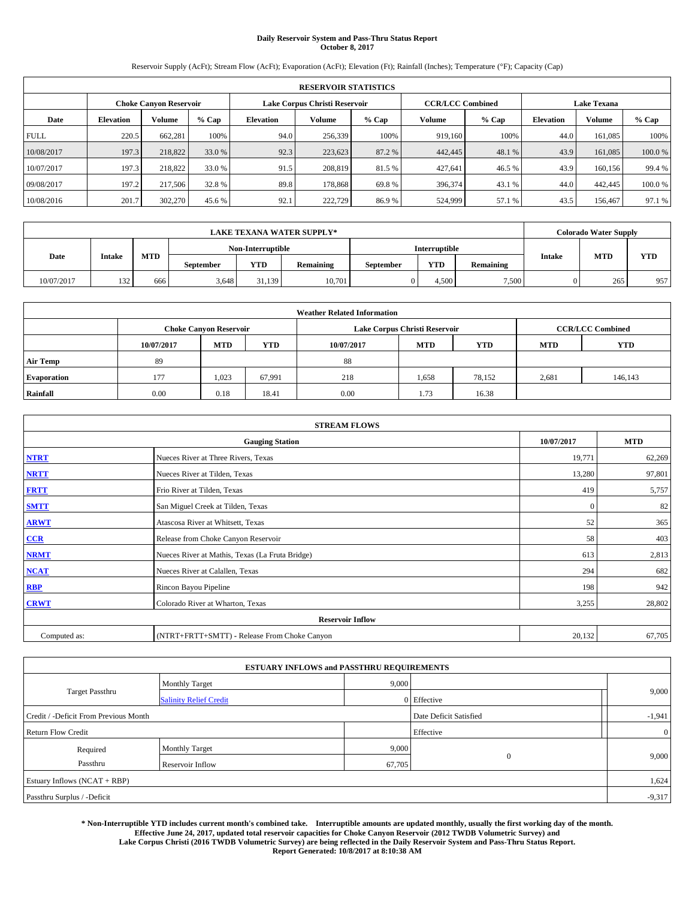**Daily Reservoir System and Pass-Thru Status Report**
**October 8, 2017**

Reservoir Supply (AcFt); Stream Flow (AcFt); Evaporation (AcFt); Elevation (Ft); Rainfall (Inches); Temperature (°F); Capacity (Cap)

| RESERVOIR STATISTICS | | | | | | | | | | | |
|---|---|---|---|---|---|---|---|---|---|---|---|
| | Choke Canyon Reservoir | | | Lake Corpus Christi Reservoir | | | CCR/LCC Combined | | Lake Texana | | |
| Date | Elevation | Volume | % Cap | Elevation | Volume | % Cap | Volume | % Cap | Elevation | Volume | % Cap |
| FULL | 220.5 | 662,281 | 100% | 94.0 | 256,339 | 100% | 919,160 | 100% | 44.0 | 161,085 | 100% |
| 10/08/2017 | 197.3 | 218,822 | 33.0 % | 92.3 | 223,623 | 87.2 % | 442,445 | 48.1 % | 43.9 | 161,085 | 100.0 % |
| 10/07/2017 | 197.3 | 218,822 | 33.0 % | 91.5 | 208,819 | 81.5 % | 427,641 | 46.5 % | 43.9 | 160,156 | 99.4 % |
| 09/08/2017 | 197.2 | 217,506 | 32.8 % | 89.8 | 178,868 | 69.8 % | 396,374 | 43.1 % | 44.0 | 442,445 | 100.0 % |
| 10/08/2016 | 201.7 | 302,270 | 45.6 % | 92.1 | 222,729 | 86.9 % | 524,999 | 57.1 % | 43.5 | 156,467 | 97.1 % |

| LAKE TEXANA WATER SUPPLY* | | | | | | | | | Colorado Water Supply | | |
|---|---|---|---|---|---|---|---|---|---|---|---|
| Date | Intake | MTD | Non-Interruptible | | | Interruptible | | | Intake | MTD | YTD |
| | | | September | YTD | Remaining | September | YTD | Remaining | | | |
| 10/07/2017 | 132 | 666 | 3,648 | 31,139 | 10,701 | 0 | 4,500 | 7,500 | 0 | 265 | 957 |

| Weather Related Information | | | | | | | | |
|---|---|---|---|---|---|---|---|---|
| | Choke Canyon Reservoir | | | Lake Corpus Christi Reservoir | | | CCR/LCC Combined | |
| | 10/07/2017 | MTD | YTD | 10/07/2017 | MTD | YTD | MTD | YTD |
| Air Temp | 89 | | | 88 | | | | |
| Evaporation | 177 | 1,023 | 67,991 | 218 | 1,658 | 78,152 | 2,681 | 146,143 |
| Rainfall | 0.00 | 0.18 | 18.41 | 0.00 | 1.73 | 16.38 | | |

| STREAM FLOWS | | | |
|---|---|---|---|
| | Gauging Station | 10/07/2017 | MTD |
| NTRT | Nueces River at Three Rivers, Texas | 19,771 | 62,269 |
| NRTT | Nueces River at Tilden, Texas | 13,280 | 97,801 |
| FRTT | Frio River at Tilden, Texas | 419 | 5,757 |
| SMTT | San Miguel Creek at Tilden, Texas | 0 | 82 |
| ARWT | Atascosa River at Whitsett, Texas | 52 | 365 |
| CCR | Release from Choke Canyon Reservoir | 58 | 403 |
| NRMT | Nueces River at Mathis, Texas (La Fruta Bridge) | 613 | 2,813 |
| NCAT | Nueces River at Calallen, Texas | 294 | 682 |
| RBP | Rincon Bayou Pipeline | 198 | 942 |
| CRWT | Colorado River at Wharton, Texas | 3,255 | 28,802 |
| Reservoir Inflow | | | |
| Computed as: | (NTRT+FRTT+SMTT) - Release From Choke Canyon | 20,132 | 67,705 |

| ESTUARY INFLOWS and PASSTHRU REQUIREMENTS | | | | |
|---|---|---|---|---|
| Target Passthru | Monthly Target | 9,000 | | 9,000 |
| | Salinity Relief Credit | 0 | Effective | |
| Credit / -Deficit From Previous Month | | | Date Deficit Satisfied | -1,941 |
| Return Flow Credit | | | Effective | 0 |
| Required Passthru | Monthly Target | 9,000 | 0 | 9,000 |
| | Reservoir Inflow | 67,705 | | |
| Estuary Inflows (NCAT + RBP) | | | | 1,624 |
| Passthru Surplus / -Deficit | | | | -9,317 |

**\* Non-Interruptible YTD includes current month's combined take. Interruptible amounts are updated monthly, usually the first working day of the month. Effective June 24, 2017, updated total reservoir capacities for Choke Canyon Reservoir (2012 TWDB Volumetric Survey) and Lake Corpus Christi (2016 TWDB Volumetric Survey) are being reflected in the Daily Reservoir System and Pass-Thru Status Report. Report Generated: 10/8/2017 at 8:10:38 AM**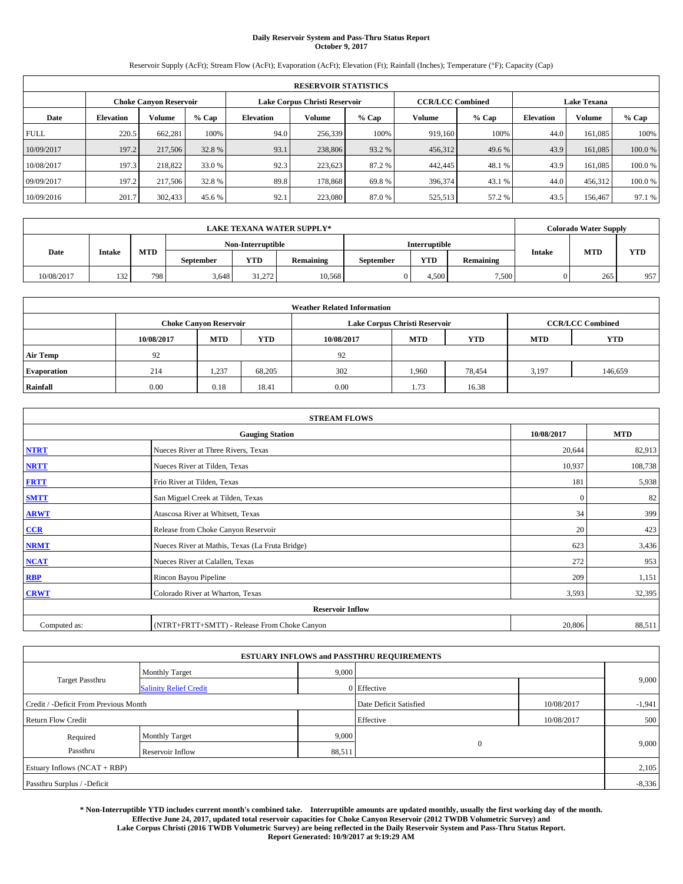# Daily Reservoir System and Pass-Thru Status Report
**October 9, 2017**

Reservoir Supply (AcFt); Stream Flow (AcFt); Evaporation (AcFt); Elevation (Ft); Rainfall (Inches); Temperature (°F); Capacity (Cap)

| RESERVOIR STATISTICS | | | | | | | | | | | |
|---|---|---|---|---|---|---|---|---|---|---|---|
| | Choke Canyon Reservoir | | | Lake Corpus Christi Reservoir | | | CCR/LCC Combined | | Lake Texana | | |
| Date | Elevation | Volume | % Cap | Elevation | Volume | % Cap | Volume | % Cap | Elevation | Volume | % Cap |
| FULL | 220.5 | 662,281 | 100% | 94.0 | 256,339 | 100% | 919,160 | 100% | 44.0 | 161,085 | 100% |
| 10/09/2017 | 197.2 | 217,506 | 32.8 % | 93.1 | 238,806 | 93.2 % | 456,312 | 49.6 % | 43.9 | 161,085 | 100.0 % |
| 10/08/2017 | 197.3 | 218,822 | 33.0 % | 92.3 | 223,623 | 87.2 % | 442,445 | 48.1 % | 43.9 | 161,085 | 100.0 % |
| 09/09/2017 | 197.2 | 217,506 | 32.8 % | 89.8 | 178,868 | 69.8 % | 396,374 | 43.1 % | 44.0 | 456,312 | 100.0 % |
| 10/09/2016 | 201.7 | 302,433 | 45.6 % | 92.1 | 223,080 | 87.0 % | 525,513 | 57.2 % | 43.5 | 156,467 | 97.1 % |

| LAKE TEXANA WATER SUPPLY* | | | | | | | | | Colorado Water Supply | | |
|---|---|---|---|---|---|---|---|---|---|---|---|
| Date | Intake | MTD | Non-Interruptible | | | Interruptible | | | Intake | MTD | YTD |
| | | | September | YTD | Remaining | September | YTD | Remaining | | | |
| 10/08/2017 | 132 | 798 | 3,648 | 31,272 | 10,568 | 0 | 4,500 | 7,500 | 0 | 265 | 957 |

| Weather Related Information | | | | | | | | |
|---|---|---|---|---|---|---|---|---|
| | Choke Canyon Reservoir | | | Lake Corpus Christi Reservoir | | | CCR/LCC Combined | |
| | 10/08/2017 | MTD | YTD | 10/08/2017 | MTD | YTD | MTD | YTD |
| Air Temp | 92 | | | 92 | | | | |
| Evaporation | 214 | 1,237 | 68,205 | 302 | 1,960 | 78,454 | 3,197 | 146,659 |
| Rainfall | 0.00 | 0.18 | 18.41 | 0.00 | 1.73 | 16.38 | | |

| STREAM FLOWS | | | |
|---|---|---|---|
| | Gauging Station | 10/08/2017 | MTD |
| NTRT | Nueces River at Three Rivers, Texas | 20,644 | 82,913 |
| NRTT | Nueces River at Tilden, Texas | 10,937 | 108,738 |
| FRTT | Frio River at Tilden, Texas | 181 | 5,938 |
| SMTT | San Miguel Creek at Tilden, Texas | 0 | 82 |
| ARWT | Atascosa River at Whitsett, Texas | 34 | 399 |
| CCR | Release from Choke Canyon Reservoir | 20 | 423 |
| NRMT | Nueces River at Mathis, Texas (La Fruta Bridge) | 623 | 3,436 |
| NCAT | Nueces River at Calallen, Texas | 272 | 953 |
| RBP | Rincon Bayou Pipeline | 209 | 1,151 |
| CRWT | Colorado River at Wharton, Texas | 3,593 | 32,395 |
| Reservoir Inflow | | | |
| Computed as: | (NTRT+FRTT+SMTT) - Release From Choke Canyon | 20,806 | 88,511 |

| ESTUARY INFLOWS and PASSTHRU REQUIREMENTS | | | | | |
|---|---|---|---|---|---|
| Target Passthru | Monthly Target | 9,000 | | | 9,000 |
| | Salinity Relief Credit | 0 | Effective | | |
| Credit / -Deficit From Previous Month | | | Date Deficit Satisfied | 10/08/2017 | -1,941 |
| Return Flow Credit | | | Effective | 10/08/2017 | 500 |
| Required Passthru | Monthly Target | 9,000 | 0 | | 9,000 |
| | Reservoir Inflow | 88,511 | | | |
| Estuary Inflows (NCAT + RBP) | | | | | 2,105 |
| Passthru Surplus / -Deficit | | | | | -8,336 |

**\* Non-Interruptible YTD includes current month's combined take. Interruptible amounts are updated monthly, usually the first working day of the month. Effective June 24, 2017, updated total reservoir capacities for Choke Canyon Reservoir (2012 TWDB Volumetric Survey) and Lake Corpus Christi (2016 TWDB Volumetric Survey) are being reflected in the Daily Reservoir System and Pass-Thru Status Report. Report Generated: 10/9/2017 at 9:19:29 AM**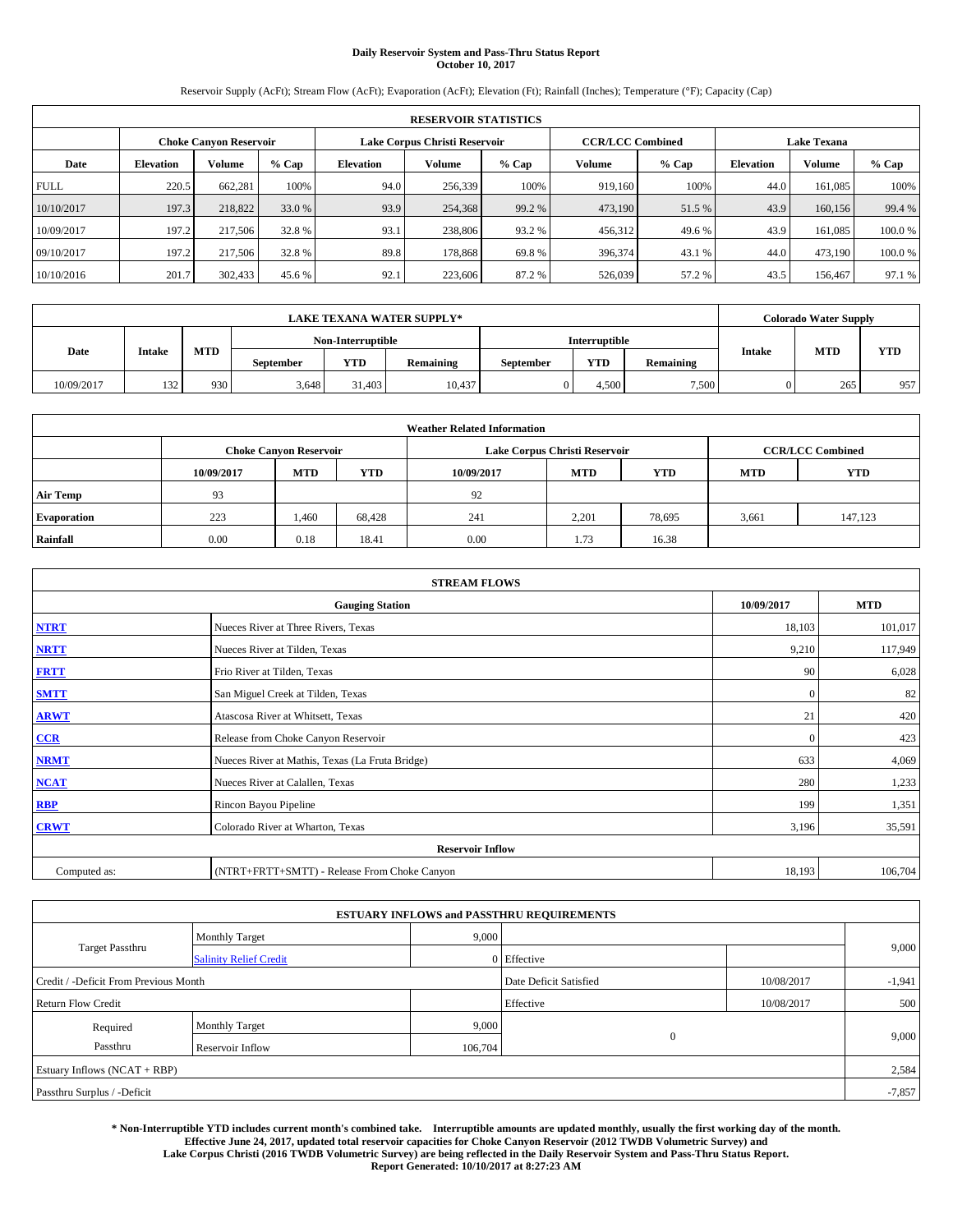# Daily Reservoir System and Pass-Thru Status Report
**October 10, 2017**

Reservoir Supply (AcFt); Stream Flow (AcFt); Evaporation (AcFt); Elevation (Ft); Rainfall (Inches); Temperature (°F); Capacity (Cap)

| RESERVOIR STATISTICS | | | | | | | | | | | |
|---|---|---|---|---|---|---|---|---|---|---|---|
| | Choke Canyon Reservoir | | | Lake Corpus Christi Reservoir | | | CCR/LCC Combined | | Lake Texana | | |
| Date | Elevation | Volume | % Cap | Elevation | Volume | % Cap | Volume | % Cap | Elevation | Volume | % Cap |
| FULL | 220.5 | 662,281 | 100% | 94.0 | 256,339 | 100% | 919,160 | 100% | 44.0 | 161,085 | 100% |
| 10/10/2017 | 197.3 | 218,822 | 33.0 % | 93.9 | 254,368 | 99.2 % | 473,190 | 51.5 % | 43.9 | 160,156 | 99.4 % |
| 10/09/2017 | 197.2 | 217,506 | 32.8 % | 93.1 | 238,806 | 93.2 % | 456,312 | 49.6 % | 43.9 | 161,085 | 100.0 % |
| 09/10/2017 | 197.2 | 217,506 | 32.8 % | 89.8 | 178,868 | 69.8 % | 396,374 | 43.1 % | 44.0 | 473,190 | 100.0 % |
| 10/10/2016 | 201.7 | 302,433 | 45.6 % | 92.1 | 223,606 | 87.2 % | 526,039 | 57.2 % | 43.5 | 156,467 | 97.1 % |

| LAKE TEXANA WATER SUPPLY* | | | | | | | | | Colorado Water Supply | | |
|---|---|---|---|---|---|---|---|---|---|---|---|
| Date | Intake | MTD | Non-Interruptible | | | Interruptible | | | Intake | MTD | YTD |
| | | | September | YTD | Remaining | September | YTD | Remaining | | | |
| 10/09/2017 | 132 | 930 | 3,648 | 31,403 | 10,437 | 0 | 4,500 | 7,500 | 0 | 265 | 957 |

| Weather Related Information | | | | | | | | |
|---|---|---|---|---|---|---|---|---|
| | Choke Canyon Reservoir | | | Lake Corpus Christi Reservoir | | | CCR/LCC Combined | |
| | 10/09/2017 | MTD | YTD | 10/09/2017 | MTD | YTD | MTD | YTD |
| Air Temp | 93 | | | 92 | | | | |
| Evaporation | 223 | 1,460 | 68,428 | 241 | 2,201 | 78,695 | 3,661 | 147,123 |
| Rainfall | 0.00 | 0.18 | 18.41 | 0.00 | 1.73 | 16.38 | | |

| STREAM FLOWS | | | |
|---|---|---|---|
| Gauging Station | | 10/09/2017 | MTD |
| NTRT | Nueces River at Three Rivers, Texas | 18,103 | 101,017 |
| NRTT | Nueces River at Tilden, Texas | 9,210 | 117,949 |
| FRTT | Frio River at Tilden, Texas | 90 | 6,028 |
| SMTT | San Miguel Creek at Tilden, Texas | 0 | 82 |
| ARWT | Atascosa River at Whitsett, Texas | 21 | 420 |
| CCR | Release from Choke Canyon Reservoir | 0 | 423 |
| NRMT | Nueces River at Mathis, Texas (La Fruta Bridge) | 633 | 4,069 |
| NCAT | Nueces River at Calallen, Texas | 280 | 1,233 |
| RBP | Rincon Bayou Pipeline | 199 | 1,351 |
| CRWT | Colorado River at Wharton, Texas | 3,196 | 35,591 |
| Reservoir Inflow | | | |
| Computed as: | (NTRT+FRTT+SMTT) - Release From Choke Canyon | 18,193 | 106,704 |

| ESTUARY INFLOWS and PASSTHRU REQUIREMENTS | | | | | |
|---|---|---|---|---|---|
| Target Passthru | Monthly Target | 9,000 | | | 9,000 |
| | Salinity Relief Credit | 0 | Effective | | |
| Credit / -Deficit From Previous Month | | | Date Deficit Satisfied | 10/08/2017 | -1,941 |
| Return Flow Credit | | | Effective | 10/08/2017 | 500 |
| Required Passthru | Monthly Target | 9,000 | 0 | | 9,000 |
| | Reservoir Inflow | 106,704 | | | |
| Estuary Inflows (NCAT + RBP) | | | | | 2,584 |
| Passthru Surplus / -Deficit | | | | | -7,857 |

**\* Non-Interruptible YTD includes current month's combined take. Interruptible amounts are updated monthly, usually the first working day of the month. Effective June 24, 2017, updated total reservoir capacities for Choke Canyon Reservoir (2012 TWDB Volumetric Survey) and Lake Corpus Christi (2016 TWDB Volumetric Survey) are being reflected in the Daily Reservoir System and Pass-Thru Status Report. Report Generated: 10/10/2017 at 8:27:23 AM**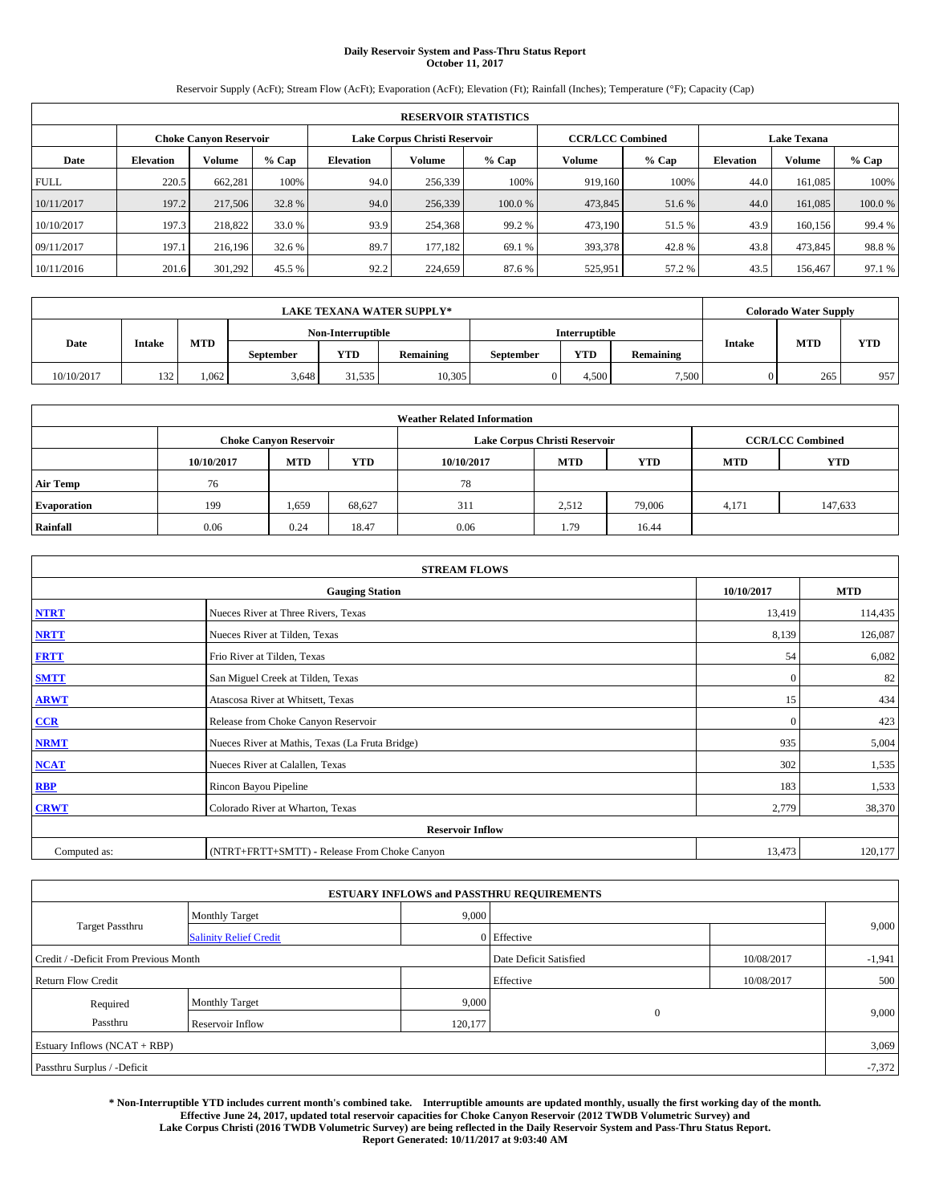# Daily Reservoir System and Pass-Thru Status Report
**October 11, 2017**

Reservoir Supply (AcFt); Stream Flow (AcFt); Evaporation (AcFt); Elevation (Ft); Rainfall (Inches); Temperature (°F); Capacity (Cap)

| RESERVOIR STATISTICS | | | | | | | | | | | |
|---|---|---|---|---|---|---|---|---|---|---|---|
| | Choke Canyon Reservoir | | | Lake Corpus Christi Reservoir | | | CCR/LCC Combined | | Lake Texana | | |
| Date | Elevation | Volume | % Cap | Elevation | Volume | % Cap | Volume | % Cap | Elevation | Volume | % Cap |
| FULL | 220.5 | 662,281 | 100% | 94.0 | 256,339 | 100% | 919,160 | 100% | 44.0 | 161,085 | 100% |
| 10/11/2017 | 197.2 | 217,506 | 32.8 % | 94.0 | 256,339 | 100.0 % | 473,845 | 51.6 % | 44.0 | 161,085 | 100.0 % |
| 10/10/2017 | 197.3 | 218,822 | 33.0 % | 93.9 | 254,368 | 99.2 % | 473,190 | 51.5 % | 43.9 | 160,156 | 99.4 % |
| 09/11/2017 | 197.1 | 216,196 | 32.6 % | 89.7 | 177,182 | 69.1 % | 393,378 | 42.8 % | 43.8 | 473,845 | 98.8 % |
| 10/11/2016 | 201.6 | 301,292 | 45.5 % | 92.2 | 224,659 | 87.6 % | 525,951 | 57.2 % | 43.5 | 156,467 | 97.1 % |

| LAKE TEXANA WATER SUPPLY* | | | | | | | | | Colorado Water Supply | | |
|---|---|---|---|---|---|---|---|---|---|---|---|
| Date | Intake | MTD | Non-Interruptible | | | Interruptible | | | Intake | MTD | YTD |
| | | | September | YTD | Remaining | September | YTD | Remaining | | | |
| 10/10/2017 | 132 | 1,062 | 3,648 | 31,535 | 10,305 | 0 | 4,500 | 7,500 | 0 | 265 | 957 |

| Weather Related Information | | | | | | | | |
|---|---|---|---|---|---|---|---|---|
| | Choke Canyon Reservoir | | | Lake Corpus Christi Reservoir | | | CCR/LCC Combined | |
| | 10/10/2017 | MTD | YTD | 10/10/2017 | MTD | YTD | MTD | YTD |
| Air Temp | 76 | | | 78 | | | | |
| Evaporation | 199 | 1,659 | 68,627 | 311 | 2,512 | 79,006 | 4,171 | 147,633 |
| Rainfall | 0.06 | 0.24 | 18.47 | 0.06 | 1.79 | 16.44 | | |

| STREAM FLOWS | | | |
|---|---|---|---|
| Gauging Station | | 10/10/2017 | MTD |
| NTRT | Nueces River at Three Rivers, Texas | 13,419 | 114,435 |
| NRTT | Nueces River at Tilden, Texas | 8,139 | 126,087 |
| FRTT | Frio River at Tilden, Texas | 54 | 6,082 |
| SMTT | San Miguel Creek at Tilden, Texas | 0 | 82 |
| ARWT | Atascosa River at Whitsett, Texas | 15 | 434 |
| CCR | Release from Choke Canyon Reservoir | 0 | 423 |
| NRMT | Nueces River at Mathis, Texas (La Fruta Bridge) | 935 | 5,004 |
| NCAT | Nueces River at Calallen, Texas | 302 | 1,535 |
| RBP | Rincon Bayou Pipeline | 183 | 1,533 |
| CRWT | Colorado River at Wharton, Texas | 2,779 | 38,370 |
| Reservoir Inflow | | | |
| Computed as: | (NTRT+FRTT+SMTT) - Release From Choke Canyon | 13,473 | 120,177 |

| ESTUARY INFLOWS and PASSTHRU REQUIREMENTS | | | | | |
|---|---|---|---|---|---|
| Target Passthru | Monthly Target | 9,000 | | | 9,000 |
| | Salinity Relief Credit | 0 | Effective | | |
| Credit / -Deficit From Previous Month | | | Date Deficit Satisfied | 10/08/2017 | -1,941 |
| Return Flow Credit | | | Effective | 10/08/2017 | 500 |
| Required Passthru | Monthly Target | 9,000 | 0 | | 9,000 |
| | Reservoir Inflow | 120,177 | | | |
| Estuary Inflows (NCAT + RBP) | | | | | 3,069 |
| Passthru Surplus / -Deficit | | | | | -7,372 |

**\* Non-Interruptible YTD includes current month's combined take. Interruptible amounts are updated monthly, usually the first working day of the month. Effective June 24, 2017, updated total reservoir capacities for Choke Canyon Reservoir (2012 TWDB Volumetric Survey) and Lake Corpus Christi (2016 TWDB Volumetric Survey) are being reflected in the Daily Reservoir System and Pass-Thru Status Report. Report Generated: 10/11/2017 at 9:03:40 AM**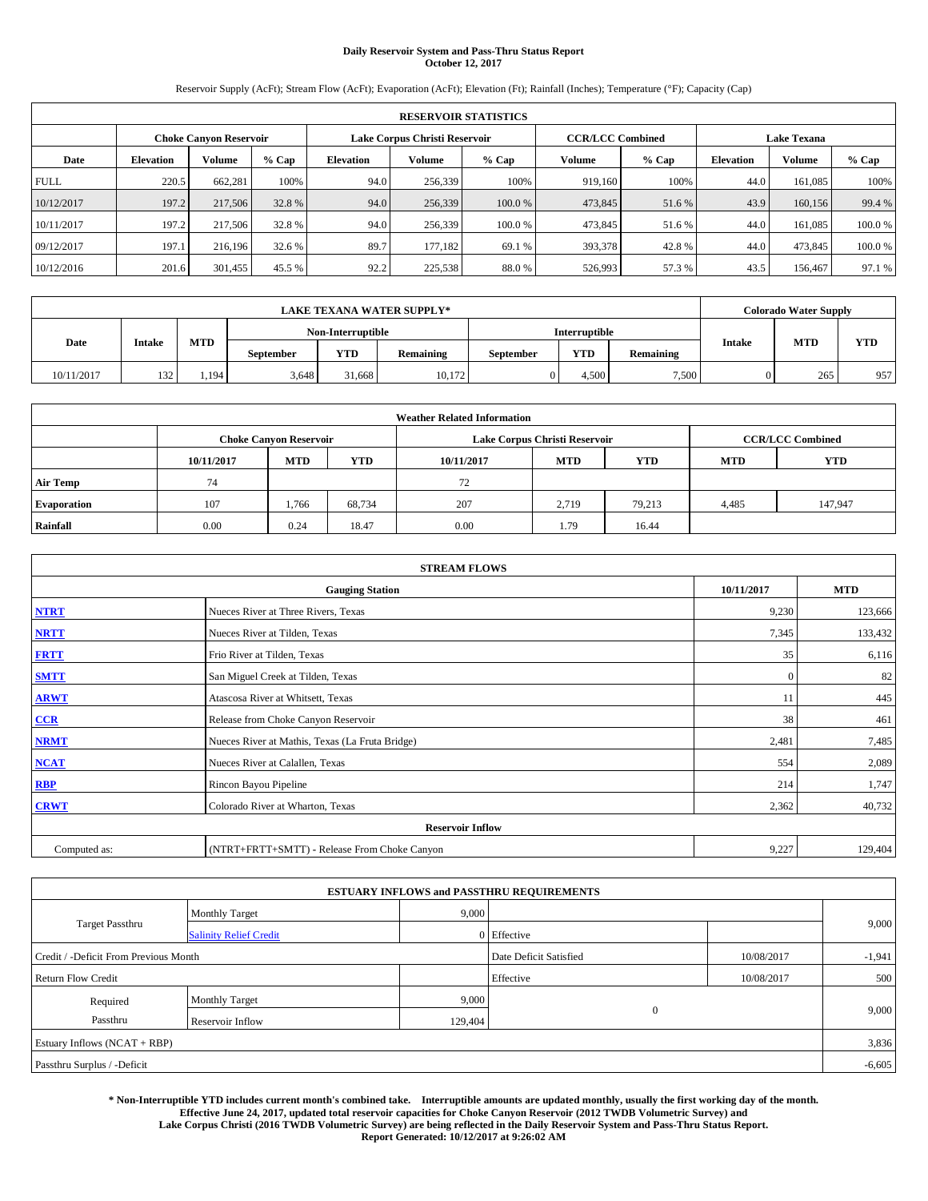# Daily Reservoir System and Pass-Thru Status Report
**October 12, 2017**

Reservoir Supply (AcFt); Stream Flow (AcFt); Evaporation (AcFt); Elevation (Ft); Rainfall (Inches); Temperature (°F); Capacity (Cap)

| RESERVOIR STATISTICS | | | | | | | | | | | |
|---|---|---|---|---|---|---|---|---|---|---|---|
| | Choke Canyon Reservoir | | | Lake Corpus Christi Reservoir | | | CCR/LCC Combined | | Lake Texana | | |
| Date | Elevation | Volume | % Cap | Elevation | Volume | % Cap | Volume | % Cap | Elevation | Volume | % Cap |
| FULL | 220.5 | 662,281 | 100% | 94.0 | 256,339 | 100% | 919,160 | 100% | 44.0 | 161,085 | 100% |
| 10/12/2017 | 197.2 | 217,506 | 32.8 % | 94.0 | 256,339 | 100.0 % | 473,845 | 51.6 % | 43.9 | 160,156 | 99.4 % |
| 10/11/2017 | 197.2 | 217,506 | 32.8 % | 94.0 | 256,339 | 100.0 % | 473,845 | 51.6 % | 44.0 | 161,085 | 100.0 % |
| 09/12/2017 | 197.1 | 216,196 | 32.6 % | 89.7 | 177,182 | 69.1 % | 393,378 | 42.8 % | 44.0 | 473,845 | 100.0 % |
| 10/12/2016 | 201.6 | 301,455 | 45.5 % | 92.2 | 225,538 | 88.0 % | 526,993 | 57.3 % | 43.5 | 156,467 | 97.1 % |

| LAKE TEXANA WATER SUPPLY* | | | | | | | | | Colorado Water Supply | | |
|---|---|---|---|---|---|---|---|---|---|---|---|
| Date | Intake | MTD | Non-Interruptible | | | Interruptible | | | Intake | MTD | YTD |
| | | | September | YTD | Remaining | September | YTD | Remaining | | | |
| 10/11/2017 | 132 | 1,194 | 3,648 | 31,668 | 10,172 | 0 | 4,500 | 7,500 | 0 | 265 | 957 |

| Weather Related Information | | | | | | | | |
|---|---|---|---|---|---|---|---|---|
| | Choke Canyon Reservoir | | | Lake Corpus Christi Reservoir | | | CCR/LCC Combined | |
| | 10/11/2017 | MTD | YTD | 10/11/2017 | MTD | YTD | MTD | YTD |
| Air Temp | 74 | | | 72 | | | | |
| Evaporation | 107 | 1,766 | 68,734 | 207 | 2,719 | 79,213 | 4,485 | 147,947 |
| Rainfall | 0.00 | 0.24 | 18.47 | 0.00 | 1.79 | 16.44 | | |

| STREAM FLOWS | | | |
|---|---|---|---|
| Gauging Station | | 10/11/2017 | MTD |
| NTRT | Nueces River at Three Rivers, Texas | 9,230 | 123,666 |
| NRTT | Nueces River at Tilden, Texas | 7,345 | 133,432 |
| FRTT | Frio River at Tilden, Texas | 35 | 6,116 |
| SMTT | San Miguel Creek at Tilden, Texas | 0 | 82 |
| ARWT | Atascosa River at Whitsett, Texas | 11 | 445 |
| CCR | Release from Choke Canyon Reservoir | 38 | 461 |
| NRMT | Nueces River at Mathis, Texas (La Fruta Bridge) | 2,481 | 7,485 |
| NCAT | Nueces River at Calallen, Texas | 554 | 2,089 |
| RBP | Rincon Bayou Pipeline | 214 | 1,747 |
| CRWT | Colorado River at Wharton, Texas | 2,362 | 40,732 |
| Reservoir Inflow | | | |
| Computed as: | (NTRT+FRTT+SMTT) - Release From Choke Canyon | 9,227 | 129,404 |

| ESTUARY INFLOWS and PASSTHRU REQUIREMENTS | | | | | |
|---|---|---|---|---|---|
| Target Passthru | Monthly Target | 9,000 | | | 9,000 |
| | Salinity Relief Credit | 0 | Effective | | |
| Credit / -Deficit From Previous Month | | | Date Deficit Satisfied | 10/08/2017 | -1,941 |
| Return Flow Credit | | | Effective | 10/08/2017 | 500 |
| Required Passthru | Monthly Target | 9,000 | 0 | | 9,000 |
| | Reservoir Inflow | 129,404 | | | |
| Estuary Inflows (NCAT + RBP) | | | | | 3,836 |
| Passthru Surplus / -Deficit | | | | | -6,605 |

**\* Non-Interruptible YTD includes current month's combined take. Interruptible amounts are updated monthly, usually the first working day of the month. Effective June 24, 2017, updated total reservoir capacities for Choke Canyon Reservoir (2012 TWDB Volumetric Survey) and Lake Corpus Christi (2016 TWDB Volumetric Survey) are being reflected in the Daily Reservoir System and Pass-Thru Status Report. Report Generated: 10/12/2017 at 9:26:02 AM**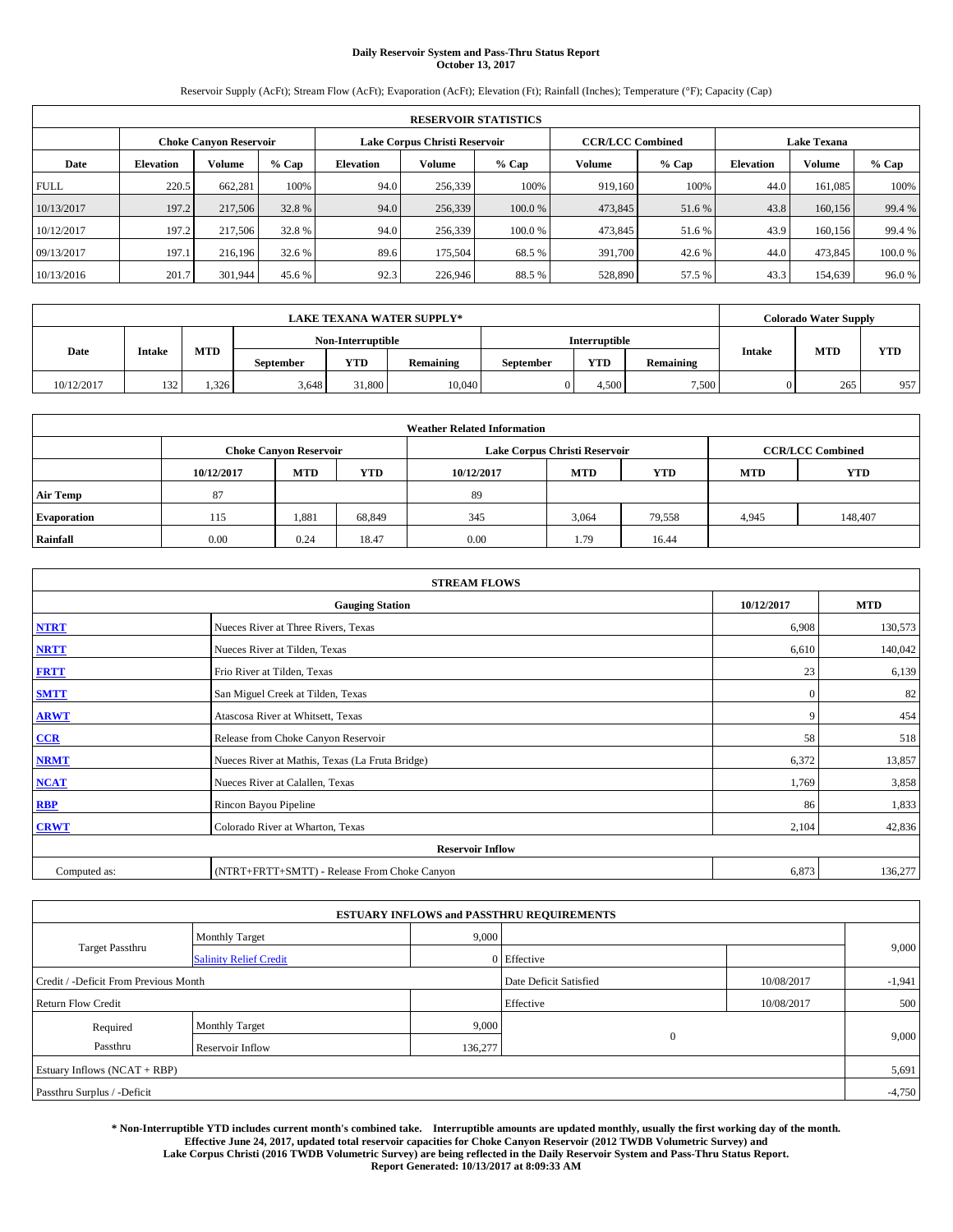# Daily Reservoir System and Pass-Thru Status Report
## October 13, 2017

Reservoir Supply (AcFt); Stream Flow (AcFt); Evaporation (AcFt); Elevation (Ft); Rainfall (Inches); Temperature (°F); Capacity (Cap)

| RESERVOIR STATISTICS | | | | | | | | | | | |
|---|---|---|---|---|---|---|---|---|---|---|---|
| | Choke Canyon Reservoir | | | Lake Corpus Christi Reservoir | | | CCR/LCC Combined | | Lake Texana | | |
| Date | Elevation | Volume | % Cap | Elevation | Volume | % Cap | Volume | % Cap | Elevation | Volume | % Cap |
| FULL | 220.5 | 662,281 | 100% | 94.0 | 256,339 | 100% | 919,160 | 100% | 44.0 | 161,085 | 100% |
| 10/13/2017 | 197.2 | 217,506 | 32.8 % | 94.0 | 256,339 | 100.0 % | 473,845 | 51.6 % | 43.8 | 160,156 | 99.4 % |
| 10/12/2017 | 197.2 | 217,506 | 32.8 % | 94.0 | 256,339 | 100.0 % | 473,845 | 51.6 % | 43.9 | 160,156 | 99.4 % |
| 09/13/2017 | 197.1 | 216,196 | 32.6 % | 89.6 | 175,504 | 68.5 % | 391,700 | 42.6 % | 44.0 | 473,845 | 100.0 % |
| 10/13/2016 | 201.7 | 301,944 | 45.6 % | 92.3 | 226,946 | 88.5 % | 528,890 | 57.5 % | 43.3 | 154,639 | 96.0 % |

| LAKE TEXANA WATER SUPPLY* | | | | | | | | | Colorado Water Supply | | |
|---|---|---|---|---|---|---|---|---|---|---|---|
| Date | Intake | MTD | Non-Interruptible | | | Interruptible | | | Intake | MTD | YTD |
| | | | September | YTD | Remaining | September | YTD | Remaining | | | |
| 10/12/2017 | 132 | 1,326 | 3,648 | 31,800 | 10,040 | 0 | 4,500 | 7,500 | 0 | 265 | 957 |

| Weather Related Information | | | | | | | | |
|---|---|---|---|---|---|---|---|---|
| | Choke Canyon Reservoir | | | Lake Corpus Christi Reservoir | | | CCR/LCC Combined | |
| | 10/12/2017 | MTD | YTD | 10/12/2017 | MTD | YTD | MTD | YTD |
| Air Temp | 87 | | | 89 | | | | |
| Evaporation | 115 | 1,881 | 68,849 | 345 | 3,064 | 79,558 | 4,945 | 148,407 |
| Rainfall | 0.00 | 0.24 | 18.47 | 0.00 | 1.79 | 16.44 | | |

| STREAM FLOWS | | | |
|---|---|---|---|
| | Gauging Station | 10/12/2017 | MTD |
| NTRT | Nueces River at Three Rivers, Texas | 6,908 | 130,573 |
| NRTT | Nueces River at Tilden, Texas | 6,610 | 140,042 |
| FRTT | Frio River at Tilden, Texas | 23 | 6,139 |
| SMTT | San Miguel Creek at Tilden, Texas | 0 | 82 |
| ARWT | Atascosa River at Whitsett, Texas | 9 | 454 |
| CCR | Release from Choke Canyon Reservoir | 58 | 518 |
| NRMT | Nueces River at Mathis, Texas (La Fruta Bridge) | 6,372 | 13,857 |
| NCAT | Nueces River at Calallen, Texas | 1,769 | 3,858 |
| RBP | Rincon Bayou Pipeline | 86 | 1,833 |
| CRWT | Colorado River at Wharton, Texas | 2,104 | 42,836 |
| | Reservoir Inflow | | |
| Computed as: | (NTRT+FRTT+SMTT) - Release From Choke Canyon | 6,873 | 136,277 |

| ESTUARY INFLOWS and PASSTHRU REQUIREMENTS | | | | | |
|---|---|---|---|---|---|
| Target Passthru | Monthly Target | 9,000 | | | 9,000 |
| | Salinity Relief Credit | 0 | Effective | | |
| Credit / -Deficit From Previous Month | | | Date Deficit Satisfied | 10/08/2017 | -1,941 |
| Return Flow Credit | | | Effective | 10/08/2017 | 500 |
| Required Passthru | Monthly Target | 9,000 | 0 | | 9,000 |
| | Reservoir Inflow | 136,277 | | | |
| Estuary Inflows (NCAT + RBP) | | | | | 5,691 |
| Passthru Surplus / -Deficit | | | | | -4,750 |

**\* Non-Interruptible YTD includes current month's combined take. Interruptible amounts are updated monthly, usually the first working day of the month. Effective June 24, 2017, updated total reservoir capacities for Choke Canyon Reservoir (2012 TWDB Volumetric Survey) and Lake Corpus Christi (2016 TWDB Volumetric Survey) are being reflected in the Daily Reservoir System and Pass-Thru Status Report. Report Generated: 10/13/2017 at 8:09:33 AM**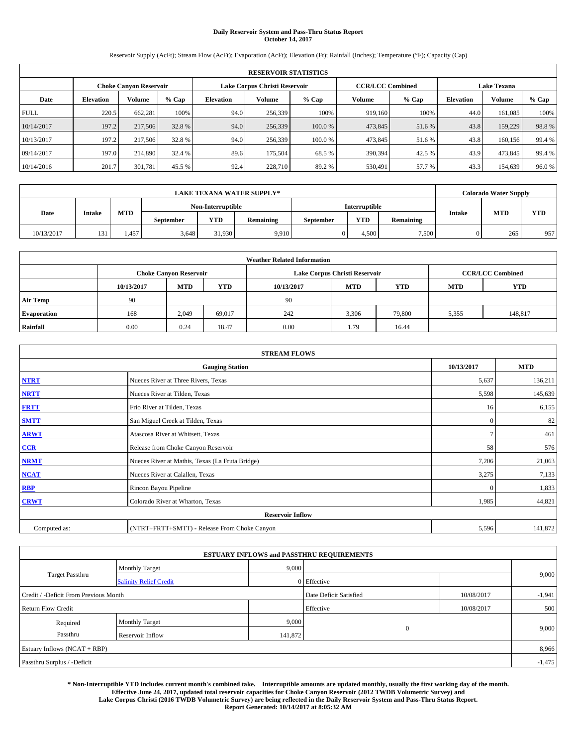# Daily Reservoir System and Pass-Thru Status Report
**October 14, 2017**

Reservoir Supply (AcFt); Stream Flow (AcFt); Evaporation (AcFt); Elevation (Ft); Rainfall (Inches); Temperature (°F); Capacity (Cap)

| RESERVOIR STATISTICS | | | | | | | | | | | |
|---|---|---|---|---|---|---|---|---|---|---|---|
| | Choke Canyon Reservoir | | | Lake Corpus Christi Reservoir | | | CCR/LCC Combined | | Lake Texana | | |
| Date | Elevation | Volume | % Cap | Elevation | Volume | % Cap | Volume | % Cap | Elevation | Volume | % Cap |
| FULL | 220.5 | 662,281 | 100% | 94.0 | 256,339 | 100% | 919,160 | 100% | 44.0 | 161,085 | 100% |
| 10/14/2017 | 197.2 | 217,506 | 32.8 % | 94.0 | 256,339 | 100.0 % | 473,845 | 51.6 % | 43.8 | 159,229 | 98.8 % |
| 10/13/2017 | 197.2 | 217,506 | 32.8 % | 94.0 | 256,339 | 100.0 % | 473,845 | 51.6 % | 43.8 | 160,156 | 99.4 % |
| 09/14/2017 | 197.0 | 214,890 | 32.4 % | 89.6 | 175,504 | 68.5 % | 390,394 | 42.5 % | 43.9 | 473,845 | 99.4 % |
| 10/14/2016 | 201.7 | 301,781 | 45.5 % | 92.4 | 228,710 | 89.2 % | 530,491 | 57.7 % | 43.3 | 154,639 | 96.0 % |

| LAKE TEXANA WATER SUPPLY* | | | | | | | | | Colorado Water Supply | | |
|---|---|---|---|---|---|---|---|---|---|---|---|
| Date | Intake | MTD | Non-Interruptible | | | Interruptible | | | Intake | MTD | YTD |
| | | | September | YTD | Remaining | September | YTD | Remaining | | | |
| 10/13/2017 | 131 | 1,457 | 3,648 | 31,930 | 9,910 | 0 | 4,500 | 7,500 | 0 | 265 | 957 |

| Weather Related Information | | | | | | | | |
|---|---|---|---|---|---|---|---|---|
| | Choke Canyon Reservoir | | | Lake Corpus Christi Reservoir | | | CCR/LCC Combined | |
| | 10/13/2017 | MTD | YTD | 10/13/2017 | MTD | YTD | MTD | YTD |
| Air Temp | 90 | | | 90 | | | | |
| Evaporation | 168 | 2,049 | 69,017 | 242 | 3,306 | 79,800 | 5,355 | 148,817 |
| Rainfall | 0.00 | 0.24 | 18.47 | 0.00 | 1.79 | 16.44 | | |

| STREAM FLOWS | | | |
|---|---|---|---|
| Gauging Station | | 10/13/2017 | MTD |
| NTRT | Nueces River at Three Rivers, Texas | 5,637 | 136,211 |
| NRTT | Nueces River at Tilden, Texas | 5,598 | 145,639 |
| FRTT | Frio River at Tilden, Texas | 16 | 6,155 |
| SMTT | San Miguel Creek at Tilden, Texas | 0 | 82 |
| ARWT | Atascosa River at Whitsett, Texas | 7 | 461 |
| CCR | Release from Choke Canyon Reservoir | 58 | 576 |
| NRMT | Nueces River at Mathis, Texas (La Fruta Bridge) | 7,206 | 21,063 |
| NCAT | Nueces River at Calallen, Texas | 3,275 | 7,133 |
| RBP | Rincon Bayou Pipeline | 0 | 1,833 |
| CRWT | Colorado River at Wharton, Texas | 1,985 | 44,821 |
| Reservoir Inflow | | | |
| Computed as: | (NTRT+FRTT+SMTT) - Release From Choke Canyon | 5,596 | 141,872 |

| ESTUARY INFLOWS and PASSTHRU REQUIREMENTS | | | | | |
|---|---|---|---|---|---|
| Target Passthru | Monthly Target | 9,000 | | | 9,000 |
| | Salinity Relief Credit | 0 | Effective | | |
| Credit / -Deficit From Previous Month | | | Date Deficit Satisfied | 10/08/2017 | -1,941 |
| Return Flow Credit | | | Effective | 10/08/2017 | 500 |
| Required Passthru | Monthly Target | 9,000 | 0 | | 9,000 |
| | Reservoir Inflow | 141,872 | | | |
| Estuary Inflows (NCAT + RBP) | | | | | 8,966 |
| Passthru Surplus / -Deficit | | | | | -1,475 |

**\* Non-Interruptible YTD includes current month's combined take. Interruptible amounts are updated monthly, usually the first working day of the month. Effective June 24, 2017, updated total reservoir capacities for Choke Canyon Reservoir (2012 TWDB Volumetric Survey) and Lake Corpus Christi (2016 TWDB Volumetric Survey) are being reflected in the Daily Reservoir System and Pass-Thru Status Report. Report Generated: 10/14/2017 at 8:05:32 AM**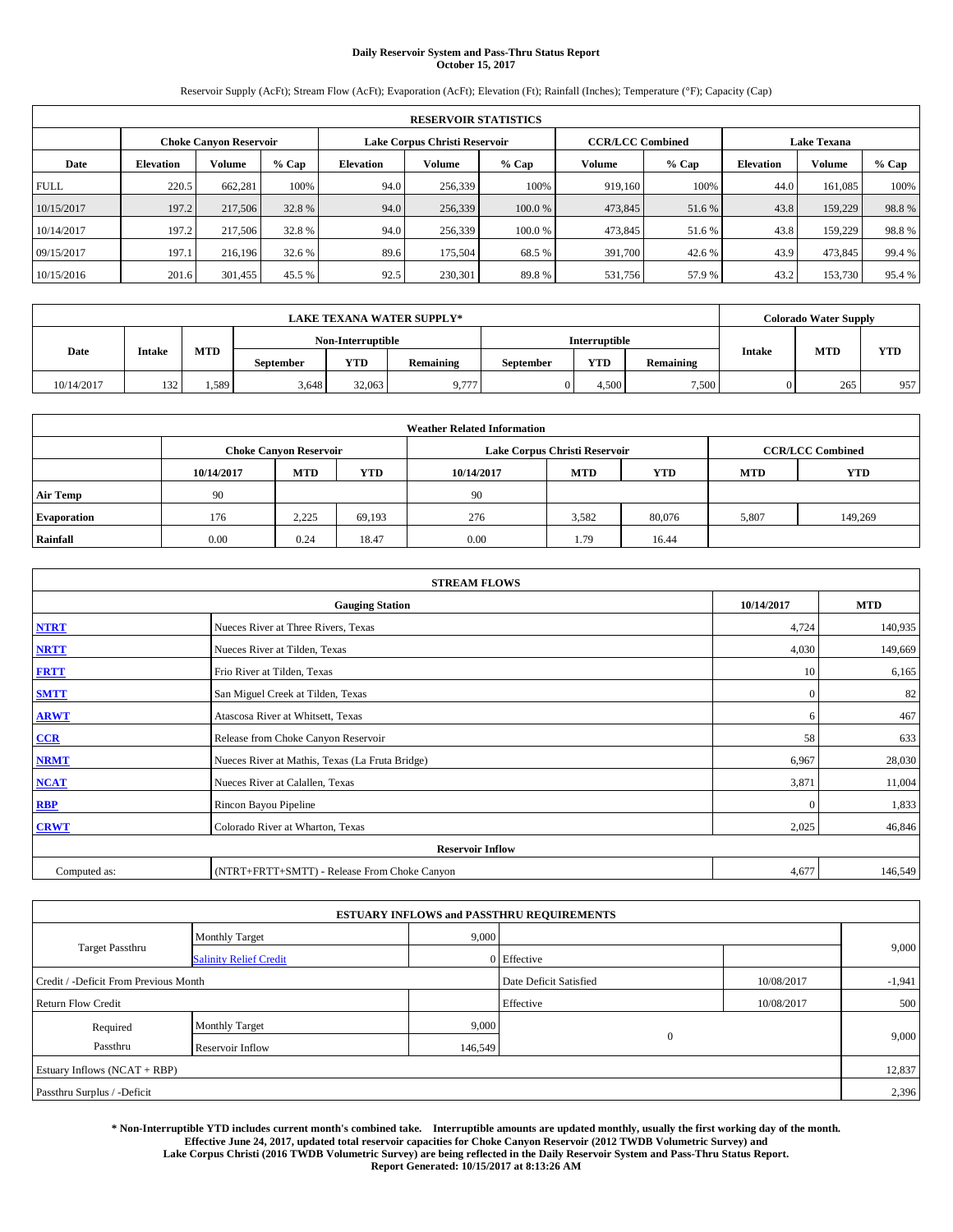# Daily Reservoir System and Pass-Thru Status Report
## October 15, 2017

Reservoir Supply (AcFt); Stream Flow (AcFt); Evaporation (AcFt); Elevation (Ft); Rainfall (Inches); Temperature (°F); Capacity (Cap)

| RESERVOIR STATISTICS | | | | | | | | | | | |
|---|---|---|---|---|---|---|---|---|---|---|---|
| | Choke Canyon Reservoir | | | Lake Corpus Christi Reservoir | | | CCR/LCC Combined | | Lake Texana | | |
| Date | Elevation | Volume | % Cap | Elevation | Volume | % Cap | Volume | % Cap | Elevation | Volume | % Cap |
| FULL | 220.5 | 662,281 | 100% | 94.0 | 256,339 | 100% | 919,160 | 100% | 44.0 | 161,085 | 100% |
| 10/15/2017 | 197.2 | 217,506 | 32.8 % | 94.0 | 256,339 | 100.0 % | 473,845 | 51.6 % | 43.8 | 159,229 | 98.8 % |
| 10/14/2017 | 197.2 | 217,506 | 32.8 % | 94.0 | 256,339 | 100.0 % | 473,845 | 51.6 % | 43.8 | 159,229 | 98.8 % |
| 09/15/2017 | 197.1 | 216,196 | 32.6 % | 89.6 | 175,504 | 68.5 % | 391,700 | 42.6 % | 43.9 | 473,845 | 99.4 % |
| 10/15/2016 | 201.6 | 301,455 | 45.5 % | 92.5 | 230,301 | 89.8 % | 531,756 | 57.9 % | 43.2 | 153,730 | 95.4 % |

| LAKE TEXANA WATER SUPPLY* | | | | | | | | | Colorado Water Supply | | |
|---|---|---|---|---|---|---|---|---|---|---|---|
| Date | Intake | MTD | Non-Interruptible | | | Interruptible | | | Intake | MTD | YTD |
| | | | September | YTD | Remaining | September | YTD | Remaining | | | |
| 10/14/2017 | 132 | 1,589 | 3,648 | 32,063 | 9,777 | 0 | 4,500 | 7,500 | 0 | 265 | 957 |

| Weather Related Information | | | | | | | | |
|---|---|---|---|---|---|---|---|---|
| | Choke Canyon Reservoir | | | Lake Corpus Christi Reservoir | | | CCR/LCC Combined | |
| | 10/14/2017 | MTD | YTD | 10/14/2017 | MTD | YTD | MTD | YTD |
| Air Temp | 90 | | | 90 | | | | |
| Evaporation | 176 | 2,225 | 69,193 | 276 | 3,582 | 80,076 | 5,807 | 149,269 |
| Rainfall | 0.00 | 0.24 | 18.47 | 0.00 | 1.79 | 16.44 | | |

| STREAM FLOWS | | | |
|---|---|---|---|
| | Gauging Station | 10/14/2017 | MTD |
| NTRT | Nueces River at Three Rivers, Texas | 4,724 | 140,935 |
| NRTT | Nueces River at Tilden, Texas | 4,030 | 149,669 |
| FRTT | Frio River at Tilden, Texas | 10 | 6,165 |
| SMTT | San Miguel Creek at Tilden, Texas | 0 | 82 |
| ARWT | Atascosa River at Whitsett, Texas | 6 | 467 |
| CCR | Release from Choke Canyon Reservoir | 58 | 633 |
| NRMT | Nueces River at Mathis, Texas (La Fruta Bridge) | 6,967 | 28,030 |
| NCAT | Nueces River at Calallen, Texas | 3,871 | 11,004 |
| RBP | Rincon Bayou Pipeline | 0 | 1,833 |
| CRWT | Colorado River at Wharton, Texas | 2,025 | 46,846 |
| | Reservoir Inflow | | |
| Computed as: | (NTRT+FRTT+SMTT) - Release From Choke Canyon | 4,677 | 146,549 |

| ESTUARY INFLOWS and PASSTHRU REQUIREMENTS | | | | | |
|---|---|---|---|---|---|
| Target Passthru | Monthly Target | 9,000 | | | 9,000 |
| | Salinity Relief Credit | 0 | Effective | | |
| Credit / -Deficit From Previous Month | | | Date Deficit Satisfied | 10/08/2017 | -1,941 |
| Return Flow Credit | | | Effective | 10/08/2017 | 500 |
| Required Passthru | Monthly Target | 9,000 | 0 | | 9,000 |
| | Reservoir Inflow | 146,549 | | | |
| Estuary Inflows (NCAT + RBP) | | | | | 12,837 |
| Passthru Surplus / -Deficit | | | | | 2,396 |

**\* Non-Interruptible YTD includes current month's combined take. Interruptible amounts are updated monthly, usually the first working day of the month. Effective June 24, 2017, updated total reservoir capacities for Choke Canyon Reservoir (2012 TWDB Volumetric Survey) and Lake Corpus Christi (2016 TWDB Volumetric Survey) are being reflected in the Daily Reservoir System and Pass-Thru Status Report. Report Generated: 10/15/2017 at 8:13:26 AM**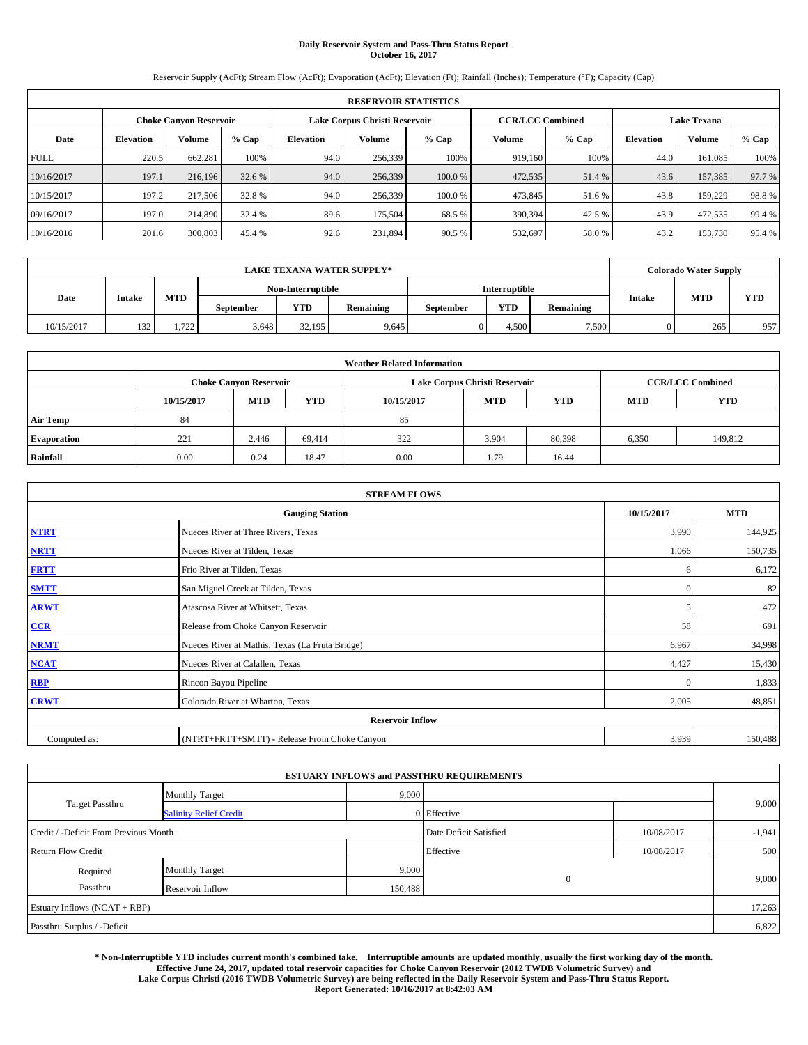**Daily Reservoir System and Pass-Thru Status Report**
**October 16, 2017**

Reservoir Supply (AcFt); Stream Flow (AcFt); Evaporation (AcFt); Elevation (Ft); Rainfall (Inches); Temperature (°F); Capacity (Cap)

| RESERVOIR STATISTICS | | | | | | | | | | | |
|---|---|---|---|---|---|---|---|---|---|---|---|
| | Choke Canyon Reservoir | | | Lake Corpus Christi Reservoir | | | CCR/LCC Combined | | Lake Texana | | |
| Date | Elevation | Volume | % Cap | Elevation | Volume | % Cap | Volume | % Cap | Elevation | Volume | % Cap |
| FULL | 220.5 | 662,281 | 100% | 94.0 | 256,339 | 100% | 919,160 | 100% | 44.0 | 161,085 | 100% |
| 10/16/2017 | 197.1 | 216,196 | 32.6 % | 94.0 | 256,339 | 100.0 % | 472,535 | 51.4 % | 43.6 | 157,385 | 97.7 % |
| 10/15/2017 | 197.2 | 217,506 | 32.8 % | 94.0 | 256,339 | 100.0 % | 473,845 | 51.6 % | 43.8 | 159,229 | 98.8 % |
| 09/16/2017 | 197.0 | 214,890 | 32.4 % | 89.6 | 175,504 | 68.5 % | 390,394 | 42.5 % | 43.9 | 472,535 | 99.4 % |
| 10/16/2016 | 201.6 | 300,803 | 45.4 % | 92.6 | 231,894 | 90.5 % | 532,697 | 58.0 % | 43.2 | 153,730 | 95.4 % |

| LAKE TEXANA WATER SUPPLY* | | | | | | | | | Colorado Water Supply | | |
|---|---|---|---|---|---|---|---|---|---|---|---|
| Date | Intake | MTD | Non-Interruptible | | | Interruptible | | | Intake | MTD | YTD |
| | | | September | YTD | Remaining | September | YTD | Remaining | | | |
| 10/15/2017 | 132 | 1,722 | 3,648 | 32,195 | 9,645 | 0 | 4,500 | 7,500 | 0 | 265 | 957 |

| Weather Related Information | | | | | | | | |
|---|---|---|---|---|---|---|---|---|
| | Choke Canyon Reservoir | | | Lake Corpus Christi Reservoir | | | CCR/LCC Combined | |
| | 10/15/2017 | MTD | YTD | 10/15/2017 | MTD | YTD | MTD | YTD |
| Air Temp | 84 | | | 85 | | | | |
| Evaporation | 221 | 2,446 | 69,414 | 322 | 3,904 | 80,398 | 6,350 | 149,812 |
| Rainfall | 0.00 | 0.24 | 18.47 | 0.00 | 1.79 | 16.44 | | |

| STREAM FLOWS | | | |
|---|---|---|---|
| Gauging Station | | 10/15/2017 | MTD |
| [NTRT](#) | Nueces River at Three Rivers, Texas | 3,990 | 144,925 |
| [NRTT](#) | Nueces River at Tilden, Texas | 1,066 | 150,735 |
| [FRTT](#) | Frio River at Tilden, Texas | 6 | 6,172 |
| [SMTT](#) | San Miguel Creek at Tilden, Texas | 0 | 82 |
| [ARWT](#) | Atascosa River at Whitsett, Texas | 5 | 472 |
| [CCR](#) | Release from Choke Canyon Reservoir | 58 | 691 |
| [NRMT](#) | Nueces River at Mathis, Texas (La Fruta Bridge) | 6,967 | 34,998 |
| [NCAT](#) | Nueces River at Calallen, Texas | 4,427 | 15,430 |
| [RBP](#) | Rincon Bayou Pipeline | 0 | 1,833 |
| [CRWT](#) | Colorado River at Wharton, Texas | 2,005 | 48,851 |
| Reservoir Inflow | | | |
| Computed as: | (NTRT+FRTT+SMTT) - Release From Choke Canyon | 3,939 | 150,488 |

| ESTUARY INFLOWS and PASSTHRU REQUIREMENTS | | | | | |
|---|---|---|---|---|---|
| Target Passthru | Monthly Target | 9,000 | | | 9,000 |
| | [Salinity Relief Credit](#) | 0 | Effective | | |
| Credit / -Deficit From Previous Month | | | Date Deficit Satisfied | 10/08/2017 | -1,941 |
| Return Flow Credit | | | Effective | 10/08/2017 | 500 |
| Required Passthru | Monthly Target | 9,000 | 0 | | 9,000 |
| | Reservoir Inflow | 150,488 | | | |
| Estuary Inflows (NCAT + RBP) | | | | | 17,263 |
| Passthru Surplus / -Deficit | | | | | 6,822 |

**\* Non-Interruptible YTD includes current month's combined take. Interruptible amounts are updated monthly, usually the first working day of the month.**
**Effective June 24, 2017, updated total reservoir capacities for Choke Canyon Reservoir (2012 TWDB Volumetric Survey) and**
**Lake Corpus Christi (2016 TWDB Volumetric Survey) are being reflected in the Daily Reservoir System and Pass-Thru Status Report.**
**Report Generated: 10/16/2017 at 8:42:03 AM**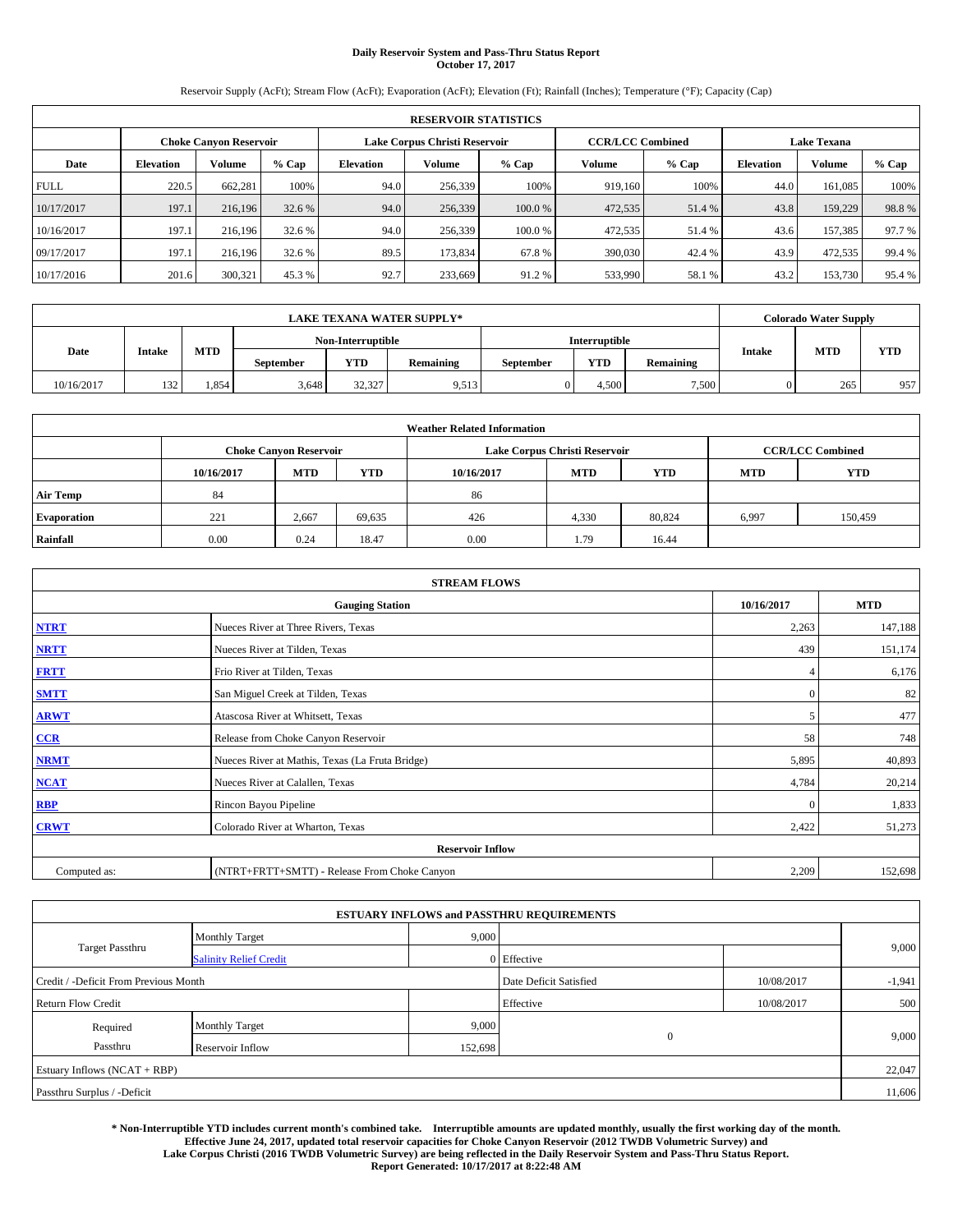# Daily Reservoir System and Pass-Thru Status Report
**October 17, 2017**

Reservoir Supply (AcFt); Stream Flow (AcFt); Evaporation (AcFt); Elevation (Ft); Rainfall (Inches); Temperature (°F); Capacity (Cap)

| RESERVOIR STATISTICS | | | | | | | | | | | |
|---|---|---|---|---|---|---|---|---|---|---|---|
| | Choke Canyon Reservoir | | | Lake Corpus Christi Reservoir | | | CCR/LCC Combined | | Lake Texana | | |
| Date | Elevation | Volume | % Cap | Elevation | Volume | % Cap | Volume | % Cap | Elevation | Volume | % Cap |
| FULL | 220.5 | 662,281 | 100% | 94.0 | 256,339 | 100% | 919,160 | 100% | 44.0 | 161,085 | 100% |
| 10/17/2017 | 197.1 | 216,196 | 32.6 % | 94.0 | 256,339 | 100.0 % | 472,535 | 51.4 % | 43.8 | 159,229 | 98.8 % |
| 10/16/2017 | 197.1 | 216,196 | 32.6 % | 94.0 | 256,339 | 100.0 % | 472,535 | 51.4 % | 43.6 | 157,385 | 97.7 % |
| 09/17/2017 | 197.1 | 216,196 | 32.6 % | 89.5 | 173,834 | 67.8 % | 390,030 | 42.4 % | 43.9 | 472,535 | 99.4 % |
| 10/17/2016 | 201.6 | 300,321 | 45.3 % | 92.7 | 233,669 | 91.2 % | 533,990 | 58.1 % | 43.2 | 153,730 | 95.4 % |

| LAKE TEXANA WATER SUPPLY* | | | | | | | | | Colorado Water Supply | | |
|---|---|---|---|---|---|---|---|---|---|---|---|
| Date | Intake | MTD | Non-Interruptible | | | Interruptible | | | Intake | MTD | YTD |
| | | | September | YTD | Remaining | September | YTD | Remaining | | | |
| 10/16/2017 | 132 | 1,854 | 3,648 | 32,327 | 9,513 | 0 | 4,500 | 7,500 | 0 | 265 | 957 |

| Weather Related Information | | | | | | | | |
|---|---|---|---|---|---|---|---|---|
| | Choke Canyon Reservoir | | | Lake Corpus Christi Reservoir | | | CCR/LCC Combined | |
| | 10/16/2017 | MTD | YTD | 10/16/2017 | MTD | YTD | MTD | YTD |
| Air Temp | 84 | | | 86 | | | | |
| Evaporation | 221 | 2,667 | 69,635 | 426 | 4,330 | 80,824 | 6,997 | 150,459 |
| Rainfall | 0.00 | 0.24 | 18.47 | 0.00 | 1.79 | 16.44 | | |

| STREAM FLOWS | | | |
|---|---|---|---|
| Gauging Station | | 10/16/2017 | MTD |
| NTRT | Nueces River at Three Rivers, Texas | 2,263 | 147,188 |
| NRTT | Nueces River at Tilden, Texas | 439 | 151,174 |
| FRTT | Frio River at Tilden, Texas | 4 | 6,176 |
| SMTT | San Miguel Creek at Tilden, Texas | 0 | 82 |
| ARWT | Atascosa River at Whitsett, Texas | 5 | 477 |
| CCR | Release from Choke Canyon Reservoir | 58 | 748 |
| NRMT | Nueces River at Mathis, Texas (La Fruta Bridge) | 5,895 | 40,893 |
| NCAT | Nueces River at Calallen, Texas | 4,784 | 20,214 |
| RBP | Rincon Bayou Pipeline | 0 | 1,833 |
| CRWT | Colorado River at Wharton, Texas | 2,422 | 51,273 |
| Reservoir Inflow | | | |
| Computed as: | (NTRT+FRTT+SMTT) - Release From Choke Canyon | 2,209 | 152,698 |

| ESTUARY INFLOWS and PASSTHRU REQUIREMENTS | | | | | |
|---|---|---|---|---|---|
| Target Passthru | Monthly Target | 9,000 | | | 9,000 |
| | Salinity Relief Credit | 0 | Effective | | |
| Credit / -Deficit From Previous Month | | | Date Deficit Satisfied | 10/08/2017 | -1,941 |
| Return Flow Credit | | | Effective | 10/08/2017 | 500 |
| Required Passthru | Monthly Target | 9,000 | 0 | | 9,000 |
| | Reservoir Inflow | 152,698 | | | |
| Estuary Inflows (NCAT + RBP) | | | | | 22,047 |
| Passthru Surplus / -Deficit | | | | | 11,606 |

**\* Non-Interruptible YTD includes current month's combined take. Interruptible amounts are updated monthly, usually the first working day of the month. Effective June 24, 2017, updated total reservoir capacities for Choke Canyon Reservoir (2012 TWDB Volumetric Survey) and Lake Corpus Christi (2016 TWDB Volumetric Survey) are being reflected in the Daily Reservoir System and Pass-Thru Status Report. Report Generated: 10/17/2017 at 8:22:48 AM**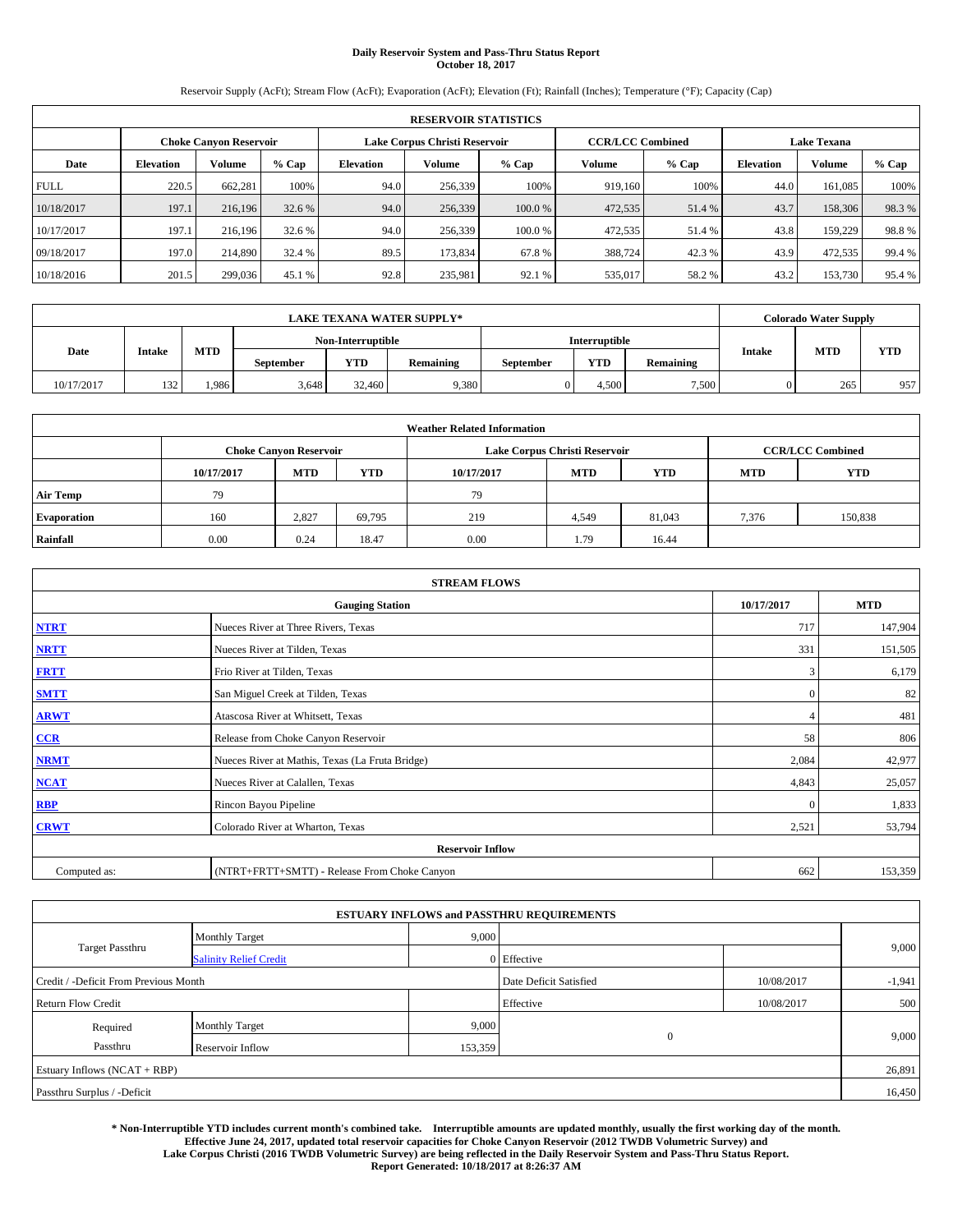# Daily Reservoir System and Pass-Thru Status Report
## October 18, 2017

Reservoir Supply (AcFt); Stream Flow (AcFt); Evaporation (AcFt); Elevation (Ft); Rainfall (Inches); Temperature (°F); Capacity (Cap)

| RESERVOIR STATISTICS | | | | | | | | | | | |
|---|---|---|---|---|---|---|---|---|---|---|---|
| | Choke Canyon Reservoir | | | Lake Corpus Christi Reservoir | | | CCR/LCC Combined | | Lake Texana | | |
| Date | Elevation | Volume | % Cap | Elevation | Volume | % Cap | Volume | % Cap | Elevation | Volume | % Cap |
| FULL | 220.5 | 662,281 | 100% | 94.0 | 256,339 | 100% | 919,160 | 100% | 44.0 | 161,085 | 100% |
| 10/18/2017 | 197.1 | 216,196 | 32.6 % | 94.0 | 256,339 | 100.0 % | 472,535 | 51.4 % | 43.7 | 158,306 | 98.3 % |
| 10/17/2017 | 197.1 | 216,196 | 32.6 % | 94.0 | 256,339 | 100.0 % | 472,535 | 51.4 % | 43.8 | 159,229 | 98.8 % |
| 09/18/2017 | 197.0 | 214,890 | 32.4 % | 89.5 | 173,834 | 67.8 % | 388,724 | 42.3 % | 43.9 | 472,535 | 99.4 % |
| 10/18/2016 | 201.5 | 299,036 | 45.1 % | 92.8 | 235,981 | 92.1 % | 535,017 | 58.2 % | 43.2 | 153,730 | 95.4 % |

| LAKE TEXANA WATER SUPPLY* | | | | | | | | | Colorado Water Supply | | |
|---|---|---|---|---|---|---|---|---|---|---|---|
| Date | Intake | MTD | Non-Interruptible | | | Interruptible | | | Intake | MTD | YTD |
| | | | September | YTD | Remaining | September | YTD | Remaining | | | |
| 10/17/2017 | 132 | 1,986 | 3,648 | 32,460 | 9,380 | 0 | 4,500 | 7,500 | 0 | 265 | 957 |

| Weather Related Information | | | | | | | | |
|---|---|---|---|---|---|---|---|---|
| | Choke Canyon Reservoir | | | Lake Corpus Christi Reservoir | | | CCR/LCC Combined | |
| | 10/17/2017 | MTD | YTD | 10/17/2017 | MTD | YTD | MTD | YTD |
| Air Temp | 79 | | | 79 | | | | |
| Evaporation | 160 | 2,827 | 69,795 | 219 | 4,549 | 81,043 | 7,376 | 150,838 |
| Rainfall | 0.00 | 0.24 | 18.47 | 0.00 | 1.79 | 16.44 | | |

| STREAM FLOWS | | | |
|---|---|---|---|
| | Gauging Station | 10/17/2017 | MTD |
| NTRT | Nueces River at Three Rivers, Texas | 717 | 147,904 |
| NRTT | Nueces River at Tilden, Texas | 331 | 151,505 |
| FRTT | Frio River at Tilden, Texas | 3 | 6,179 |
| SMTT | San Miguel Creek at Tilden, Texas | 0 | 82 |
| ARWT | Atascosa River at Whitsett, Texas | 4 | 481 |
| CCR | Release from Choke Canyon Reservoir | 58 | 806 |
| NRMT | Nueces River at Mathis, Texas (La Fruta Bridge) | 2,084 | 42,977 |
| NCAT | Nueces River at Calallen, Texas | 4,843 | 25,057 |
| RBP | Rincon Bayou Pipeline | 0 | 1,833 |
| CRWT | Colorado River at Wharton, Texas | 2,521 | 53,794 |
| | Reservoir Inflow | | |
| Computed as: | (NTRT+FRTT+SMTT) - Release From Choke Canyon | 662 | 153,359 |

| ESTUARY INFLOWS and PASSTHRU REQUIREMENTS | | | | | |
|---|---|---|---|---|---|
| Target Passthru | Monthly Target | 9,000 | | | 9,000 |
| | Salinity Relief Credit | 0 | Effective | | |
| Credit / -Deficit From Previous Month | | | Date Deficit Satisfied | 10/08/2017 | -1,941 |
| Return Flow Credit | | | Effective | 10/08/2017 | 500 |
| Required Passthru | Monthly Target | 9,000 | 0 | | 9,000 |
| | Reservoir Inflow | 153,359 | | | |
| Estuary Inflows (NCAT + RBP) | | | | | 26,891 |
| Passthru Surplus / -Deficit | | | | | 16,450 |

**\* Non-Interruptible YTD includes current month's combined take. Interruptible amounts are updated monthly, usually the first working day of the month. Effective June 24, 2017, updated total reservoir capacities for Choke Canyon Reservoir (2012 TWDB Volumetric Survey) and Lake Corpus Christi (2016 TWDB Volumetric Survey) are being reflected in the Daily Reservoir System and Pass-Thru Status Report. Report Generated: 10/18/2017 at 8:26:37 AM**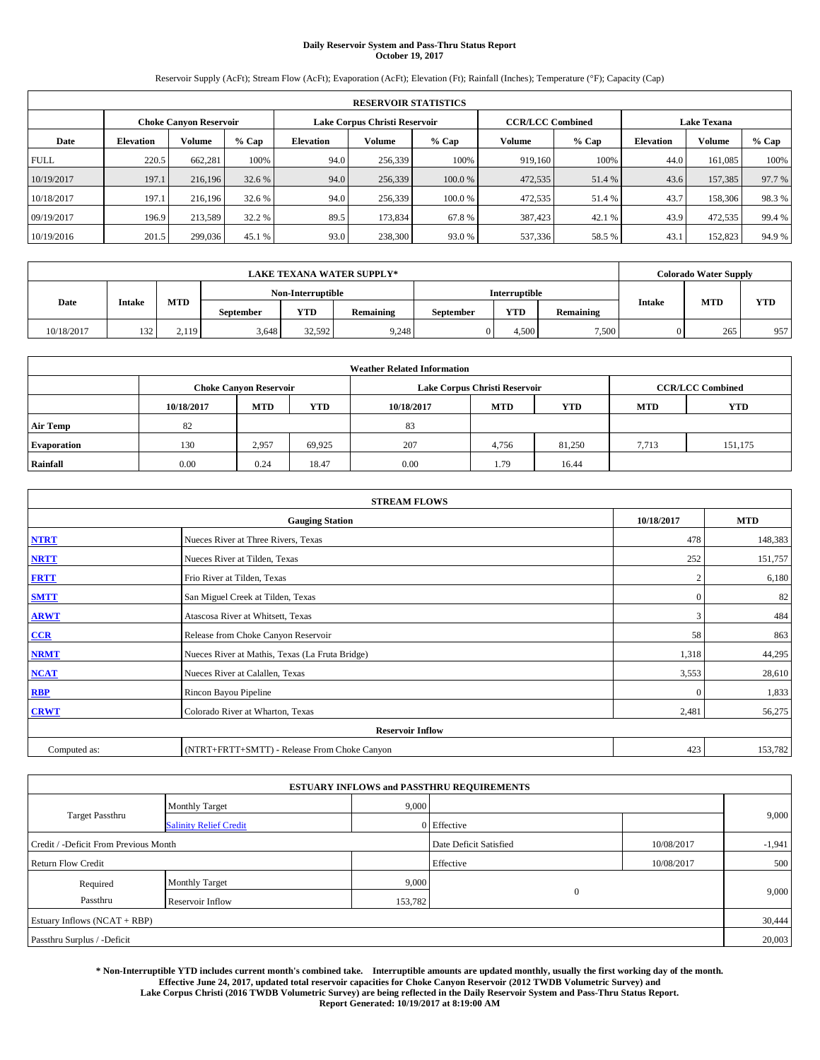# Daily Reservoir System and Pass-Thru Status Report
## October 19, 2017

Reservoir Supply (AcFt); Stream Flow (AcFt); Evaporation (AcFt); Elevation (Ft); Rainfall (Inches); Temperature (°F); Capacity (Cap)

| RESERVOIR STATISTICS | | | | | | | | | | | |
|---|---|---|---|---|---|---|---|---|---|---|---|
| | Choke Canyon Reservoir | | | Lake Corpus Christi Reservoir | | | CCR/LCC Combined | | Lake Texana | | |
| Date | Elevation | Volume | % Cap | Elevation | Volume | % Cap | Volume | % Cap | Elevation | Volume | % Cap |
| FULL | 220.5 | 662,281 | 100% | 94.0 | 256,339 | 100% | 919,160 | 100% | 44.0 | 161,085 | 100% |
| 10/19/2017 | 197.1 | 216,196 | 32.6 % | 94.0 | 256,339 | 100.0 % | 472,535 | 51.4 % | 43.6 | 157,385 | 97.7 % |
| 10/18/2017 | 197.1 | 216,196 | 32.6 % | 94.0 | 256,339 | 100.0 % | 472,535 | 51.4 % | 43.7 | 158,306 | 98.3 % |
| 09/19/2017 | 196.9 | 213,589 | 32.2 % | 89.5 | 173,834 | 67.8 % | 387,423 | 42.1 % | 43.9 | 472,535 | 99.4 % |
| 10/19/2016 | 201.5 | 299,036 | 45.1 % | 93.0 | 238,300 | 93.0 % | 537,336 | 58.5 % | 43.1 | 152,823 | 94.9 % |

| LAKE TEXANA WATER SUPPLY* | | | | | | | | | Colorado Water Supply | | |
|---|---|---|---|---|---|---|---|---|---|---|---|
| Date | Intake | MTD | Non-Interruptible | | | Interruptible | | | Intake | MTD | YTD |
| | | | September | YTD | Remaining | September | YTD | Remaining | | | |
| 10/18/2017 | 132 | 2,119 | 3,648 | 32,592 | 9,248 | 0 | 4,500 | 7,500 | 0 | 265 | 957 |

| Weather Related Information | | | | | | | | |
|---|---|---|---|---|---|---|---|---|
| | Choke Canyon Reservoir | | | Lake Corpus Christi Reservoir | | | CCR/LCC Combined | |
| | 10/18/2017 | MTD | YTD | 10/18/2017 | MTD | YTD | MTD | YTD |
| Air Temp | 82 | | | 83 | | | | |
| Evaporation | 130 | 2,957 | 69,925 | 207 | 4,756 | 81,250 | 7,713 | 151,175 |
| Rainfall | 0.00 | 0.24 | 18.47 | 0.00 | 1.79 | 16.44 | | |

| STREAM FLOWS | | | |
|---|---|---|---|
| Gauging Station | | 10/18/2017 | MTD |
| NTRT | Nueces River at Three Rivers, Texas | 478 | 148,383 |
| NRTT | Nueces River at Tilden, Texas | 252 | 151,757 |
| FRTT | Frio River at Tilden, Texas | 2 | 6,180 |
| SMTT | San Miguel Creek at Tilden, Texas | 0 | 82 |
| ARWT | Atascosa River at Whitsett, Texas | 3 | 484 |
| CCR | Release from Choke Canyon Reservoir | 58 | 863 |
| NRMT | Nueces River at Mathis, Texas (La Fruta Bridge) | 1,318 | 44,295 |
| NCAT | Nueces River at Calallen, Texas | 3,553 | 28,610 |
| RBP | Rincon Bayou Pipeline | 0 | 1,833 |
| CRWT | Colorado River at Wharton, Texas | 2,481 | 56,275 |
| Reservoir Inflow | | | |
| Computed as: | (NTRT+FRTT+SMTT) - Release From Choke Canyon | 423 | 153,782 |

| ESTUARY INFLOWS and PASSTHRU REQUIREMENTS | | | | | |
|---|---|---|---|---|---|
| Target Passthru | Monthly Target | 9,000 | | | 9,000 |
| | Salinity Relief Credit | 0 | Effective | | |
| Credit / -Deficit From Previous Month | | | Date Deficit Satisfied | 10/08/2017 | -1,941 |
| Return Flow Credit | | | Effective | 10/08/2017 | 500 |
| Required Passthru | Monthly Target | 9,000 | 0 | | 9,000 |
| | Reservoir Inflow | 153,782 | | | |
| Estuary Inflows (NCAT + RBP) | | | | | 30,444 |
| Passthru Surplus / -Deficit | | | | | 20,003 |

**\* Non-Interruptible YTD includes current month's combined take. Interruptible amounts are updated monthly, usually the first working day of the month. Effective June 24, 2017, updated total reservoir capacities for Choke Canyon Reservoir (2012 TWDB Volumetric Survey) and Lake Corpus Christi (2016 TWDB Volumetric Survey) are being reflected in the Daily Reservoir System and Pass-Thru Status Report. Report Generated: 10/19/2017 at 8:19:00 AM**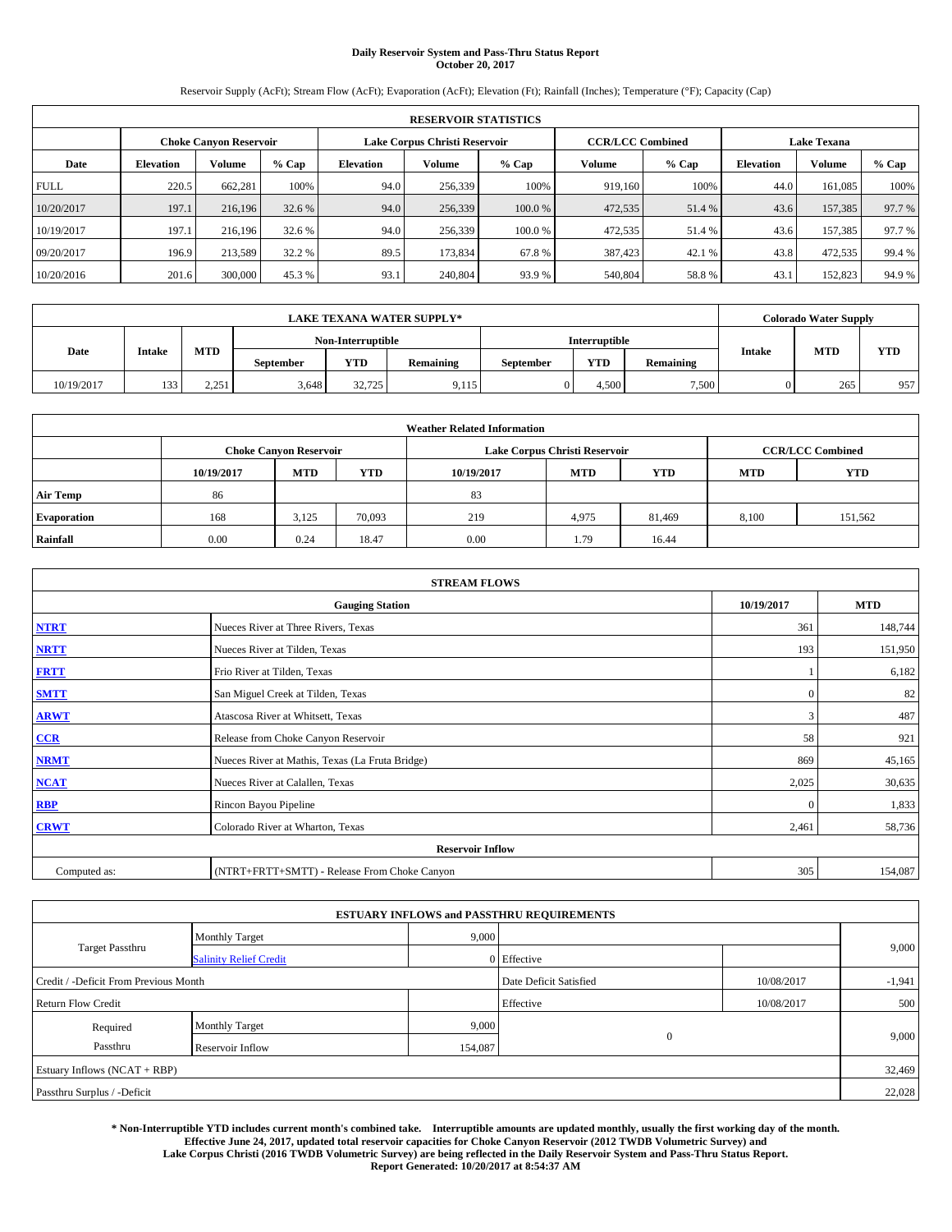# Daily Reservoir System and Pass-Thru Status Report
## October 20, 2017

Reservoir Supply (AcFt); Stream Flow (AcFt); Evaporation (AcFt); Elevation (Ft); Rainfall (Inches); Temperature (°F); Capacity (Cap)

| RESERVOIR STATISTICS | | | | | | | | | | | |
|---|---|---|---|---|---|---|---|---|---|---|---|
| | Choke Canyon Reservoir | | | Lake Corpus Christi Reservoir | | | CCR/LCC Combined | | Lake Texana | | |
| Date | Elevation | Volume | % Cap | Elevation | Volume | % Cap | Volume | % Cap | Elevation | Volume | % Cap |
| FULL | 220.5 | 662,281 | 100% | 94.0 | 256,339 | 100% | 919,160 | 100% | 44.0 | 161,085 | 100% |
| 10/20/2017 | 197.1 | 216,196 | 32.6 % | 94.0 | 256,339 | 100.0 % | 472,535 | 51.4 % | 43.6 | 157,385 | 97.7 % |
| 10/19/2017 | 197.1 | 216,196 | 32.6 % | 94.0 | 256,339 | 100.0 % | 472,535 | 51.4 % | 43.6 | 157,385 | 97.7 % |
| 09/20/2017 | 196.9 | 213,589 | 32.2 % | 89.5 | 173,834 | 67.8 % | 387,423 | 42.1 % | 43.8 | 472,535 | 99.4 % |
| 10/20/2016 | 201.6 | 300,000 | 45.3 % | 93.1 | 240,804 | 93.9 % | 540,804 | 58.8 % | 43.1 | 152,823 | 94.9 % |

| LAKE TEXANA WATER SUPPLY* | | | | | | | | | Colorado Water Supply | | |
|---|---|---|---|---|---|---|---|---|---|---|---|
| Date | Intake | MTD | Non-Interruptible | | | Interruptible | | | Intake | MTD | YTD |
| | | | September | YTD | Remaining | September | YTD | Remaining | | | |
| 10/19/2017 | 133 | 2,251 | 3,648 | 32,725 | 9,115 | 0 | 4,500 | 7,500 | 0 | 265 | 957 |

| Weather Related Information | | | | | | | | |
|---|---|---|---|---|---|---|---|---|
| | Choke Canyon Reservoir | | | Lake Corpus Christi Reservoir | | | CCR/LCC Combined | |
| | 10/19/2017 | MTD | YTD | 10/19/2017 | MTD | YTD | MTD | YTD |
| Air Temp | 86 | | | 83 | | | | |
| Evaporation | 168 | 3,125 | 70,093 | 219 | 4,975 | 81,469 | 8,100 | 151,562 |
| Rainfall | 0.00 | 0.24 | 18.47 | 0.00 | 1.79 | 16.44 | | |

| STREAM FLOWS | | | |
|---|---|---|---|
| Gauging Station | | 10/19/2017 | MTD |
| NTRT | Nueces River at Three Rivers, Texas | 361 | 148,744 |
| NRTT | Nueces River at Tilden, Texas | 193 | 151,950 |
| FRTT | Frio River at Tilden, Texas | 1 | 6,182 |
| SMTT | San Miguel Creek at Tilden, Texas | 0 | 82 |
| ARWT | Atascosa River at Whitsett, Texas | 3 | 487 |
| CCR | Release from Choke Canyon Reservoir | 58 | 921 |
| NRMT | Nueces River at Mathis, Texas (La Fruta Bridge) | 869 | 45,165 |
| NCAT | Nueces River at Calallen, Texas | 2,025 | 30,635 |
| RBP | Rincon Bayou Pipeline | 0 | 1,833 |
| CRWT | Colorado River at Wharton, Texas | 2,461 | 58,736 |
| Reservoir Inflow | | | |
| Computed as: | (NTRT+FRTT+SMTT) - Release From Choke Canyon | 305 | 154,087 |

| ESTUARY INFLOWS and PASSTHRU REQUIREMENTS | | | | | |
|---|---|---|---|---|---|
| Target Passthru | Monthly Target | 9,000 | | | 9,000 |
| | Salinity Relief Credit | 0 | Effective | | |
| Credit / -Deficit From Previous Month | | | Date Deficit Satisfied | 10/08/2017 | -1,941 |
| Return Flow Credit | | | Effective | 10/08/2017 | 500 |
| Required Passthru | Monthly Target | 9,000 | 0 | | 9,000 |
| | Reservoir Inflow | 154,087 | | | |
| Estuary Inflows (NCAT + RBP) | | | | | 32,469 |
| Passthru Surplus / -Deficit | | | | | 22,028 |

**\* Non-Interruptible YTD includes current month's combined take. Interruptible amounts are updated monthly, usually the first working day of the month. Effective June 24, 2017, updated total reservoir capacities for Choke Canyon Reservoir (2012 TWDB Volumetric Survey) and Lake Corpus Christi (2016 TWDB Volumetric Survey) are being reflected in the Daily Reservoir System and Pass-Thru Status Report. Report Generated: 10/20/2017 at 8:54:37 AM**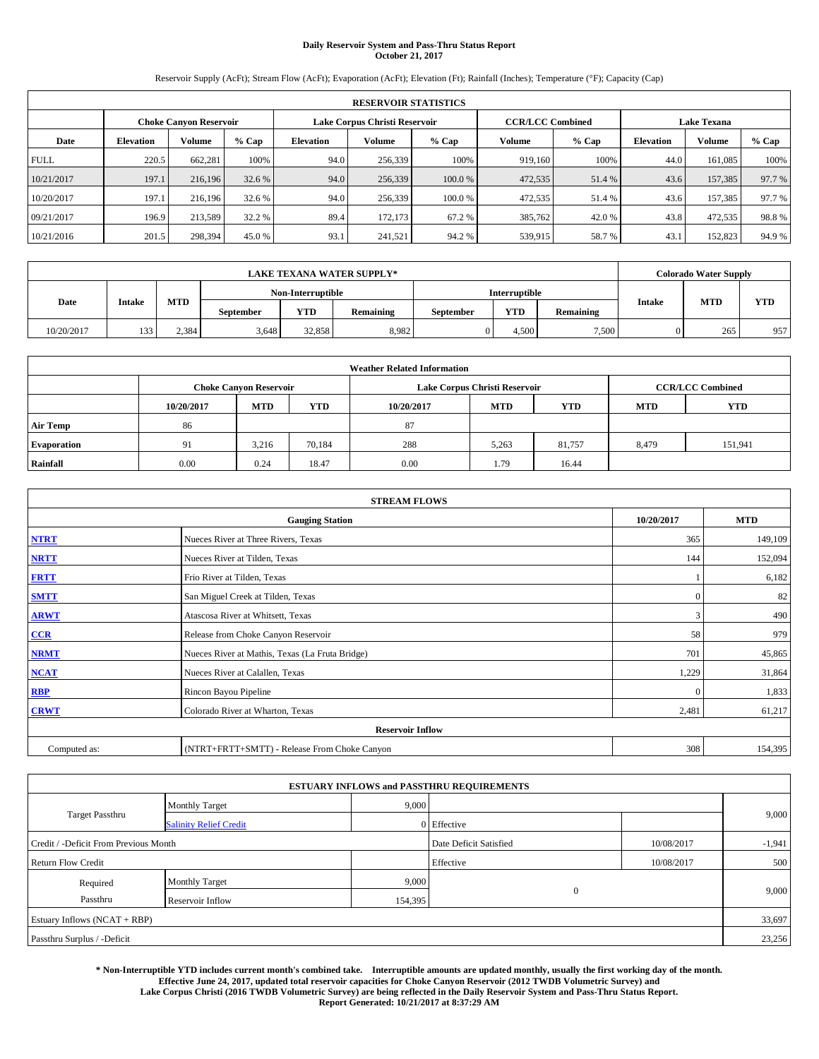# Daily Reservoir System and Pass-Thru Status Report
**October 21, 2017**

Reservoir Supply (AcFt); Stream Flow (AcFt); Evaporation (AcFt); Elevation (Ft); Rainfall (Inches); Temperature (°F); Capacity (Cap)

| RESERVOIR STATISTICS | | | | | | | | | | | |
|---|---|---|---|---|---|---|---|---|---|---|---|
| | Choke Canyon Reservoir | | | Lake Corpus Christi Reservoir | | | CCR/LCC Combined | | Lake Texana | | |
| Date | Elevation | Volume | % Cap | Elevation | Volume | % Cap | Volume | % Cap | Elevation | Volume | % Cap |
| FULL | 220.5 | 662,281 | 100% | 94.0 | 256,339 | 100% | 919,160 | 100% | 44.0 | 161,085 | 100% |
| 10/21/2017 | 197.1 | 216,196 | 32.6 % | 94.0 | 256,339 | 100.0 % | 472,535 | 51.4 % | 43.6 | 157,385 | 97.7 % |
| 10/20/2017 | 197.1 | 216,196 | 32.6 % | 94.0 | 256,339 | 100.0 % | 472,535 | 51.4 % | 43.6 | 157,385 | 97.7 % |
| 09/21/2017 | 196.9 | 213,589 | 32.2 % | 89.4 | 172,173 | 67.2 % | 385,762 | 42.0 % | 43.8 | 472,535 | 98.8 % |
| 10/21/2016 | 201.5 | 298,394 | 45.0 % | 93.1 | 241,521 | 94.2 % | 539,915 | 58.7 % | 43.1 | 152,823 | 94.9 % |

| LAKE TEXANA WATER SUPPLY* | | | | | | | | | Colorado Water Supply | | |
|---|---|---|---|---|---|---|---|---|---|---|---|
| Date | Intake | MTD | Non-Interruptible | | | Interruptible | | | Intake | MTD | YTD |
| | | | September | YTD | Remaining | September | YTD | Remaining | | | |
| 10/20/2017 | 133 | 2,384 | 3,648 | 32,858 | 8,982 | 0 | 4,500 | 7,500 | 0 | 265 | 957 |

| Weather Related Information | | | | | | | | |
|---|---|---|---|---|---|---|---|---|
| | Choke Canyon Reservoir | | | Lake Corpus Christi Reservoir | | | CCR/LCC Combined | |
| | 10/20/2017 | MTD | YTD | 10/20/2017 | MTD | YTD | MTD | YTD |
| Air Temp | 86 | | | 87 | | | | |
| Evaporation | 91 | 3,216 | 70,184 | 288 | 5,263 | 81,757 | 8,479 | 151,941 |
| Rainfall | 0.00 | 0.24 | 18.47 | 0.00 | 1.79 | 16.44 | | |

| STREAM FLOWS | | | |
|---|---|---|---|
| | Gauging Station | 10/20/2017 | MTD |
| NTRT | Nueces River at Three Rivers, Texas | 365 | 149,109 |
| NRTT | Nueces River at Tilden, Texas | 144 | 152,094 |
| FRTT | Frio River at Tilden, Texas | 1 | 6,182 |
| SMTT | San Miguel Creek at Tilden, Texas | 0 | 82 |
| ARWT | Atascosa River at Whitsett, Texas | 3 | 490 |
| CCR | Release from Choke Canyon Reservoir | 58 | 979 |
| NRMT | Nueces River at Mathis, Texas (La Fruta Bridge) | 701 | 45,865 |
| NCAT | Nueces River at Calallen, Texas | 1,229 | 31,864 |
| RBP | Rincon Bayou Pipeline | 0 | 1,833 |
| CRWT | Colorado River at Wharton, Texas | 2,481 | 61,217 |
| | Reservoir Inflow | | |
| Computed as: | (NTRT+FRTT+SMTT) - Release From Choke Canyon | 308 | 154,395 |

| ESTUARY INFLOWS and PASSTHRU REQUIREMENTS | | | | | |
|---|---|---|---|---|---|
| Target Passthru | Monthly Target | 9,000 | | | 9,000 |
| | Salinity Relief Credit | 0 | Effective | | |
| Credit / -Deficit From Previous Month | | | Date Deficit Satisfied | 10/08/2017 | -1,941 |
| Return Flow Credit | | | Effective | 10/08/2017 | 500 |
| Required Passthru | Monthly Target | 9,000 | 0 | | 9,000 |
| | Reservoir Inflow | 154,395 | | | |
| Estuary Inflows (NCAT + RBP) | | | | | 33,697 |
| Passthru Surplus / -Deficit | | | | | 23,256 |

**\* Non-Interruptible YTD includes current month's combined take. Interruptible amounts are updated monthly, usually the first working day of the month. Effective June 24, 2017, updated total reservoir capacities for Choke Canyon Reservoir (2012 TWDB Volumetric Survey) and Lake Corpus Christi (2016 TWDB Volumetric Survey) are being reflected in the Daily Reservoir System and Pass-Thru Status Report. Report Generated: 10/21/2017 at 8:37:29 AM**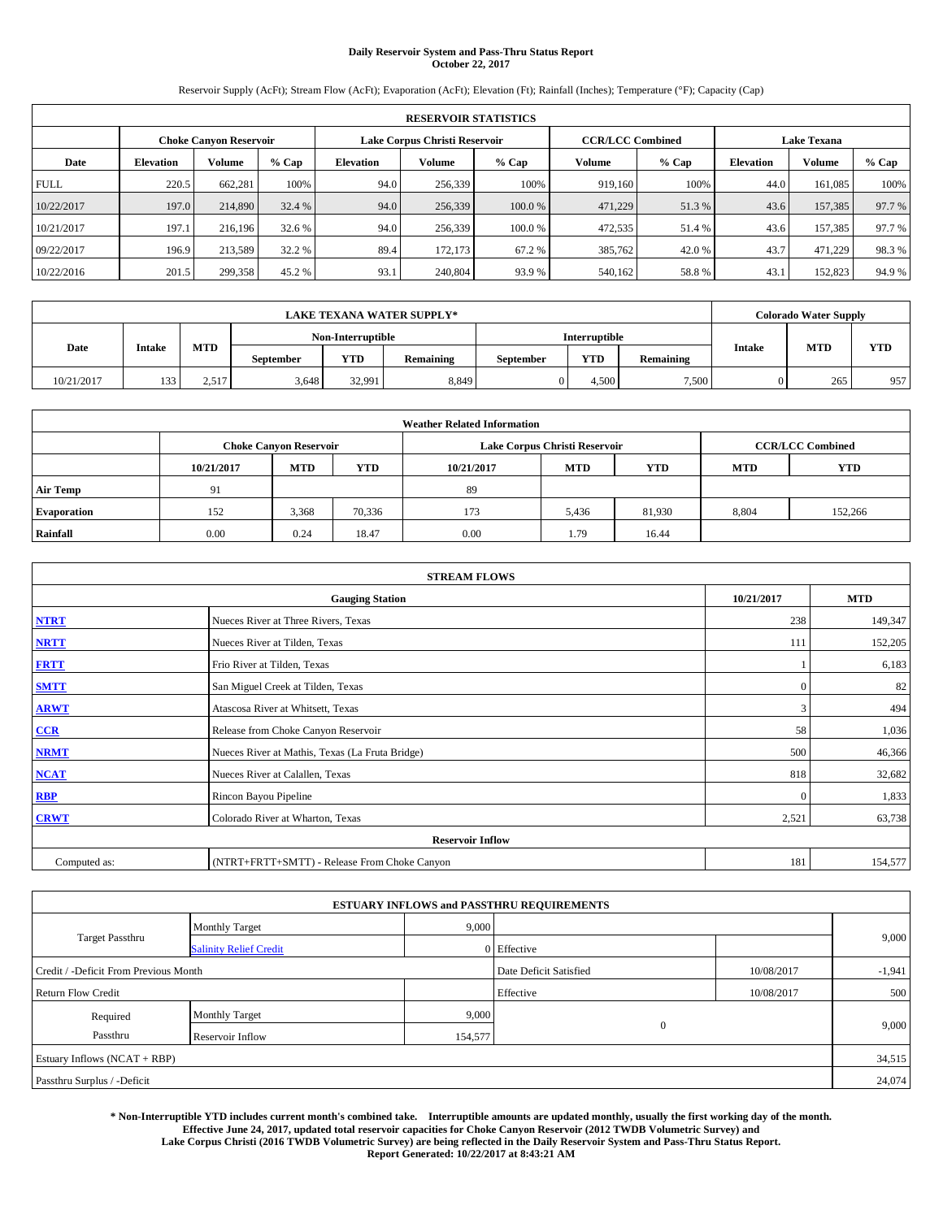**Daily Reservoir System and Pass-Thru Status Report**
**October 22, 2017**

Reservoir Supply (AcFt); Stream Flow (AcFt); Evaporation (AcFt); Elevation (Ft); Rainfall (Inches); Temperature (°F); Capacity (Cap)

| RESERVOIR STATISTICS | | | | | | | | | | | |
|---|---|---|---|---|---|---|---|---|---|---|---|
| | Choke Canyon Reservoir | | | Lake Corpus Christi Reservoir | | | CCR/LCC Combined | | Lake Texana | | |
| Date | Elevation | Volume | % Cap | Elevation | Volume | % Cap | Volume | % Cap | Elevation | Volume | % Cap |
| FULL | 220.5 | 662,281 | 100% | 94.0 | 256,339 | 100% | 919,160 | 100% | 44.0 | 161,085 | 100% |
| 10/22/2017 | 197.0 | 214,890 | 32.4 % | 94.0 | 256,339 | 100.0 % | 471,229 | 51.3 % | 43.6 | 157,385 | 97.7 % |
| 10/21/2017 | 197.1 | 216,196 | 32.6 % | 94.0 | 256,339 | 100.0 % | 472,535 | 51.4 % | 43.6 | 157,385 | 97.7 % |
| 09/22/2017 | 196.9 | 213,589 | 32.2 % | 89.4 | 172,173 | 67.2 % | 385,762 | 42.0 % | 43.7 | 471,229 | 98.3 % |
| 10/22/2016 | 201.5 | 299,358 | 45.2 % | 93.1 | 240,804 | 93.9 % | 540,162 | 58.8 % | 43.1 | 152,823 | 94.9 % |

| LAKE TEXANA WATER SUPPLY* | | | | | | | | | Colorado Water Supply | | |
|---|---|---|---|---|---|---|---|---|---|---|---|
| Date | Intake | MTD | Non-Interruptible | | | Interruptible | | | Intake | MTD | YTD |
| | | | September | YTD | Remaining | September | YTD | Remaining | | | |
| 10/21/2017 | 133 | 2,517 | 3,648 | 32,991 | 8,849 | 0 | 4,500 | 7,500 | 0 | 265 | 957 |

| Weather Related Information | | | | | | | | |
|---|---|---|---|---|---|---|---|---|
| | Choke Canyon Reservoir | | | Lake Corpus Christi Reservoir | | | CCR/LCC Combined | |
| | 10/21/2017 | MTD | YTD | 10/21/2017 | MTD | YTD | MTD | YTD |
| Air Temp | 91 | | | 89 | | | | |
| Evaporation | 152 | 3,368 | 70,336 | 173 | 5,436 | 81,930 | 8,804 | 152,266 |
| Rainfall | 0.00 | 0.24 | 18.47 | 0.00 | 1.79 | 16.44 | | |

| STREAM FLOWS | | | |
|---|---|---|---|
| | Gauging Station | 10/21/2017 | MTD |
| NTRT | Nueces River at Three Rivers, Texas | 238 | 149,347 |
| NRTT | Nueces River at Tilden, Texas | 111 | 152,205 |
| FRTT | Frio River at Tilden, Texas | 1 | 6,183 |
| SMTT | San Miguel Creek at Tilden, Texas | 0 | 82 |
| ARWT | Atascosa River at Whitsett, Texas | 3 | 494 |
| CCR | Release from Choke Canyon Reservoir | 58 | 1,036 |
| NRMT | Nueces River at Mathis, Texas (La Fruta Bridge) | 500 | 46,366 |
| NCAT | Nueces River at Calallen, Texas | 818 | 32,682 |
| RBP | Rincon Bayou Pipeline | 0 | 1,833 |
| CRWT | Colorado River at Wharton, Texas | 2,521 | 63,738 |
| | Reservoir Inflow | | |
| Computed as: | (NTRT+FRTT+SMTT) - Release From Choke Canyon | 181 | 154,577 |

| ESTUARY INFLOWS and PASSTHRU REQUIREMENTS | | | | | |
|---|---|---|---|---|---|
| Target Passthru | Monthly Target | 9,000 | | | 9,000 |
| | Salinity Relief Credit | 0 | Effective | | |
| Credit / -Deficit From Previous Month | | | Date Deficit Satisfied | 10/08/2017 | -1,941 |
| Return Flow Credit | | | Effective | 10/08/2017 | 500 |
| Required Passthru | Monthly Target | 9,000 | 0 | | 9,000 |
| | Reservoir Inflow | 154,577 | | | |
| Estuary Inflows (NCAT + RBP) | | | | | 34,515 |
| Passthru Surplus / -Deficit | | | | | 24,074 |

**\* Non-Interruptible YTD includes current month's combined take. Interruptible amounts are updated monthly, usually the first working day of the month. Effective June 24, 2017, updated total reservoir capacities for Choke Canyon Reservoir (2012 TWDB Volumetric Survey) and Lake Corpus Christi (2016 TWDB Volumetric Survey) are being reflected in the Daily Reservoir System and Pass-Thru Status Report. Report Generated: 10/22/2017 at 8:43:21 AM**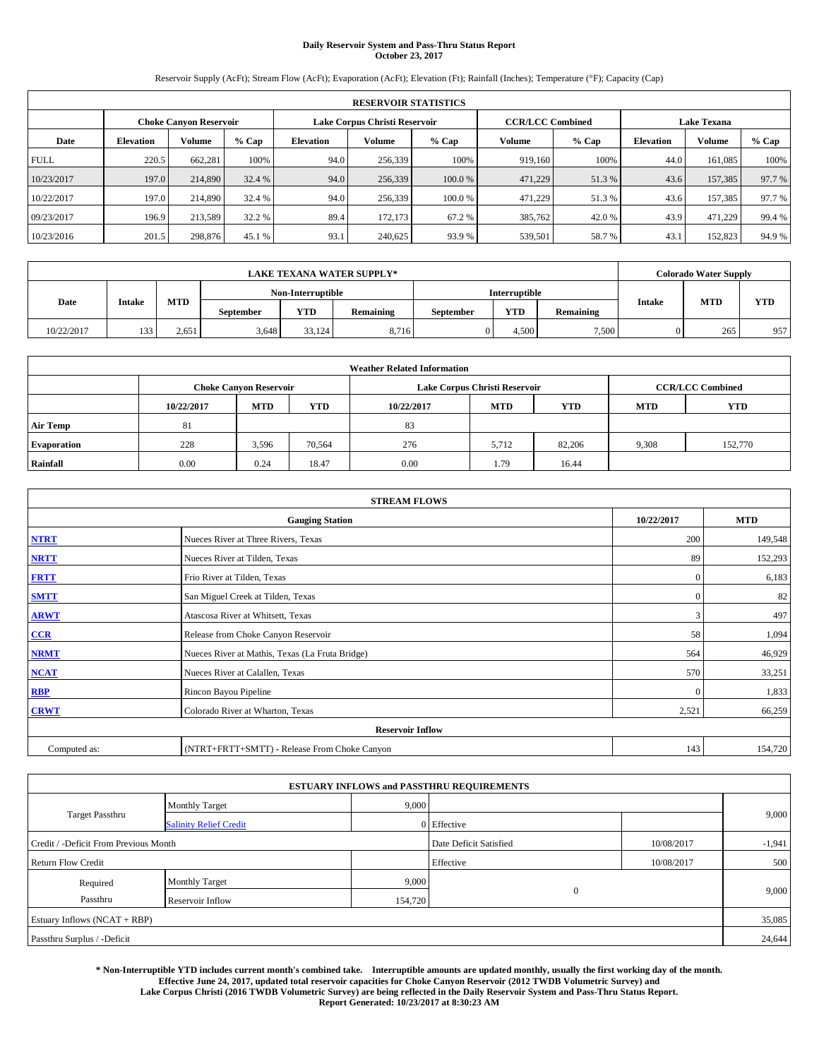# Daily Reservoir System and Pass-Thru Status Report
**October 23, 2017**

Reservoir Supply (AcFt); Stream Flow (AcFt); Evaporation (AcFt); Elevation (Ft); Rainfall (Inches); Temperature (°F); Capacity (Cap)

| RESERVOIR STATISTICS | | | | | | | | | | | |
|---|---|---|---|---|---|---|---|---|---|---|---|
| | Choke Canyon Reservoir | | | Lake Corpus Christi Reservoir | | | CCR/LCC Combined | | Lake Texana | | |
| Date | Elevation | Volume | % Cap | Elevation | Volume | % Cap | Volume | % Cap | Elevation | Volume | % Cap |
| FULL | 220.5 | 662,281 | 100% | 94.0 | 256,339 | 100% | 919,160 | 100% | 44.0 | 161,085 | 100% |
| 10/23/2017 | 197.0 | 214,890 | 32.4 % | 94.0 | 256,339 | 100.0 % | 471,229 | 51.3 % | 43.6 | 157,385 | 97.7 % |
| 10/22/2017 | 197.0 | 214,890 | 32.4 % | 94.0 | 256,339 | 100.0 % | 471,229 | 51.3 % | 43.6 | 157,385 | 97.7 % |
| 09/23/2017 | 196.9 | 213,589 | 32.2 % | 89.4 | 172,173 | 67.2 % | 385,762 | 42.0 % | 43.9 | 471,229 | 99.4 % |
| 10/23/2016 | 201.5 | 298,876 | 45.1 % | 93.1 | 240,625 | 93.9 % | 539,501 | 58.7 % | 43.1 | 152,823 | 94.9 % |

| LAKE TEXANA WATER SUPPLY* | | | | | | | | | Colorado Water Supply | | |
|---|---|---|---|---|---|---|---|---|---|---|---|
| Date | Intake | MTD | Non-Interruptible | | | Interruptible | | | Intake | MTD | YTD |
| | | | September | YTD | Remaining | September | YTD | Remaining | | | |
| 10/22/2017 | 133 | 2,651 | 3,648 | 33,124 | 8,716 | 0 | 4,500 | 7,500 | 0 | 265 | 957 |

| Weather Related Information | | | | | | | | |
|---|---|---|---|---|---|---|---|---|
| | Choke Canyon Reservoir | | | Lake Corpus Christi Reservoir | | | CCR/LCC Combined | |
| | 10/22/2017 | MTD | YTD | 10/22/2017 | MTD | YTD | MTD | YTD |
| Air Temp | 81 | | | 83 | | | | |
| Evaporation | 228 | 3,596 | 70,564 | 276 | 5,712 | 82,206 | 9,308 | 152,770 |
| Rainfall | 0.00 | 0.24 | 18.47 | 0.00 | 1.79 | 16.44 | | |

| STREAM FLOWS | | | |
|---|---|---|---|
| Gauging Station | | 10/22/2017 | MTD |
| NTRT | Nueces River at Three Rivers, Texas | 200 | 149,548 |
| NRTT | Nueces River at Tilden, Texas | 89 | 152,293 |
| FRTT | Frio River at Tilden, Texas | 0 | 6,183 |
| SMTT | San Miguel Creek at Tilden, Texas | 0 | 82 |
| ARWT | Atascosa River at Whitsett, Texas | 3 | 497 |
| CCR | Release from Choke Canyon Reservoir | 58 | 1,094 |
| NRMT | Nueces River at Mathis, Texas (La Fruta Bridge) | 564 | 46,929 |
| NCAT | Nueces River at Calallen, Texas | 570 | 33,251 |
| RBP | Rincon Bayou Pipeline | 0 | 1,833 |
| CRWT | Colorado River at Wharton, Texas | 2,521 | 66,259 |
| Reservoir Inflow | | | |
| Computed as: | (NTRT+FRTT+SMTT) - Release From Choke Canyon | 143 | 154,720 |

| ESTUARY INFLOWS and PASSTHRU REQUIREMENTS | | | | | |
|---|---|---|---|---|---|
| Target Passthru | Monthly Target | 9,000 | | | 9,000 |
| | Salinity Relief Credit | 0 | Effective | | |
| Credit / -Deficit From Previous Month | | | Date Deficit Satisfied | 10/08/2017 | -1,941 |
| Return Flow Credit | | | Effective | 10/08/2017 | 500 |
| Required Passthru | Monthly Target | 9,000 | 0 | | 9,000 |
| | Reservoir Inflow | 154,720 | | | |
| Estuary Inflows (NCAT + RBP) | | | | | 35,085 |
| Passthru Surplus / -Deficit | | | | | 24,644 |

**\* Non-Interruptible YTD includes current month's combined take. Interruptible amounts are updated monthly, usually the first working day of the month. Effective June 24, 2017, updated total reservoir capacities for Choke Canyon Reservoir (2012 TWDB Volumetric Survey) and Lake Corpus Christi (2016 TWDB Volumetric Survey) are being reflected in the Daily Reservoir System and Pass-Thru Status Report. Report Generated: 10/23/2017 at 8:30:23 AM**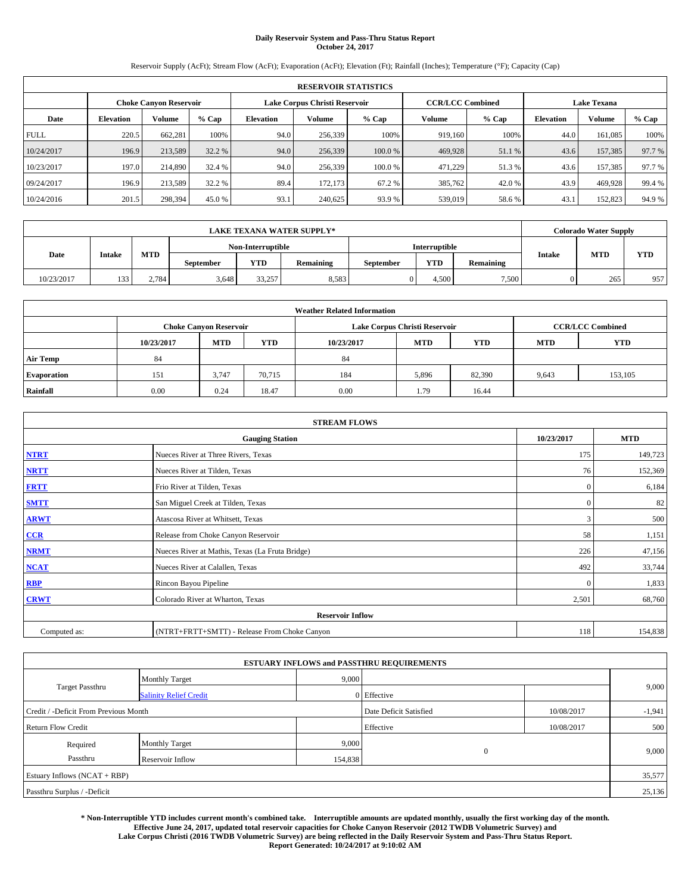**Daily Reservoir System and Pass-Thru Status Report**
**October 24, 2017**

Reservoir Supply (AcFt); Stream Flow (AcFt); Evaporation (AcFt); Elevation (Ft); Rainfall (Inches); Temperature (°F); Capacity (Cap)

| RESERVOIR STATISTICS | | | | | | | | | | | |
|---|---|---|---|---|---|---|---|---|---|---|---|
| | Choke Canyon Reservoir | | | Lake Corpus Christi Reservoir | | | CCR/LCC Combined | | Lake Texana | | |
| Date | Elevation | Volume | % Cap | Elevation | Volume | % Cap | Volume | % Cap | Elevation | Volume | % Cap |
| FULL | 220.5 | 662,281 | 100% | 94.0 | 256,339 | 100% | 919,160 | 100% | 44.0 | 161,085 | 100% |
| 10/24/2017 | 196.9 | 213,589 | 32.2 % | 94.0 | 256,339 | 100.0 % | 469,928 | 51.1 % | 43.6 | 157,385 | 97.7 % |
| 10/23/2017 | 197.0 | 214,890 | 32.4 % | 94.0 | 256,339 | 100.0 % | 471,229 | 51.3 % | 43.6 | 157,385 | 97.7 % |
| 09/24/2017 | 196.9 | 213,589 | 32.2 % | 89.4 | 172,173 | 67.2 % | 385,762 | 42.0 % | 43.9 | 469,928 | 99.4 % |
| 10/24/2016 | 201.5 | 298,394 | 45.0 % | 93.1 | 240,625 | 93.9 % | 539,019 | 58.6 % | 43.1 | 152,823 | 94.9 % |

| LAKE TEXANA WATER SUPPLY* | | | | | | | | | Colorado Water Supply | | |
|---|---|---|---|---|---|---|---|---|---|---|---|
| Date | Intake | MTD | Non-Interruptible | | | Interruptible | | | Intake | MTD | YTD |
| | | | September | YTD | Remaining | September | YTD | Remaining | | | |
| 10/23/2017 | 133 | 2,784 | 3,648 | 33,257 | 8,583 | 0 | 4,500 | 7,500 | 0 | 265 | 957 |

| Weather Related Information | | | | | | | | |
|---|---|---|---|---|---|---|---|---|
| | Choke Canyon Reservoir | | | Lake Corpus Christi Reservoir | | | CCR/LCC Combined | |
| | 10/23/2017 | MTD | YTD | 10/23/2017 | MTD | YTD | MTD | YTD |
| Air Temp | 84 | | | 84 | | | | |
| Evaporation | 151 | 3,747 | 70,715 | 184 | 5,896 | 82,390 | 9,643 | 153,105 |
| Rainfall | 0.00 | 0.24 | 18.47 | 0.00 | 1.79 | 16.44 | | |

| STREAM FLOWS | | | |
|---|---|---|---|
| Gauging Station | | 10/23/2017 | MTD |
| NTRT | Nueces River at Three Rivers, Texas | 175 | 149,723 |
| NRTT | Nueces River at Tilden, Texas | 76 | 152,369 |
| FRTT | Frio River at Tilden, Texas | 0 | 6,184 |
| SMTT | San Miguel Creek at Tilden, Texas | 0 | 82 |
| ARWT | Atascosa River at Whitsett, Texas | 3 | 500 |
| CCR | Release from Choke Canyon Reservoir | 58 | 1,151 |
| NRMT | Nueces River at Mathis, Texas (La Fruta Bridge) | 226 | 47,156 |
| NCAT | Nueces River at Calallen, Texas | 492 | 33,744 |
| RBP | Rincon Bayou Pipeline | 0 | 1,833 |
| CRWT | Colorado River at Wharton, Texas | 2,501 | 68,760 |
| Reservoir Inflow | | | |
| Computed as: | (NTRT+FRTT+SMTT) - Release From Choke Canyon | 118 | 154,838 |

| ESTUARY INFLOWS and PASSTHRU REQUIREMENTS | | | | | |
|---|---|---|---|---|---|
| Target Passthru | Monthly Target | 9,000 | | | 9,000 |
| | Salinity Relief Credit | 0 | Effective | | |
| Credit / -Deficit From Previous Month | | | Date Deficit Satisfied | 10/08/2017 | -1,941 |
| Return Flow Credit | | | Effective | 10/08/2017 | 500 |
| Required Passthru | Monthly Target | 9,000 | 0 | | 9,000 |
| | Reservoir Inflow | 154,838 | | | |
| Estuary Inflows (NCAT + RBP) | | | | | 35,577 |
| Passthru Surplus / -Deficit | | | | | 25,136 |

**\* Non-Interruptible YTD includes current month's combined take. Interruptible amounts are updated monthly, usually the first working day of the month. Effective June 24, 2017, updated total reservoir capacities for Choke Canyon Reservoir (2012 TWDB Volumetric Survey) and Lake Corpus Christi (2016 TWDB Volumetric Survey) are being reflected in the Daily Reservoir System and Pass-Thru Status Report. Report Generated: 10/24/2017 at 9:10:02 AM**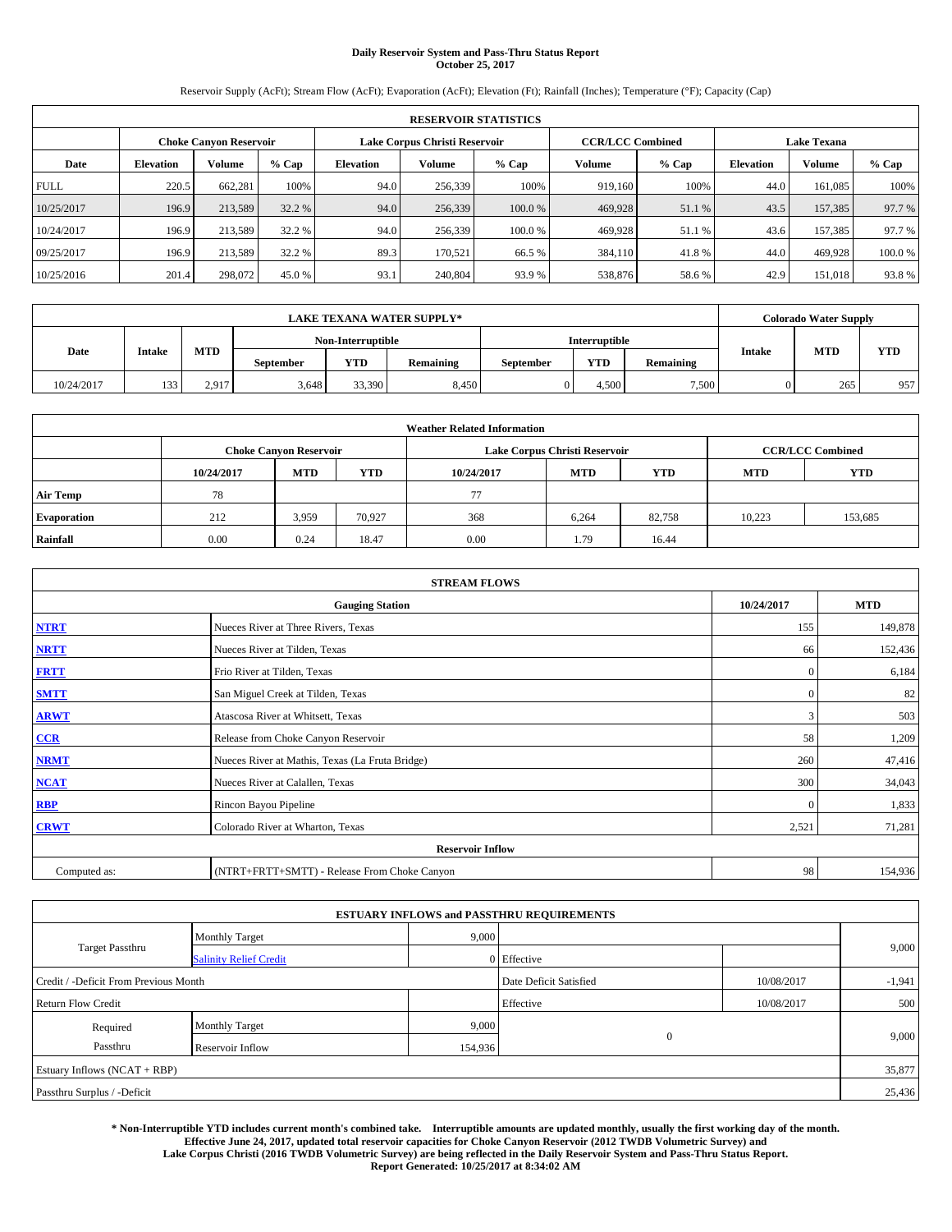**Daily Reservoir System and Pass-Thru Status Report**
**October 25, 2017**

Reservoir Supply (AcFt); Stream Flow (AcFt); Evaporation (AcFt); Elevation (Ft); Rainfall (Inches); Temperature (°F); Capacity (Cap)

| RESERVOIR STATISTICS | | | | | | | | | | | |
|---|---|---|---|---|---|---|---|---|---|---|---|
| | Choke Canyon Reservoir | | | Lake Corpus Christi Reservoir | | | CCR/LCC Combined | | Lake Texana | | |
| Date | Elevation | Volume | % Cap | Elevation | Volume | % Cap | Volume | % Cap | Elevation | Volume | % Cap |
| FULL | 220.5 | 662,281 | 100% | 94.0 | 256,339 | 100% | 919,160 | 100% | 44.0 | 161,085 | 100% |
| 10/25/2017 | 196.9 | 213,589 | 32.2 % | 94.0 | 256,339 | 100.0 % | 469,928 | 51.1 % | 43.5 | 157,385 | 97.7 % |
| 10/24/2017 | 196.9 | 213,589 | 32.2 % | 94.0 | 256,339 | 100.0 % | 469,928 | 51.1 % | 43.6 | 157,385 | 97.7 % |
| 09/25/2017 | 196.9 | 213,589 | 32.2 % | 89.3 | 170,521 | 66.5 % | 384,110 | 41.8 % | 44.0 | 469,928 | 100.0 % |
| 10/25/2016 | 201.4 | 298,072 | 45.0 % | 93.1 | 240,804 | 93.9 % | 538,876 | 58.6 % | 42.9 | 151,018 | 93.8 % |

| LAKE TEXANA WATER SUPPLY* | | | | | | | | | Colorado Water Supply | | |
|---|---|---|---|---|---|---|---|---|---|---|---|
| Date | Intake | MTD | Non-Interruptible | | | Interruptible | | | Intake | MTD | YTD |
| | | | September | YTD | Remaining | September | YTD | Remaining | | | |
| 10/24/2017 | 133 | 2,917 | 3,648 | 33,390 | 8,450 | 0 | 4,500 | 7,500 | 0 | 265 | 957 |

| Weather Related Information | | | | | | | | |
|---|---|---|---|---|---|---|---|---|
| | Choke Canyon Reservoir | | | Lake Corpus Christi Reservoir | | | CCR/LCC Combined | |
| | 10/24/2017 | MTD | YTD | 10/24/2017 | MTD | YTD | MTD | YTD |
| Air Temp | 78 | | | 77 | | | | |
| Evaporation | 212 | 3,959 | 70,927 | 368 | 6,264 | 82,758 | 10,223 | 153,685 |
| Rainfall | 0.00 | 0.24 | 18.47 | 0.00 | 1.79 | 16.44 | | |

| STREAM FLOWS | | | |
|---|---|---|---|
| | Gauging Station | 10/24/2017 | MTD |
| NTRT | Nueces River at Three Rivers, Texas | 155 | 149,878 |
| NRTT | Nueces River at Tilden, Texas | 66 | 152,436 |
| FRTT | Frio River at Tilden, Texas | 0 | 6,184 |
| SMTT | San Miguel Creek at Tilden, Texas | 0 | 82 |
| ARWT | Atascosa River at Whitsett, Texas | 3 | 503 |
| CCR | Release from Choke Canyon Reservoir | 58 | 1,209 |
| NRMT | Nueces River at Mathis, Texas (La Fruta Bridge) | 260 | 47,416 |
| NCAT | Nueces River at Calallen, Texas | 300 | 34,043 |
| RBP | Rincon Bayou Pipeline | 0 | 1,833 |
| CRWT | Colorado River at Wharton, Texas | 2,521 | 71,281 |
| | Reservoir Inflow | | |
| Computed as: | (NTRT+FRTT+SMTT) - Release From Choke Canyon | 98 | 154,936 |

| ESTUARY INFLOWS and PASSTHRU REQUIREMENTS | | | | | |
|---|---|---|---|---|---|
| Target Passthru | Monthly Target | 9,000 | | | 9,000 |
| | Salinity Relief Credit | 0 | Effective | | |
| Credit / -Deficit From Previous Month | | | Date Deficit Satisfied | 10/08/2017 | -1,941 |
| Return Flow Credit | | | Effective | 10/08/2017 | 500 |
| Required Passthru | Monthly Target | 9,000 | 0 | | 9,000 |
| | Reservoir Inflow | 154,936 | | | |
| Estuary Inflows (NCAT + RBP) | | | | | 35,877 |
| Passthru Surplus / -Deficit | | | | | 25,436 |

**\* Non-Interruptible YTD includes current month's combined take. Interruptible amounts are updated monthly, usually the first working day of the month. Effective June 24, 2017, updated total reservoir capacities for Choke Canyon Reservoir (2012 TWDB Volumetric Survey) and Lake Corpus Christi (2016 TWDB Volumetric Survey) are being reflected in the Daily Reservoir System and Pass-Thru Status Report. Report Generated: 10/25/2017 at 8:34:02 AM**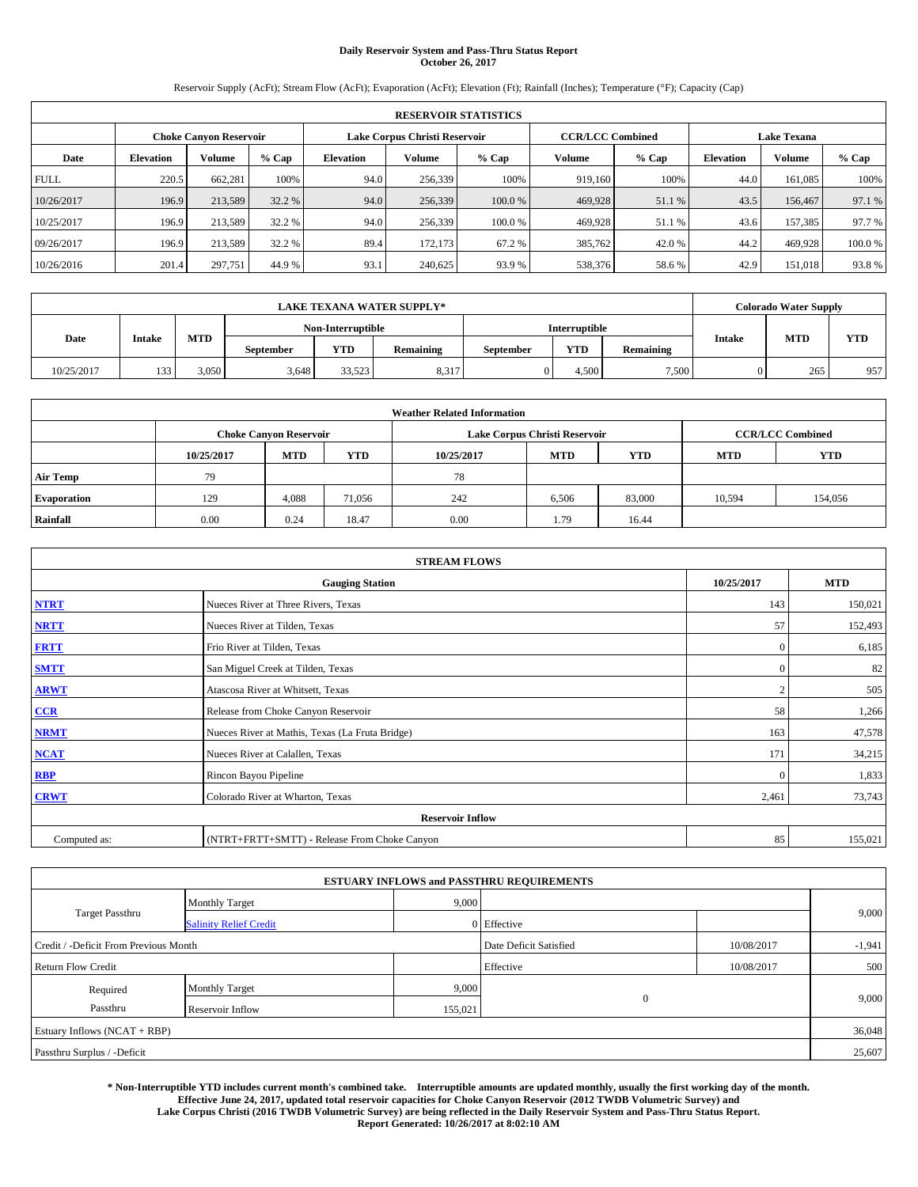# Daily Reservoir System and Pass-Thru Status Report
**October 26, 2017**

Reservoir Supply (AcFt); Stream Flow (AcFt); Evaporation (AcFt); Elevation (Ft); Rainfall (Inches); Temperature (°F); Capacity (Cap)

| RESERVOIR STATISTICS | | | | | | | | | | | |
|---|---|---|---|---|---|---|---|---|---|---|---|
| | Choke Canyon Reservoir | | | Lake Corpus Christi Reservoir | | | CCR/LCC Combined | | Lake Texana | | |
| Date | Elevation | Volume | % Cap | Elevation | Volume | % Cap | Volume | % Cap | Elevation | Volume | % Cap |
| FULL | 220.5 | 662,281 | 100% | 94.0 | 256,339 | 100% | 919,160 | 100% | 44.0 | 161,085 | 100% |
| 10/26/2017 | 196.9 | 213,589 | 32.2 % | 94.0 | 256,339 | 100.0 % | 469,928 | 51.1 % | 43.5 | 156,467 | 97.1 % |
| 10/25/2017 | 196.9 | 213,589 | 32.2 % | 94.0 | 256,339 | 100.0 % | 469,928 | 51.1 % | 43.6 | 157,385 | 97.7 % |
| 09/26/2017 | 196.9 | 213,589 | 32.2 % | 89.4 | 172,173 | 67.2 % | 385,762 | 42.0 % | 44.2 | 469,928 | 100.0 % |
| 10/26/2016 | 201.4 | 297,751 | 44.9 % | 93.1 | 240,625 | 93.9 % | 538,376 | 58.6 % | 42.9 | 151,018 | 93.8 % |

| LAKE TEXANA WATER SUPPLY* | | | | | | | | | Colorado Water Supply | | |
|---|---|---|---|---|---|---|---|---|---|---|---|
| Date | Intake | MTD | Non-Interruptible | | | Interruptible | | | Intake | MTD | YTD |
| | | | September | YTD | Remaining | September | YTD | Remaining | | | |
| 10/25/2017 | 133 | 3,050 | 3,648 | 33,523 | 8,317 | 0 | 4,500 | 7,500 | 0 | 265 | 957 |

| Weather Related Information | | | | | | | | |
|---|---|---|---|---|---|---|---|---|
| | Choke Canyon Reservoir | | | Lake Corpus Christi Reservoir | | | CCR/LCC Combined | |
| | 10/25/2017 | MTD | YTD | 10/25/2017 | MTD | YTD | MTD | YTD |
| Air Temp | 79 | | | 78 | | | | |
| Evaporation | 129 | 4,088 | 71,056 | 242 | 6,506 | 83,000 | 10,594 | 154,056 |
| Rainfall | 0.00 | 0.24 | 18.47 | 0.00 | 1.79 | 16.44 | | |

| STREAM FLOWS | | | |
|---|---|---|---|
| | Gauging Station | 10/25/2017 | MTD |
| NTRT | Nueces River at Three Rivers, Texas | 143 | 150,021 |
| NRTT | Nueces River at Tilden, Texas | 57 | 152,493 |
| FRTT | Frio River at Tilden, Texas | 0 | 6,185 |
| SMTT | San Miguel Creek at Tilden, Texas | 0 | 82 |
| ARWT | Atascosa River at Whitsett, Texas | 2 | 505 |
| CCR | Release from Choke Canyon Reservoir | 58 | 1,266 |
| NRMT | Nueces River at Mathis, Texas (La Fruta Bridge) | 163 | 47,578 |
| NCAT | Nueces River at Calallen, Texas | 171 | 34,215 |
| RBP | Rincon Bayou Pipeline | 0 | 1,833 |
| CRWT | Colorado River at Wharton, Texas | 2,461 | 73,743 |
| | Reservoir Inflow | | |
| Computed as: | (NTRT+FRTT+SMTT) - Release From Choke Canyon | 85 | 155,021 |

| ESTUARY INFLOWS and PASSTHRU REQUIREMENTS | | | | | |
|---|---|---|---|---|---|
| Target Passthru | Monthly Target | 9,000 | | | 9,000 |
| | Salinity Relief Credit | 0 | Effective | | |
| Credit / -Deficit From Previous Month | | | Date Deficit Satisfied | 10/08/2017 | -1,941 |
| Return Flow Credit | | | Effective | 10/08/2017 | 500 |
| Required Passthru | Monthly Target | 9,000 | 0 | | 9,000 |
| | Reservoir Inflow | 155,021 | | | |
| Estuary Inflows (NCAT + RBP) | | | | | 36,048 |
| Passthru Surplus / -Deficit | | | | | 25,607 |

**\* Non-Interruptible YTD includes current month's combined take. Interruptible amounts are updated monthly, usually the first working day of the month. Effective June 24, 2017, updated total reservoir capacities for Choke Canyon Reservoir (2012 TWDB Volumetric Survey) and Lake Corpus Christi (2016 TWDB Volumetric Survey) are being reflected in the Daily Reservoir System and Pass-Thru Status Report. Report Generated: 10/26/2017 at 8:02:10 AM**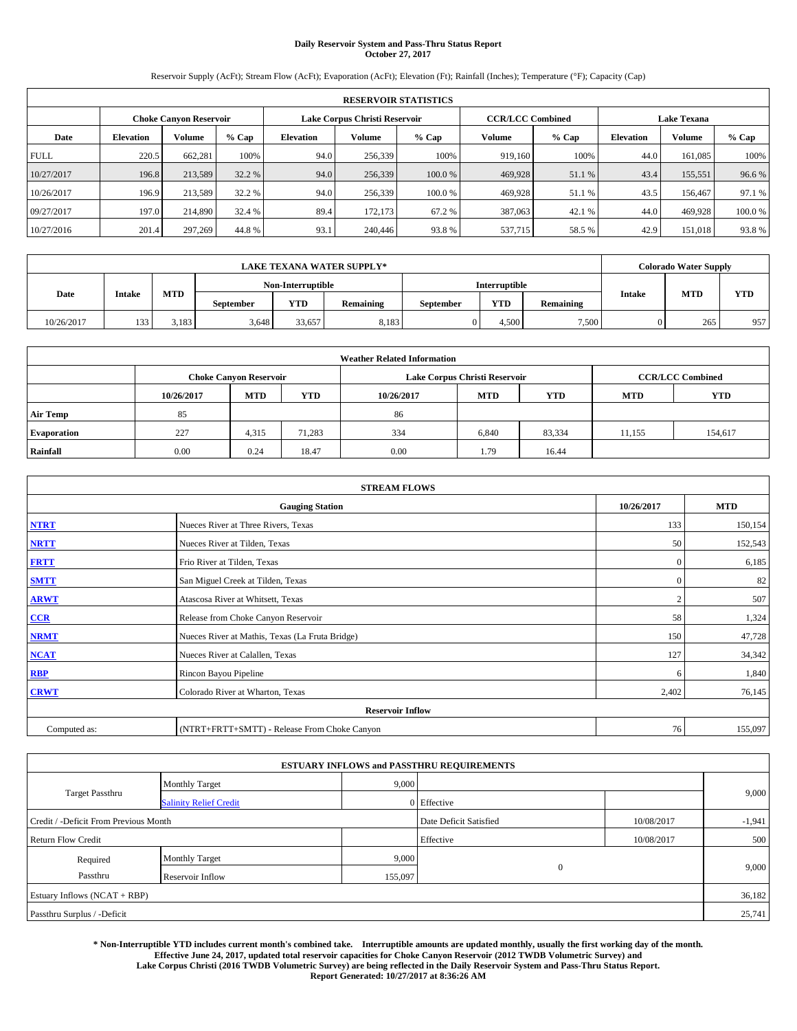# Daily Reservoir System and Pass-Thru Status Report
**October 27, 2017**

Reservoir Supply (AcFt); Stream Flow (AcFt); Evaporation (AcFt); Elevation (Ft); Rainfall (Inches); Temperature (°F); Capacity (Cap)

| RESERVOIR STATISTICS | | | | | | | | | | | |
|---|---|---|---|---|---|---|---|---|---|---|---|
| | Choke Canyon Reservoir | | | Lake Corpus Christi Reservoir | | | CCR/LCC Combined | | Lake Texana | | |
| Date | Elevation | Volume | % Cap | Elevation | Volume | % Cap | Volume | % Cap | Elevation | Volume | % Cap |
| FULL | 220.5 | 662,281 | 100% | 94.0 | 256,339 | 100% | 919,160 | 100% | 44.0 | 161,085 | 100% |
| 10/27/2017 | 196.8 | 213,589 | 32.2 % | 94.0 | 256,339 | 100.0 % | 469,928 | 51.1 % | 43.4 | 155,551 | 96.6 % |
| 10/26/2017 | 196.9 | 213,589 | 32.2 % | 94.0 | 256,339 | 100.0 % | 469,928 | 51.1 % | 43.5 | 156,467 | 97.1 % |
| 09/27/2017 | 197.0 | 214,890 | 32.4 % | 89.4 | 172,173 | 67.2 % | 387,063 | 42.1 % | 44.0 | 469,928 | 100.0 % |
| 10/27/2016 | 201.4 | 297,269 | 44.8 % | 93.1 | 240,446 | 93.8 % | 537,715 | 58.5 % | 42.9 | 151,018 | 93.8 % |

| LAKE TEXANA WATER SUPPLY* | | | | | | | | | Colorado Water Supply | | |
|---|---|---|---|---|---|---|---|---|---|---|---|
| Date | Intake | MTD | Non-Interruptible | | | Interruptible | | | Intake | MTD | YTD |
| | | | September | YTD | Remaining | September | YTD | Remaining | | | |
| 10/26/2017 | 133 | 3,183 | 3,648 | 33,657 | 8,183 | 0 | 4,500 | 7,500 | 0 | 265 | 957 |

| Weather Related Information | | | | | | | | |
|---|---|---|---|---|---|---|---|---|
| | Choke Canyon Reservoir | | | Lake Corpus Christi Reservoir | | | CCR/LCC Combined | |
| | 10/26/2017 | MTD | YTD | 10/26/2017 | MTD | YTD | MTD | YTD |
| Air Temp | 85 | | | 86 | | | | |
| Evaporation | 227 | 4,315 | 71,283 | 334 | 6,840 | 83,334 | 11,155 | 154,617 |
| Rainfall | 0.00 | 0.24 | 18.47 | 0.00 | 1.79 | 16.44 | | |

| STREAM FLOWS | | | |
|---|---|---|---|
| Gauging Station | | 10/26/2017 | MTD |
| NTRT | Nueces River at Three Rivers, Texas | 133 | 150,154 |
| NRTT | Nueces River at Tilden, Texas | 50 | 152,543 |
| FRTT | Frio River at Tilden, Texas | 0 | 6,185 |
| SMTT | San Miguel Creek at Tilden, Texas | 0 | 82 |
| ARWT | Atascosa River at Whitsett, Texas | 2 | 507 |
| CCR | Release from Choke Canyon Reservoir | 58 | 1,324 |
| NRMT | Nueces River at Mathis, Texas (La Fruta Bridge) | 150 | 47,728 |
| NCAT | Nueces River at Calallen, Texas | 127 | 34,342 |
| RBP | Rincon Bayou Pipeline | 6 | 1,840 |
| CRWT | Colorado River at Wharton, Texas | 2,402 | 76,145 |
| Reservoir Inflow | | | |
| Computed as: | (NTRT+FRTT+SMTT) - Release From Choke Canyon | 76 | 155,097 |

| ESTUARY INFLOWS and PASSTHRU REQUIREMENTS | | | | | |
|---|---|---|---|---|---|
| Target Passthru | Monthly Target | 9,000 | | | 9,000 |
| | Salinity Relief Credit | 0 | Effective | | |
| Credit / -Deficit From Previous Month | | | Date Deficit Satisfied | 10/08/2017 | -1,941 |
| Return Flow Credit | | | Effective | 10/08/2017 | 500 |
| Required Passthru | Monthly Target | 9,000 | 0 | | 9,000 |
| | Reservoir Inflow | 155,097 | | | |
| Estuary Inflows (NCAT + RBP) | | | | | 36,182 |
| Passthru Surplus / -Deficit | | | | | 25,741 |

**\* Non-Interruptible YTD includes current month's combined take. Interruptible amounts are updated monthly, usually the first working day of the month. Effective June 24, 2017, updated total reservoir capacities for Choke Canyon Reservoir (2012 TWDB Volumetric Survey) and Lake Corpus Christi (2016 TWDB Volumetric Survey) are being reflected in the Daily Reservoir System and Pass-Thru Status Report. Report Generated: 10/27/2017 at 8:36:26 AM**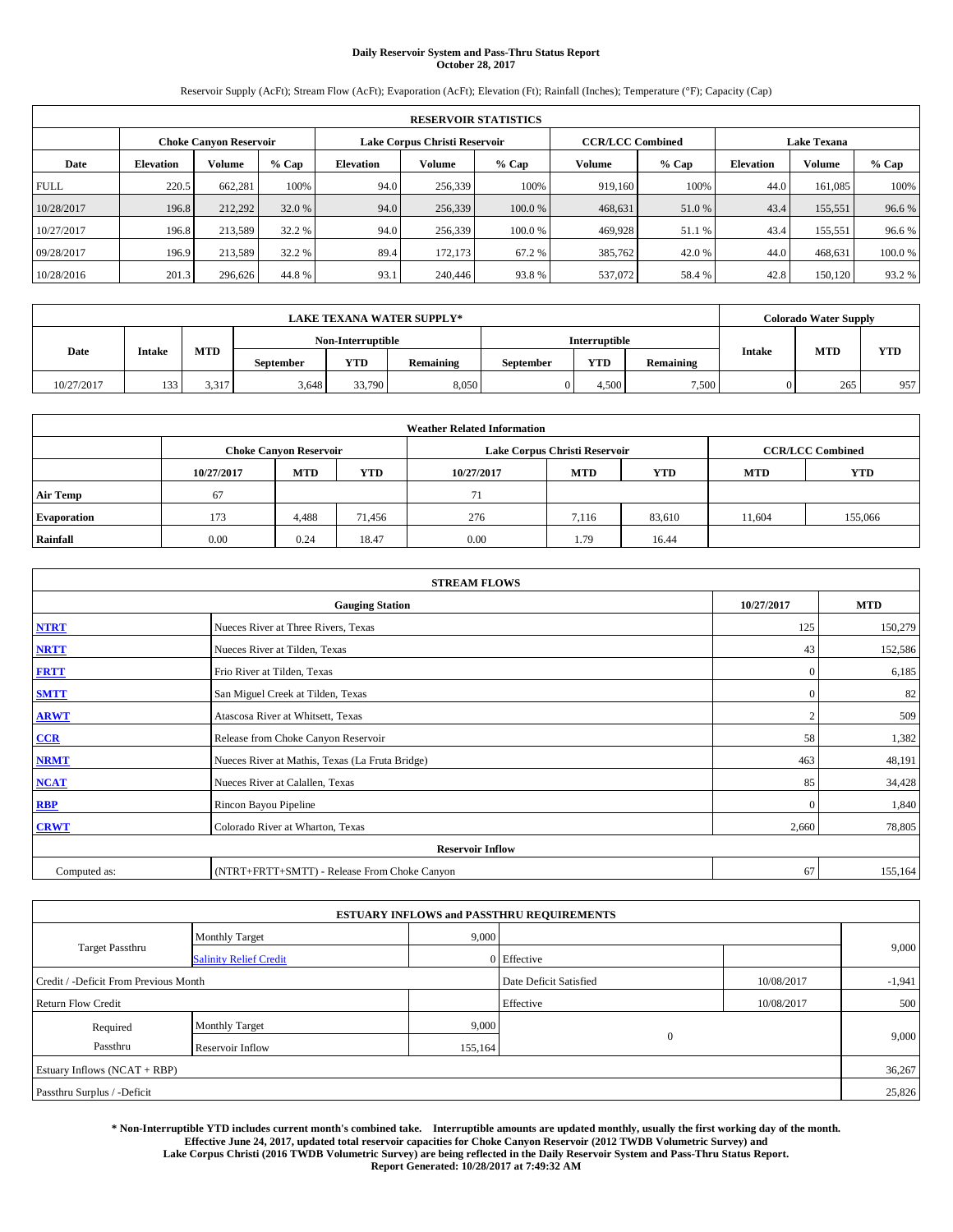# Daily Reservoir System and Pass-Thru Status Report
## October 28, 2017

Reservoir Supply (AcFt); Stream Flow (AcFt); Evaporation (AcFt); Elevation (Ft); Rainfall (Inches); Temperature (°F); Capacity (Cap)

| RESERVOIR STATISTICS | | | | | | | | | | | |
|---|---|---|---|---|---|---|---|---|---|---|---|
| | Choke Canyon Reservoir | | | Lake Corpus Christi Reservoir | | | CCR/LCC Combined | | Lake Texana | | |
| Date | Elevation | Volume | % Cap | Elevation | Volume | % Cap | Volume | % Cap | Elevation | Volume | % Cap |
| FULL | 220.5 | 662,281 | 100% | 94.0 | 256,339 | 100% | 919,160 | 100% | 44.0 | 161,085 | 100% |
| 10/28/2017 | 196.8 | 212,292 | 32.0 % | 94.0 | 256,339 | 100.0 % | 468,631 | 51.0 % | 43.4 | 155,551 | 96.6 % |
| 10/27/2017 | 196.8 | 213,589 | 32.2 % | 94.0 | 256,339 | 100.0 % | 469,928 | 51.1 % | 43.4 | 155,551 | 96.6 % |
| 09/28/2017 | 196.9 | 213,589 | 32.2 % | 89.4 | 172,173 | 67.2 % | 385,762 | 42.0 % | 44.0 | 468,631 | 100.0 % |
| 10/28/2016 | 201.3 | 296,626 | 44.8 % | 93.1 | 240,446 | 93.8 % | 537,072 | 58.4 % | 42.8 | 150,120 | 93.2 % |

| LAKE TEXANA WATER SUPPLY* | | | | | | | | | Colorado Water Supply | | |
|---|---|---|---|---|---|---|---|---|---|---|---|
| Date | Intake | MTD | Non-Interruptible | | | Interruptible | | | Intake | MTD | YTD |
| | | | September | YTD | Remaining | September | YTD | Remaining | | | |
| 10/27/2017 | 133 | 3,317 | 3,648 | 33,790 | 8,050 | 0 | 4,500 | 7,500 | 0 | 265 | 957 |

| Weather Related Information | | | | | | | | |
|---|---|---|---|---|---|---|---|---|
| | Choke Canyon Reservoir | | | Lake Corpus Christi Reservoir | | | CCR/LCC Combined | |
| | 10/27/2017 | MTD | YTD | 10/27/2017 | MTD | YTD | MTD | YTD |
| Air Temp | 67 | | | 71 | | | | |
| Evaporation | 173 | 4,488 | 71,456 | 276 | 7,116 | 83,610 | 11,604 | 155,066 |
| Rainfall | 0.00 | 0.24 | 18.47 | 0.00 | 1.79 | 16.44 | | |

| STREAM FLOWS | | | |
|---|---|---|---|
| | Gauging Station | 10/27/2017 | MTD |
| NTRT | Nueces River at Three Rivers, Texas | 125 | 150,279 |
| NRTT | Nueces River at Tilden, Texas | 43 | 152,586 |
| FRTT | Frio River at Tilden, Texas | 0 | 6,185 |
| SMTT | San Miguel Creek at Tilden, Texas | 0 | 82 |
| ARWT | Atascosa River at Whitsett, Texas | 2 | 509 |
| CCR | Release from Choke Canyon Reservoir | 58 | 1,382 |
| NRMT | Nueces River at Mathis, Texas (La Fruta Bridge) | 463 | 48,191 |
| NCAT | Nueces River at Calallen, Texas | 85 | 34,428 |
| RBP | Rincon Bayou Pipeline | 0 | 1,840 |
| CRWT | Colorado River at Wharton, Texas | 2,660 | 78,805 |
| Reservoir Inflow | | | |
| Computed as: | (NTRT+FRTT+SMTT) - Release From Choke Canyon | 67 | 155,164 |

| ESTUARY INFLOWS and PASSTHRU REQUIREMENTS | | | | | |
|---|---|---|---|---|---|
| Target Passthru | Monthly Target | 9,000 | | | 9,000 |
| | Salinity Relief Credit | 0 | Effective | | |
| Credit / -Deficit From Previous Month | | | Date Deficit Satisfied | 10/08/2017 | -1,941 |
| Return Flow Credit | | | Effective | 10/08/2017 | 500 |
| Required Passthru | Monthly Target | 9,000 | 0 | | 9,000 |
| | Reservoir Inflow | 155,164 | | | |
| Estuary Inflows (NCAT + RBP) | | | | | 36,267 |
| Passthru Surplus / -Deficit | | | | | 25,826 |

**\* Non-Interruptible YTD includes current month's combined take. Interruptible amounts are updated monthly, usually the first working day of the month. Effective June 24, 2017, updated total reservoir capacities for Choke Canyon Reservoir (2012 TWDB Volumetric Survey) and Lake Corpus Christi (2016 TWDB Volumetric Survey) are being reflected in the Daily Reservoir System and Pass-Thru Status Report. Report Generated: 10/28/2017 at 7:49:32 AM**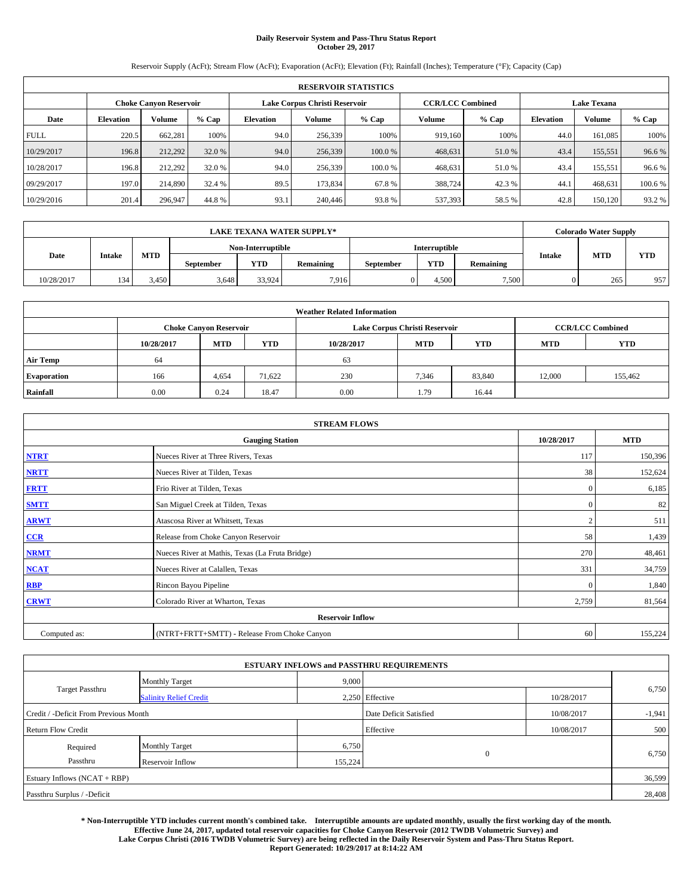**Daily Reservoir System and Pass-Thru Status Report**
**October 29, 2017**

Reservoir Supply (AcFt); Stream Flow (AcFt); Evaporation (AcFt); Elevation (Ft); Rainfall (Inches); Temperature (°F); Capacity (Cap)

| RESERVOIR STATISTICS | | | | | | | | | | | |
|---|---|---|---|---|---|---|---|---|---|---|---|
| | Choke Canyon Reservoir | | | Lake Corpus Christi Reservoir | | | CCR/LCC Combined | | Lake Texana | | |
| Date | Elevation | Volume | % Cap | Elevation | Volume | % Cap | Volume | % Cap | Elevation | Volume | % Cap |
| FULL | 220.5 | 662,281 | 100% | 94.0 | 256,339 | 100% | 919,160 | 100% | 44.0 | 161,085 | 100% |
| 10/29/2017 | 196.8 | 212,292 | 32.0 % | 94.0 | 256,339 | 100.0 % | 468,631 | 51.0 % | 43.4 | 155,551 | 96.6 % |
| 10/28/2017 | 196.8 | 212,292 | 32.0 % | 94.0 | 256,339 | 100.0 % | 468,631 | 51.0 % | 43.4 | 155,551 | 96.6 % |
| 09/29/2017 | 197.0 | 214,890 | 32.4 % | 89.5 | 173,834 | 67.8 % | 388,724 | 42.3 % | 44.1 | 468,631 | 100.6 % |
| 10/29/2016 | 201.4 | 296,947 | 44.8 % | 93.1 | 240,446 | 93.8 % | 537,393 | 58.5 % | 42.8 | 150,120 | 93.2 % |

| LAKE TEXANA WATER SUPPLY* | | | | | | | | | Colorado Water Supply | | |
|---|---|---|---|---|---|---|---|---|---|---|---|
| Date | Intake | MTD | Non-Interruptible | | | Interruptible | | | Intake | MTD | YTD |
| | | | September | YTD | Remaining | September | YTD | Remaining | | | |
| 10/28/2017 | 134 | 3,450 | 3,648 | 33,924 | 7,916 | 0 | 4,500 | 7,500 | 0 | 265 | 957 |

| Weather Related Information | | | | | | | | |
|---|---|---|---|---|---|---|---|---|
| | Choke Canyon Reservoir | | | Lake Corpus Christi Reservoir | | | CCR/LCC Combined | |
| | 10/28/2017 | MTD | YTD | 10/28/2017 | MTD | YTD | MTD | YTD |
| Air Temp | 64 | | | 63 | | | | |
| Evaporation | 166 | 4,654 | 71,622 | 230 | 7,346 | 83,840 | 12,000 | 155,462 |
| Rainfall | 0.00 | 0.24 | 18.47 | 0.00 | 1.79 | 16.44 | | |

| STREAM FLOWS | | | |
|---|---|---|---|
| | Gauging Station | 10/28/2017 | MTD |
| NTRT | Nueces River at Three Rivers, Texas | 117 | 150,396 |
| NRTT | Nueces River at Tilden, Texas | 38 | 152,624 |
| FRTT | Frio River at Tilden, Texas | 0 | 6,185 |
| SMTT | San Miguel Creek at Tilden, Texas | 0 | 82 |
| ARWT | Atascosa River at Whitsett, Texas | 2 | 511 |
| CCR | Release from Choke Canyon Reservoir | 58 | 1,439 |
| NRMT | Nueces River at Mathis, Texas (La Fruta Bridge) | 270 | 48,461 |
| NCAT | Nueces River at Calallen, Texas | 331 | 34,759 |
| RBP | Rincon Bayou Pipeline | 0 | 1,840 |
| CRWT | Colorado River at Wharton, Texas | 2,759 | 81,564 |
| Reservoir Inflow | | | |
| Computed as: | (NTRT+FRTT+SMTT) - Release From Choke Canyon | 60 | 155,224 |

| ESTUARY INFLOWS and PASSTHRU REQUIREMENTS | | | | | |
|---|---|---|---|---|---|
| Target Passthru | Monthly Target | 9,000 | | | 6,750 |
| | Salinity Relief Credit | 2,250 | Effective | 10/28/2017 | |
| Credit / -Deficit From Previous Month | | | Date Deficit Satisfied | 10/08/2017 | -1,941 |
| Return Flow Credit | | | Effective | 10/08/2017 | 500 |
| Required Passthru | Monthly Target | 6,750 | 0 | | 6,750 |
| | Reservoir Inflow | 155,224 | | | |
| Estuary Inflows (NCAT + RBP) | | | | | 36,599 |
| Passthru Surplus / -Deficit | | | | | 28,408 |

**\* Non-Interruptible YTD includes current month's combined take. Interruptible amounts are updated monthly, usually the first working day of the month. Effective June 24, 2017, updated total reservoir capacities for Choke Canyon Reservoir (2012 TWDB Volumetric Survey) and Lake Corpus Christi (2016 TWDB Volumetric Survey) are being reflected in the Daily Reservoir System and Pass-Thru Status Report. Report Generated: 10/29/2017 at 8:14:22 AM**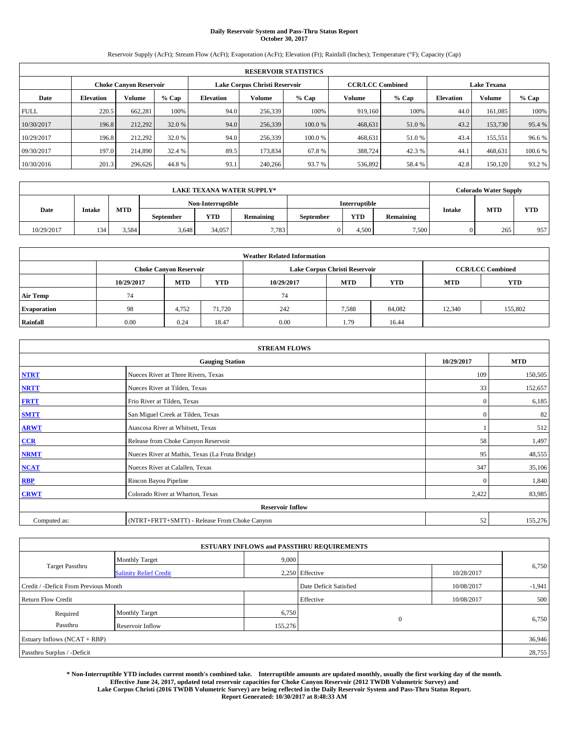**Daily Reservoir System and Pass-Thru Status Report**
**October 30, 2017**

Reservoir Supply (AcFt); Stream Flow (AcFt); Evaporation (AcFt); Elevation (Ft); Rainfall (Inches); Temperature (°F); Capacity (Cap)

| RESERVOIR STATISTICS | | | | | | | | | | | |
|---|---|---|---|---|---|---|---|---|---|---|---|
| | Choke Canyon Reservoir | | | Lake Corpus Christi Reservoir | | | CCR/LCC Combined | | Lake Texana | | |
| Date | Elevation | Volume | % Cap | Elevation | Volume | % Cap | Volume | % Cap | Elevation | Volume | % Cap |
| FULL | 220.5 | 662,281 | 100% | 94.0 | 256,339 | 100% | 919,160 | 100% | 44.0 | 161,085 | 100% |
| 10/30/2017 | 196.8 | 212,292 | 32.0 % | 94.0 | 256,339 | 100.0 % | 468,631 | 51.0 % | 43.2 | 153,730 | 95.4 % |
| 10/29/2017 | 196.8 | 212,292 | 32.0 % | 94.0 | 256,339 | 100.0 % | 468,631 | 51.0 % | 43.4 | 155,551 | 96.6 % |
| 09/30/2017 | 197.0 | 214,890 | 32.4 % | 89.5 | 173,834 | 67.8 % | 388,724 | 42.3 % | 44.1 | 468,631 | 100.6 % |
| 10/30/2016 | 201.3 | 296,626 | 44.8 % | 93.1 | 240,266 | 93.7 % | 536,892 | 58.4 % | 42.8 | 150,120 | 93.2 % |

| LAKE TEXANA WATER SUPPLY* | | | | | | | | | Colorado Water Supply | | |
|---|---|---|---|---|---|---|---|---|---|---|---|
| Date | Intake | MTD | Non-Interruptible | | | Interruptible | | | Intake | MTD | YTD |
| | | | September | YTD | Remaining | September | YTD | Remaining | | | |
| 10/29/2017 | 134 | 3,584 | 3,648 | 34,057 | 7,783 | 0 | 4,500 | 7,500 | 0 | 265 | 957 |

| Weather Related Information | | | | | | | | |
|---|---|---|---|---|---|---|---|---|
| | Choke Canyon Reservoir | | | Lake Corpus Christi Reservoir | | | CCR/LCC Combined | |
| | 10/29/2017 | MTD | YTD | 10/29/2017 | MTD | YTD | MTD | YTD |
| Air Temp | 74 | | | 74 | | | | |
| Evaporation | 98 | 4,752 | 71,720 | 242 | 7,588 | 84,082 | 12,340 | 155,802 |
| Rainfall | 0.00 | 0.24 | 18.47 | 0.00 | 1.79 | 16.44 | | |

| STREAM FLOWS | | | |
|---|---|---|---|
| Gauging Station | | 10/29/2017 | MTD |
| NTRT | Nueces River at Three Rivers, Texas | 109 | 150,505 |
| NRTT | Nueces River at Tilden, Texas | 33 | 152,657 |
| FRTT | Frio River at Tilden, Texas | 0 | 6,185 |
| SMTT | San Miguel Creek at Tilden, Texas | 0 | 82 |
| ARWT | Atascosa River at Whitsett, Texas | 1 | 512 |
| CCR | Release from Choke Canyon Reservoir | 58 | 1,497 |
| NRMT | Nueces River at Mathis, Texas (La Fruta Bridge) | 95 | 48,555 |
| NCAT | Nueces River at Calallen, Texas | 347 | 35,106 |
| RBP | Rincon Bayou Pipeline | 0 | 1,840 |
| CRWT | Colorado River at Wharton, Texas | 2,422 | 83,985 |
| Reservoir Inflow | | | |
| Computed as: | (NTRT+FRTT+SMTT) - Release From Choke Canyon | 52 | 155,276 |

| ESTUARY INFLOWS and PASSTHRU REQUIREMENTS | | | | | |
|---|---|---|---|---|---|
| Target Passthru | Monthly Target | 9,000 | | | 6,750 |
| | Salinity Relief Credit | 2,250 | Effective | 10/28/2017 | |
| Credit / -Deficit From Previous Month | | | Date Deficit Satisfied | 10/08/2017 | -1,941 |
| Return Flow Credit | | | Effective | 10/08/2017 | 500 |
| Required Passthru | Monthly Target | 6,750 | 0 | | 6,750 |
| | Reservoir Inflow | 155,276 | | | |
| Estuary Inflows (NCAT + RBP) | | | | | 36,946 |
| Passthru Surplus / -Deficit | | | | | 28,755 |

**\* Non-Interruptible YTD includes current month's combined take. Interruptible amounts are updated monthly, usually the first working day of the month. Effective June 24, 2017, updated total reservoir capacities for Choke Canyon Reservoir (2012 TWDB Volumetric Survey) and Lake Corpus Christi (2016 TWDB Volumetric Survey) are being reflected in the Daily Reservoir System and Pass-Thru Status Report. Report Generated: 10/30/2017 at 8:48:33 AM**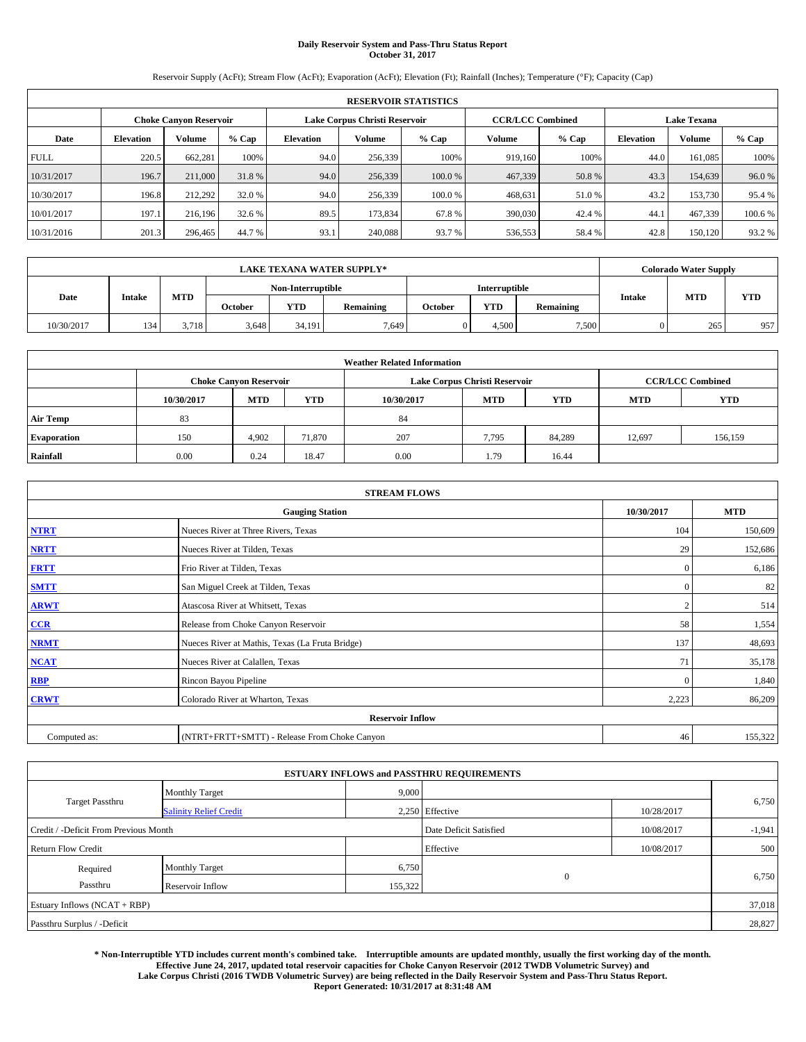**Daily Reservoir System and Pass-Thru Status Report**
**October 31, 2017**

Reservoir Supply (AcFt); Stream Flow (AcFt); Evaporation (AcFt); Elevation (Ft); Rainfall (Inches); Temperature (°F); Capacity (Cap)

| RESERVOIR STATISTICS | | | | | | | | | | | |
|---|---|---|---|---|---|---|---|---|---|---|---|
| | Choke Canyon Reservoir | | | Lake Corpus Christi Reservoir | | | CCR/LCC Combined | | Lake Texana | | |
| Date | Elevation | Volume | % Cap | Elevation | Volume | % Cap | Volume | % Cap | Elevation | Volume | % Cap |
| FULL | 220.5 | 662,281 | 100% | 94.0 | 256,339 | 100% | 919,160 | 100% | 44.0 | 161,085 | 100% |
| 10/31/2017 | 196.7 | 211,000 | 31.8 % | 94.0 | 256,339 | 100.0 % | 467,339 | 50.8 % | 43.3 | 154,639 | 96.0 % |
| 10/30/2017 | 196.8 | 212,292 | 32.0 % | 94.0 | 256,339 | 100.0 % | 468,631 | 51.0 % | 43.2 | 153,730 | 95.4 % |
| 10/01/2017 | 197.1 | 216,196 | 32.6 % | 89.5 | 173,834 | 67.8 % | 390,030 | 42.4 % | 44.1 | 467,339 | 100.6 % |
| 10/31/2016 | 201.3 | 296,465 | 44.7 % | 93.1 | 240,088 | 93.7 % | 536,553 | 58.4 % | 42.8 | 150,120 | 93.2 % |

| LAKE TEXANA WATER SUPPLY* | | | | | | | | | Colorado Water Supply | | |
|---|---|---|---|---|---|---|---|---|---|---|---|
| Date | Intake | MTD | Non-Interruptible | | | Interruptible | | | Intake | MTD | YTD |
| | | | October | YTD | Remaining | October | YTD | Remaining | | | |
| 10/30/2017 | 134 | 3,718 | 3,648 | 34,191 | 7,649 | 0 | 4,500 | 7,500 | 0 | 265 | 957 |

| Weather Related Information | | | | | | | | |
|---|---|---|---|---|---|---|---|---|
| | Choke Canyon Reservoir | | | Lake Corpus Christi Reservoir | | | CCR/LCC Combined | |
| | 10/30/2017 | MTD | YTD | 10/30/2017 | MTD | YTD | MTD | YTD |
| Air Temp | 83 | | | 84 | | | | |
| Evaporation | 150 | 4,902 | 71,870 | 207 | 7,795 | 84,289 | 12,697 | 156,159 |
| Rainfall | 0.00 | 0.24 | 18.47 | 0.00 | 1.79 | 16.44 | | |

| STREAM FLOWS | | | |
|---|---|---|---|
| Gauging Station | | 10/30/2017 | MTD |
| NTRT | Nueces River at Three Rivers, Texas | 104 | 150,609 |
| NRTT | Nueces River at Tilden, Texas | 29 | 152,686 |
| FRTT | Frio River at Tilden, Texas | 0 | 6,186 |
| SMTT | San Miguel Creek at Tilden, Texas | 0 | 82 |
| ARWT | Atascosa River at Whitsett, Texas | 2 | 514 |
| CCR | Release from Choke Canyon Reservoir | 58 | 1,554 |
| NRMT | Nueces River at Mathis, Texas (La Fruta Bridge) | 137 | 48,693 |
| NCAT | Nueces River at Calallen, Texas | 71 | 35,178 |
| RBP | Rincon Bayou Pipeline | 0 | 1,840 |
| CRWT | Colorado River at Wharton, Texas | 2,223 | 86,209 |
| Reservoir Inflow | | | |
| Computed as: | (NTRT+FRTT+SMTT) - Release From Choke Canyon | 46 | 155,322 |

| ESTUARY INFLOWS and PASSTHRU REQUIREMENTS | | | | | |
|---|---|---|---|---|---|
| Target Passthru | Monthly Target | 9,000 | | | 6,750 |
| | Salinity Relief Credit | 2,250 | Effective | 10/28/2017 | |
| Credit / -Deficit From Previous Month | | | Date Deficit Satisfied | 10/08/2017 | -1,941 |
| Return Flow Credit | | | Effective | 10/08/2017 | 500 |
| Required Passthru | Monthly Target | 6,750 | 0 | | 6,750 |
| | Reservoir Inflow | 155,322 | | | |
| Estuary Inflows (NCAT + RBP) | | | | | 37,018 |
| Passthru Surplus / -Deficit | | | | | 28,827 |

**\* Non-Interruptible YTD includes current month's combined take. Interruptible amounts are updated monthly, usually the first working day of the month. Effective June 24, 2017, updated total reservoir capacities for Choke Canyon Reservoir (2012 TWDB Volumetric Survey) and Lake Corpus Christi (2016 TWDB Volumetric Survey) are being reflected in the Daily Reservoir System and Pass-Thru Status Report.**
**Report Generated: 10/31/2017 at 8:31:48 AM**